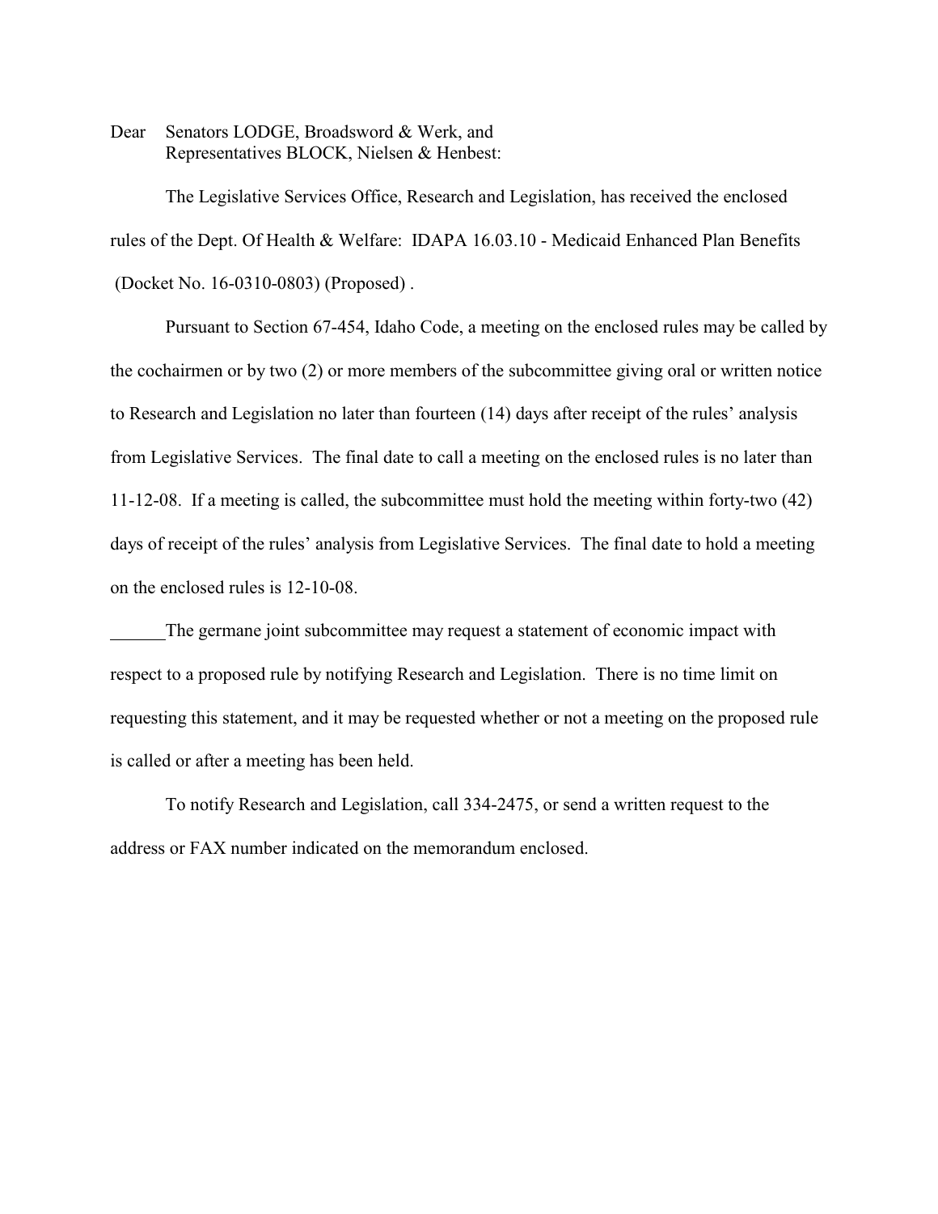Dear Senators LODGE, Broadsword & Werk, and
Representatives BLOCK, Nielsen & Henbest:

The Legislative Services Office, Research and Legislation, has received the enclosed rules of the Dept. Of Health & Welfare: IDAPA 16.03.10 - Medicaid Enhanced Plan Benefits (Docket No. 16-0310-0803) (Proposed) .

Pursuant to Section 67-454, Idaho Code, a meeting on the enclosed rules may be called by the cochairmen or by two (2) or more members of the subcommittee giving oral or written notice to Research and Legislation no later than fourteen (14) days after receipt of the rules' analysis from Legislative Services. The final date to call a meeting on the enclosed rules is no later than 11-12-08. If a meeting is called, the subcommittee must hold the meeting within forty-two (42) days of receipt of the rules' analysis from Legislative Services. The final date to hold a meeting on the enclosed rules is 12-10-08.

______The germane joint subcommittee may request a statement of economic impact with respect to a proposed rule by notifying Research and Legislation. There is no time limit on requesting this statement, and it may be requested whether or not a meeting on the proposed rule is called or after a meeting has been held.

To notify Research and Legislation, call 334-2475, or send a written request to the address or FAX number indicated on the memorandum enclosed.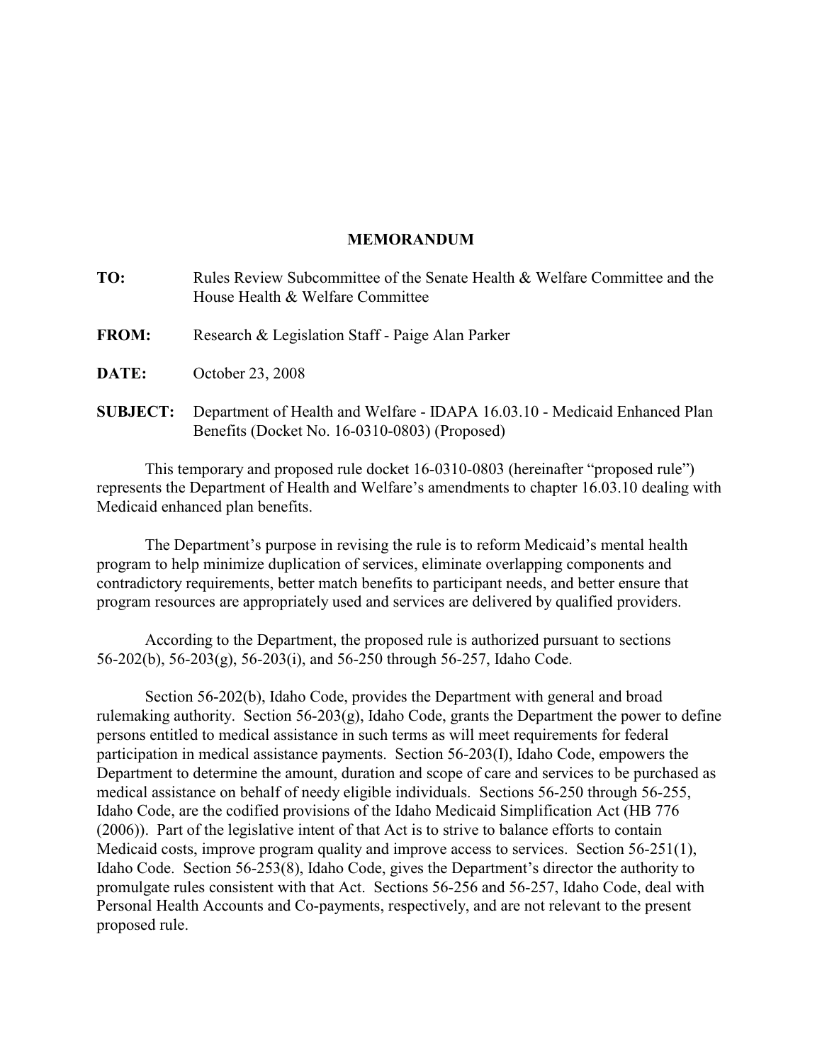# MEMORANDUM

**TO:** Rules Review Subcommittee of the Senate Health & Welfare Committee and the House Health & Welfare Committee

**FROM:** Research & Legislation Staff - Paige Alan Parker

**DATE:** October 23, 2008

**SUBJECT:** Department of Health and Welfare - IDAPA 16.03.10 - Medicaid Enhanced Plan Benefits (Docket No. 16-0310-0803) (Proposed)

This temporary and proposed rule docket 16-0310-0803 (hereinafter "proposed rule") represents the Department of Health and Welfare's amendments to chapter 16.03.10 dealing with Medicaid enhanced plan benefits.

The Department's purpose in revising the rule is to reform Medicaid's mental health program to help minimize duplication of services, eliminate overlapping components and contradictory requirements, better match benefits to participant needs, and better ensure that program resources are appropriately used and services are delivered by qualified providers.

According to the Department, the proposed rule is authorized pursuant to sections 56-202(b), 56-203(g), 56-203(i), and 56-250 through 56-257, Idaho Code.

Section 56-202(b), Idaho Code, provides the Department with general and broad rulemaking authority. Section 56-203(g), Idaho Code, grants the Department the power to define persons entitled to medical assistance in such terms as will meet requirements for federal participation in medical assistance payments. Section 56-203(I), Idaho Code, empowers the Department to determine the amount, duration and scope of care and services to be purchased as medical assistance on behalf of needy eligible individuals. Sections 56-250 through 56-255, Idaho Code, are the codified provisions of the Idaho Medicaid Simplification Act (HB 776 (2006)). Part of the legislative intent of that Act is to strive to balance efforts to contain Medicaid costs, improve program quality and improve access to services. Section 56-251(1), Idaho Code. Section 56-253(8), Idaho Code, gives the Department's director the authority to promulgate rules consistent with that Act. Sections 56-256 and 56-257, Idaho Code, deal with Personal Health Accounts and Co-payments, respectively, and are not relevant to the present proposed rule.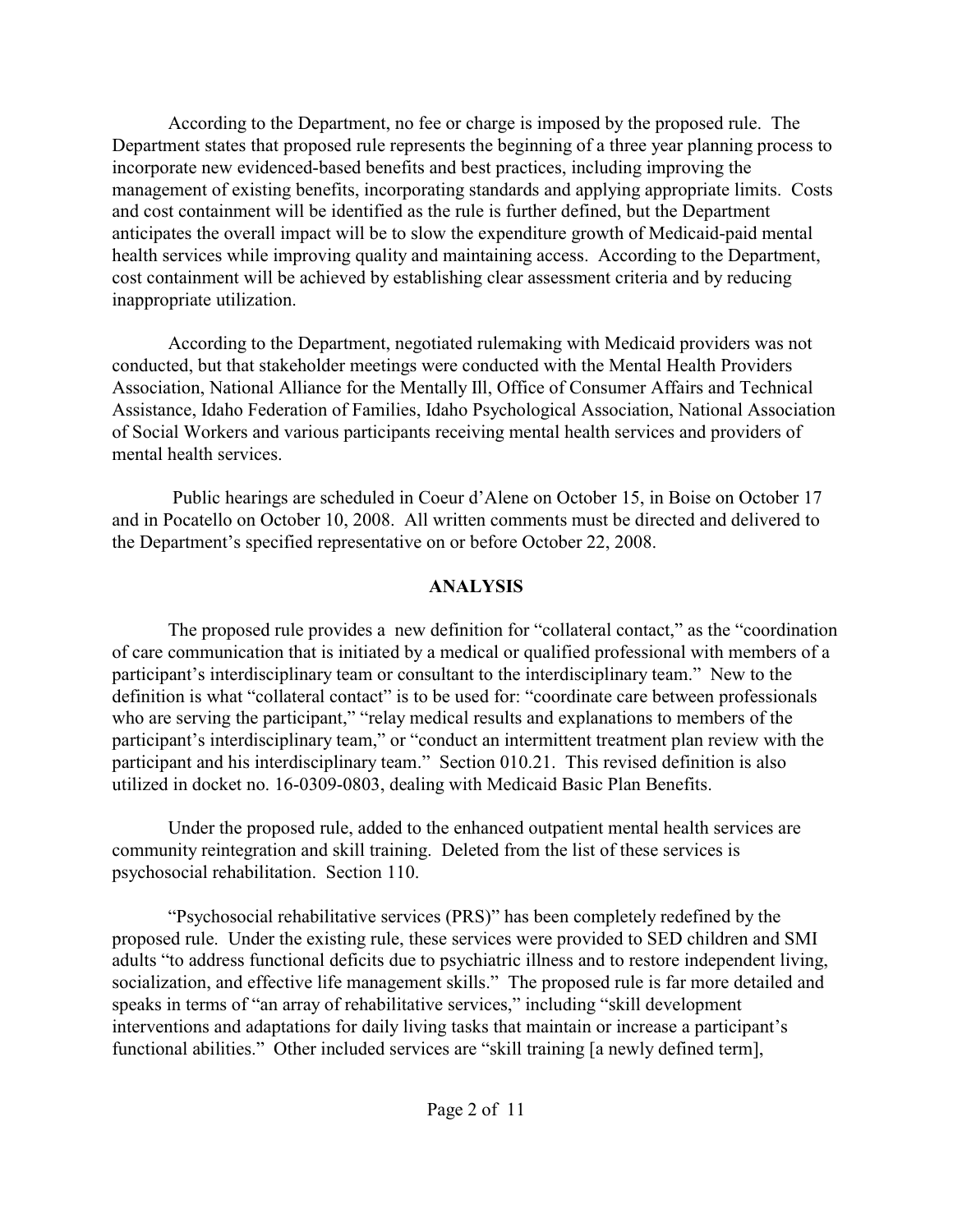According to the Department, no fee or charge is imposed by the proposed rule. The Department states that proposed rule represents the beginning of a three year planning process to incorporate new evidenced-based benefits and best practices, including improving the management of existing benefits, incorporating standards and applying appropriate limits. Costs and cost containment will be identified as the rule is further defined, but the Department anticipates the overall impact will be to slow the expenditure growth of Medicaid-paid mental health services while improving quality and maintaining access. According to the Department, cost containment will be achieved by establishing clear assessment criteria and by reducing inappropriate utilization.

According to the Department, negotiated rulemaking with Medicaid providers was not conducted, but that stakeholder meetings were conducted with the Mental Health Providers Association, National Alliance for the Mentally Ill, Office of Consumer Affairs and Technical Assistance, Idaho Federation of Families, Idaho Psychological Association, National Association of Social Workers and various participants receiving mental health services and providers of mental health services.

Public hearings are scheduled in Coeur d'Alene on October 15, in Boise on October 17 and in Pocatello on October 10, 2008. All written comments must be directed and delivered to the Department's specified representative on or before October 22, 2008.

## ANALYSIS

The proposed rule provides a new definition for "collateral contact," as the "coordination of care communication that is initiated by a medical or qualified professional with members of a participant's interdisciplinary team or consultant to the interdisciplinary team." New to the definition is what "collateral contact" is to be used for: "coordinate care between professionals who are serving the participant," "relay medical results and explanations to members of the participant's interdisciplinary team," or "conduct an intermittent treatment plan review with the participant and his interdisciplinary team." Section 010.21. This revised definition is also utilized in docket no. 16-0309-0803, dealing with Medicaid Basic Plan Benefits.

Under the proposed rule, added to the enhanced outpatient mental health services are community reintegration and skill training. Deleted from the list of these services is psychosocial rehabilitation. Section 110.

"Psychosocial rehabilitative services (PRS)" has been completely redefined by the proposed rule. Under the existing rule, these services were provided to SED children and SMI adults "to address functional deficits due to psychiatric illness and to restore independent living, socialization, and effective life management skills." The proposed rule is far more detailed and speaks in terms of "an array of rehabilitative services," including "skill development interventions and adaptations for daily living tasks that maintain or increase a participant's functional abilities." Other included services are "skill training [a newly defined term],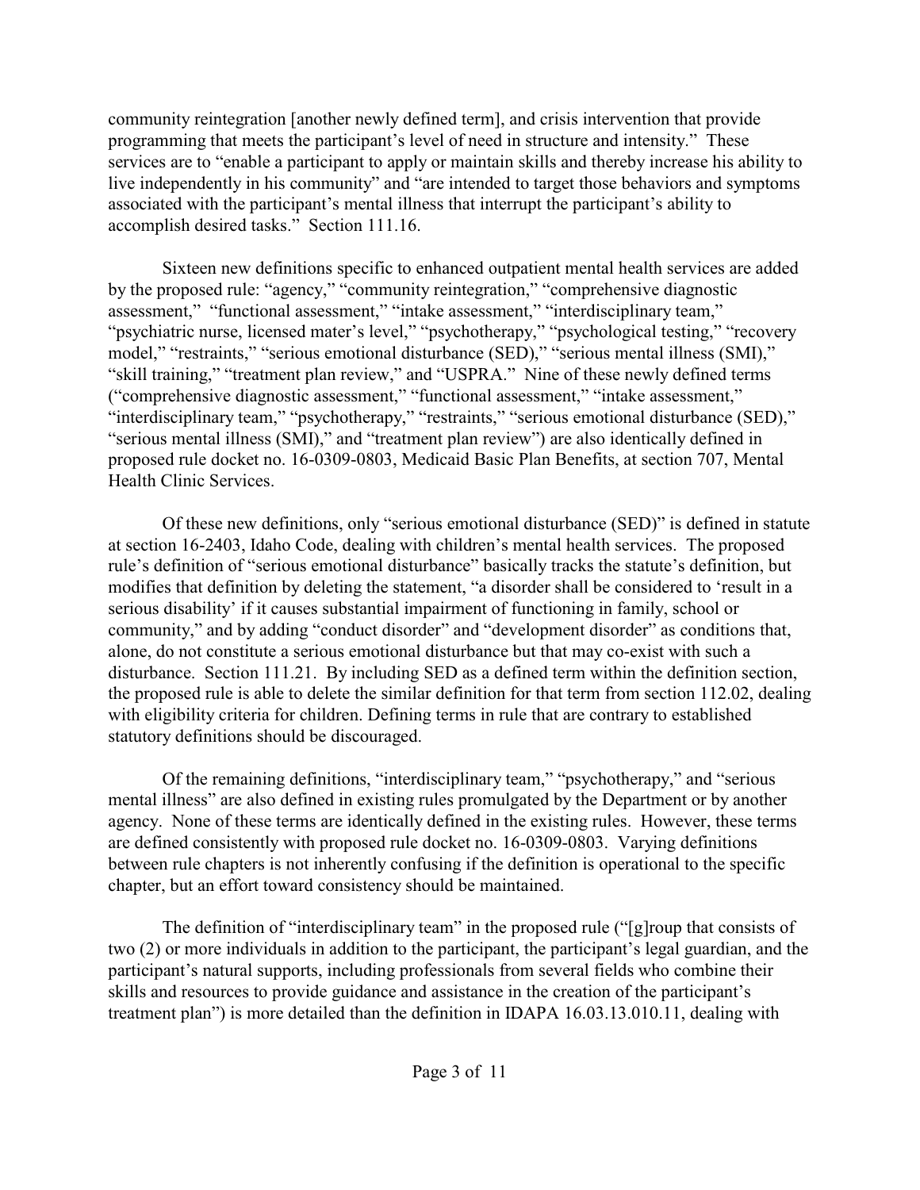community reintegration [another newly defined term], and crisis intervention that provide programming that meets the participant's level of need in structure and intensity." These services are to "enable a participant to apply or maintain skills and thereby increase his ability to live independently in his community" and "are intended to target those behaviors and symptoms associated with the participant's mental illness that interrupt the participant's ability to accomplish desired tasks." Section 111.16.

Sixteen new definitions specific to enhanced outpatient mental health services are added by the proposed rule: "agency," "community reintegration," "comprehensive diagnostic assessment," "functional assessment," "intake assessment," "interdisciplinary team," "psychiatric nurse, licensed mater's level," "psychotherapy," "psychological testing," "recovery model," "restraints," "serious emotional disturbance (SED)," "serious mental illness (SMI)," "skill training," "treatment plan review," and "USPRA." Nine of these newly defined terms ("comprehensive diagnostic assessment," "functional assessment," "intake assessment," "interdisciplinary team," "psychotherapy," "restraints," "serious emotional disturbance (SED)," "serious mental illness (SMI)," and "treatment plan review") are also identically defined in proposed rule docket no. 16-0309-0803, Medicaid Basic Plan Benefits, at section 707, Mental Health Clinic Services.

Of these new definitions, only "serious emotional disturbance (SED)" is defined in statute at section 16-2403, Idaho Code, dealing with children's mental health services. The proposed rule's definition of "serious emotional disturbance" basically tracks the statute's definition, but modifies that definition by deleting the statement, "a disorder shall be considered to 'result in a serious disability' if it causes substantial impairment of functioning in family, school or community," and by adding "conduct disorder" and "development disorder" as conditions that, alone, do not constitute a serious emotional disturbance but that may co-exist with such a disturbance. Section 111.21. By including SED as a defined term within the definition section, the proposed rule is able to delete the similar definition for that term from section 112.02, dealing with eligibility criteria for children. Defining terms in rule that are contrary to established statutory definitions should be discouraged.

Of the remaining definitions, "interdisciplinary team," "psychotherapy," and "serious mental illness" are also defined in existing rules promulgated by the Department or by another agency. None of these terms are identically defined in the existing rules. However, these terms are defined consistently with proposed rule docket no. 16-0309-0803. Varying definitions between rule chapters is not inherently confusing if the definition is operational to the specific chapter, but an effort toward consistency should be maintained.

The definition of "interdisciplinary team" in the proposed rule ("[g]roup that consists of two (2) or more individuals in addition to the participant, the participant's legal guardian, and the participant's natural supports, including professionals from several fields who combine their skills and resources to provide guidance and assistance in the creation of the participant's treatment plan") is more detailed than the definition in IDAPA 16.03.13.010.11, dealing with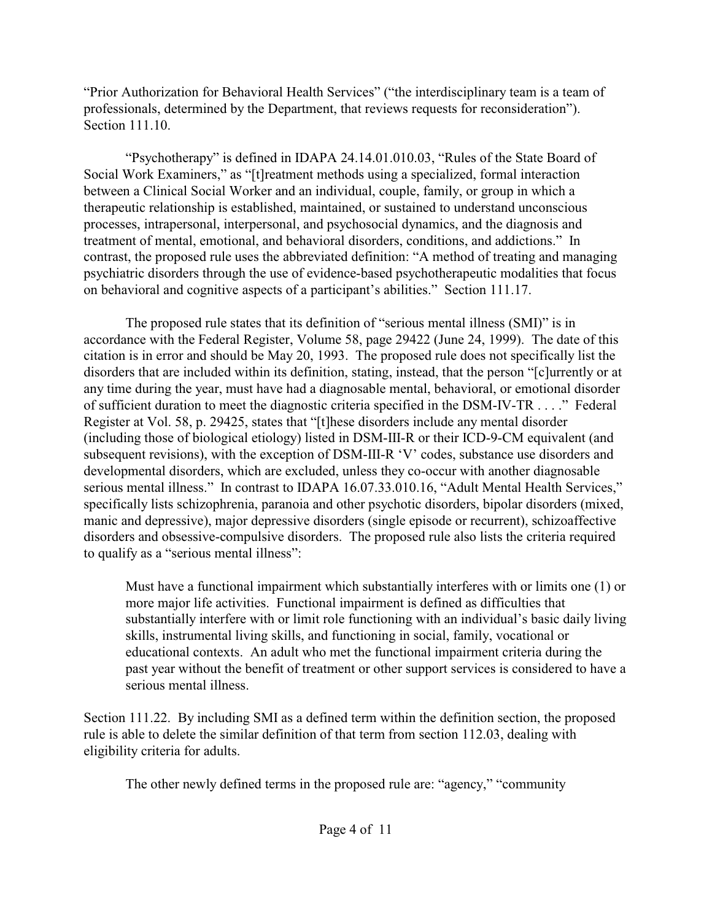"Prior Authorization for Behavioral Health Services" ("the interdisciplinary team is a team of professionals, determined by the Department, that reviews requests for reconsideration"). Section 111.10.

"Psychotherapy" is defined in IDAPA 24.14.01.010.03, "Rules of the State Board of Social Work Examiners," as "[t]reatment methods using a specialized, formal interaction between a Clinical Social Worker and an individual, couple, family, or group in which a therapeutic relationship is established, maintained, or sustained to understand unconscious processes, intrapersonal, interpersonal, and psychosocial dynamics, and the diagnosis and treatment of mental, emotional, and behavioral disorders, conditions, and addictions." In contrast, the proposed rule uses the abbreviated definition: "A method of treating and managing psychiatric disorders through the use of evidence-based psychotherapeutic modalities that focus on behavioral and cognitive aspects of a participant's abilities." Section 111.17.

The proposed rule states that its definition of "serious mental illness (SMI)" is in accordance with the Federal Register, Volume 58, page 29422 (June 24, 1999). The date of this citation is in error and should be May 20, 1993. The proposed rule does not specifically list the disorders that are included within its definition, stating, instead, that the person "[c]urrently or at any time during the year, must have had a diagnosable mental, behavioral, or emotional disorder of sufficient duration to meet the diagnostic criteria specified in the DSM-IV-TR . . . ." Federal Register at Vol. 58, p. 29425, states that "[t]hese disorders include any mental disorder (including those of biological etiology) listed in DSM-III-R or their ICD-9-CM equivalent (and subsequent revisions), with the exception of DSM-III-R 'V' codes, substance use disorders and developmental disorders, which are excluded, unless they co-occur with another diagnosable serious mental illness." In contrast to IDAPA 16.07.33.010.16, "Adult Mental Health Services," specifically lists schizophrenia, paranoia and other psychotic disorders, bipolar disorders (mixed, manic and depressive), major depressive disorders (single episode or recurrent), schizoaffective disorders and obsessive-compulsive disorders. The proposed rule also lists the criteria required to qualify as a "serious mental illness":

> Must have a functional impairment which substantially interferes with or limits one (1) or more major life activities. Functional impairment is defined as difficulties that substantially interfere with or limit role functioning with an individual's basic daily living skills, instrumental living skills, and functioning in social, family, vocational or educational contexts. An adult who met the functional impairment criteria during the past year without the benefit of treatment or other support services is considered to have a serious mental illness.

Section 111.22. By including SMI as a defined term within the definition section, the proposed rule is able to delete the similar definition of that term from section 112.03, dealing with eligibility criteria for adults.

The other newly defined terms in the proposed rule are: "agency," "community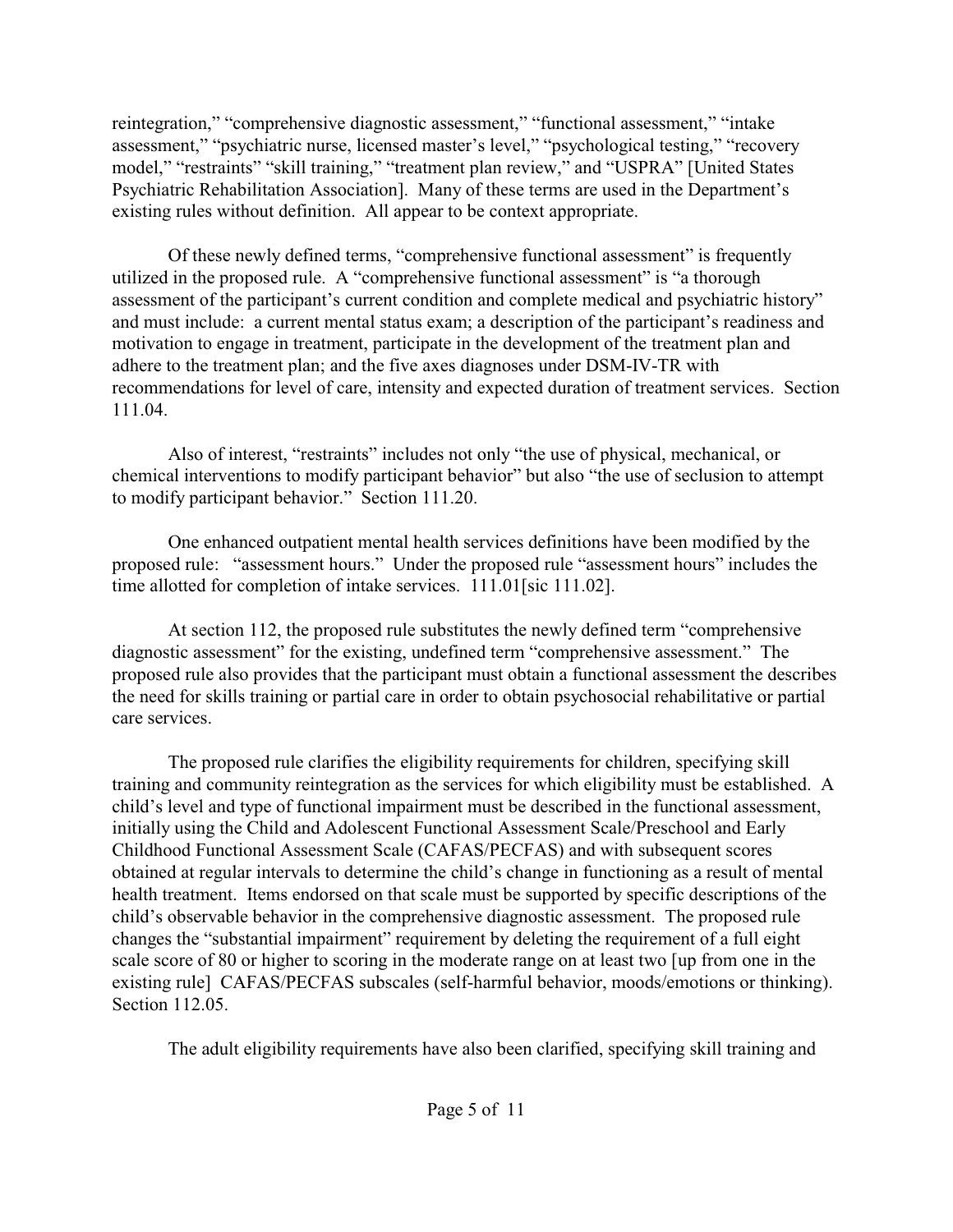reintegration," "comprehensive diagnostic assessment," "functional assessment," "intake assessment," "psychiatric nurse, licensed master's level," "psychological testing," "recovery model," "restraints" "skill training," "treatment plan review," and "USPRA" [United States Psychiatric Rehabilitation Association]. Many of these terms are used in the Department's existing rules without definition. All appear to be context appropriate.

Of these newly defined terms, "comprehensive functional assessment" is frequently utilized in the proposed rule. A "comprehensive functional assessment" is "a thorough assessment of the participant's current condition and complete medical and psychiatric history" and must include: a current mental status exam; a description of the participant's readiness and motivation to engage in treatment, participate in the development of the treatment plan and adhere to the treatment plan; and the five axes diagnoses under DSM-IV-TR with recommendations for level of care, intensity and expected duration of treatment services. Section 111.04.

Also of interest, "restraints" includes not only "the use of physical, mechanical, or chemical interventions to modify participant behavior" but also "the use of seclusion to attempt to modify participant behavior." Section 111.20.

One enhanced outpatient mental health services definitions have been modified by the proposed rule: "assessment hours." Under the proposed rule "assessment hours" includes the time allotted for completion of intake services. 111.01[sic 111.02].

At section 112, the proposed rule substitutes the newly defined term "comprehensive diagnostic assessment" for the existing, undefined term "comprehensive assessment." The proposed rule also provides that the participant must obtain a functional assessment the describes the need for skills training or partial care in order to obtain psychosocial rehabilitative or partial care services.

The proposed rule clarifies the eligibility requirements for children, specifying skill training and community reintegration as the services for which eligibility must be established. A child's level and type of functional impairment must be described in the functional assessment, initially using the Child and Adolescent Functional Assessment Scale/Preschool and Early Childhood Functional Assessment Scale (CAFAS/PECFAS) and with subsequent scores obtained at regular intervals to determine the child's change in functioning as a result of mental health treatment. Items endorsed on that scale must be supported by specific descriptions of the child's observable behavior in the comprehensive diagnostic assessment. The proposed rule changes the "substantial impairment" requirement by deleting the requirement of a full eight scale score of 80 or higher to scoring in the moderate range on at least two [up from one in the existing rule] CAFAS/PECFAS subscales (self-harmful behavior, moods/emotions or thinking). Section 112.05.

The adult eligibility requirements have also been clarified, specifying skill training and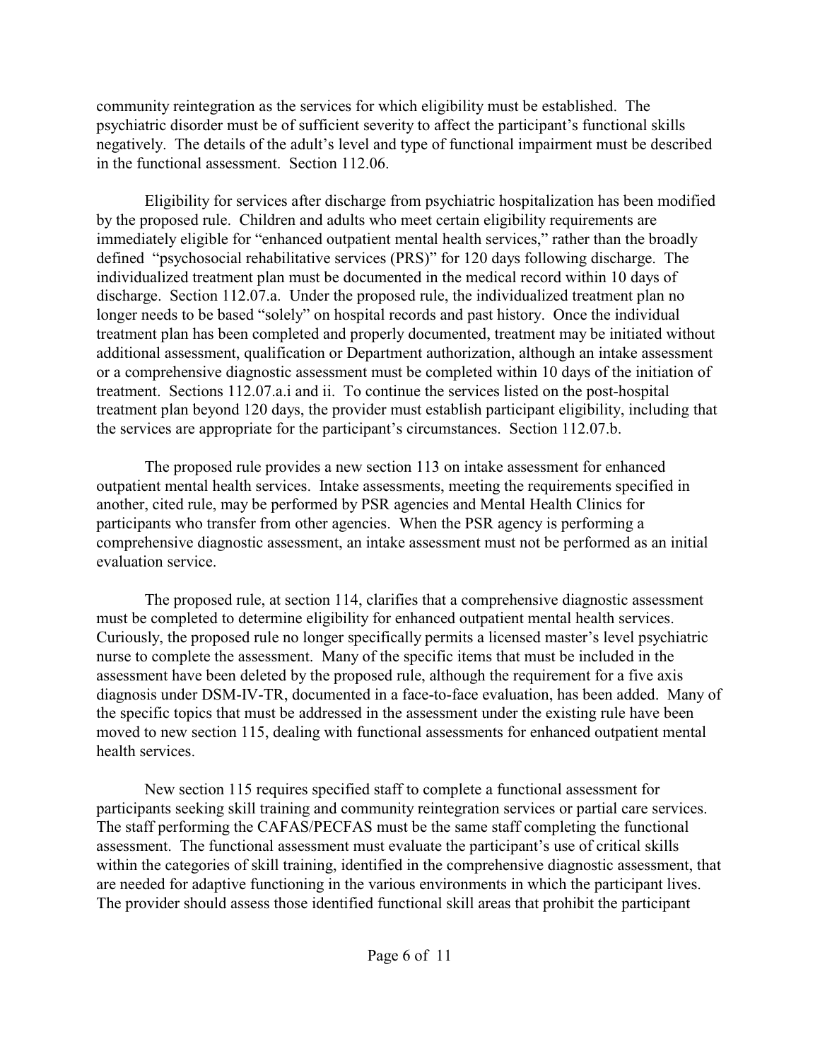community reintegration as the services for which eligibility must be established. The psychiatric disorder must be of sufficient severity to affect the participant's functional skills negatively. The details of the adult's level and type of functional impairment must be described in the functional assessment. Section 112.06.

Eligibility for services after discharge from psychiatric hospitalization has been modified by the proposed rule. Children and adults who meet certain eligibility requirements are immediately eligible for "enhanced outpatient mental health services," rather than the broadly defined "psychosocial rehabilitative services (PRS)" for 120 days following discharge. The individualized treatment plan must be documented in the medical record within 10 days of discharge. Section 112.07.a. Under the proposed rule, the individualized treatment plan no longer needs to be based "solely" on hospital records and past history. Once the individual treatment plan has been completed and properly documented, treatment may be initiated without additional assessment, qualification or Department authorization, although an intake assessment or a comprehensive diagnostic assessment must be completed within 10 days of the initiation of treatment. Sections 112.07.a.i and ii. To continue the services listed on the post-hospital treatment plan beyond 120 days, the provider must establish participant eligibility, including that the services are appropriate for the participant's circumstances. Section 112.07.b.

The proposed rule provides a new section 113 on intake assessment for enhanced outpatient mental health services. Intake assessments, meeting the requirements specified in another, cited rule, may be performed by PSR agencies and Mental Health Clinics for participants who transfer from other agencies. When the PSR agency is performing a comprehensive diagnostic assessment, an intake assessment must not be performed as an initial evaluation service.

The proposed rule, at section 114, clarifies that a comprehensive diagnostic assessment must be completed to determine eligibility for enhanced outpatient mental health services. Curiously, the proposed rule no longer specifically permits a licensed master's level psychiatric nurse to complete the assessment. Many of the specific items that must be included in the assessment have been deleted by the proposed rule, although the requirement for a five axis diagnosis under DSM-IV-TR, documented in a face-to-face evaluation, has been added. Many of the specific topics that must be addressed in the assessment under the existing rule have been moved to new section 115, dealing with functional assessments for enhanced outpatient mental health services.

New section 115 requires specified staff to complete a functional assessment for participants seeking skill training and community reintegration services or partial care services. The staff performing the CAFAS/PECFAS must be the same staff completing the functional assessment. The functional assessment must evaluate the participant's use of critical skills within the categories of skill training, identified in the comprehensive diagnostic assessment, that are needed for adaptive functioning in the various environments in which the participant lives. The provider should assess those identified functional skill areas that prohibit the participant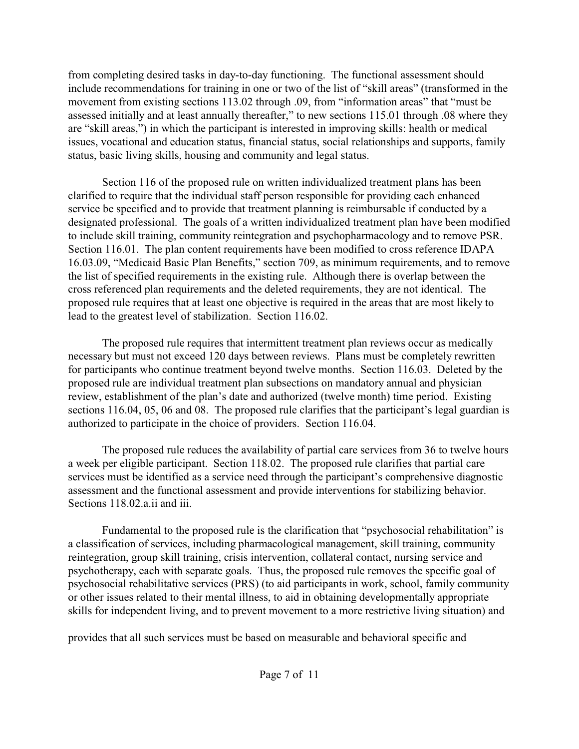from completing desired tasks in day-to-day functioning. The functional assessment should include recommendations for training in one or two of the list of "skill areas" (transformed in the movement from existing sections 113.02 through .09, from "information areas" that "must be assessed initially and at least annually thereafter," to new sections 115.01 through .08 where they are "skill areas,") in which the participant is interested in improving skills: health or medical issues, vocational and education status, financial status, social relationships and supports, family status, basic living skills, housing and community and legal status.

Section 116 of the proposed rule on written individualized treatment plans has been clarified to require that the individual staff person responsible for providing each enhanced service be specified and to provide that treatment planning is reimbursable if conducted by a designated professional. The goals of a written individualized treatment plan have been modified to include skill training, community reintegration and psychopharmacology and to remove PSR. Section 116.01. The plan content requirements have been modified to cross reference IDAPA 16.03.09, "Medicaid Basic Plan Benefits," section 709, as minimum requirements, and to remove the list of specified requirements in the existing rule. Although there is overlap between the cross referenced plan requirements and the deleted requirements, they are not identical. The proposed rule requires that at least one objective is required in the areas that are most likely to lead to the greatest level of stabilization. Section 116.02.

The proposed rule requires that intermittent treatment plan reviews occur as medically necessary but must not exceed 120 days between reviews. Plans must be completely rewritten for participants who continue treatment beyond twelve months. Section 116.03. Deleted by the proposed rule are individual treatment plan subsections on mandatory annual and physician review, establishment of the plan's date and authorized (twelve month) time period. Existing sections 116.04, 05, 06 and 08. The proposed rule clarifies that the participant's legal guardian is authorized to participate in the choice of providers. Section 116.04.

The proposed rule reduces the availability of partial care services from 36 to twelve hours a week per eligible participant. Section 118.02. The proposed rule clarifies that partial care services must be identified as a service need through the participant's comprehensive diagnostic assessment and the functional assessment and provide interventions for stabilizing behavior. Sections 118.02.a.ii and iii.

Fundamental to the proposed rule is the clarification that "psychosocial rehabilitation" is a classification of services, including pharmacological management, skill training, community reintegration, group skill training, crisis intervention, collateral contact, nursing service and psychotherapy, each with separate goals. Thus, the proposed rule removes the specific goal of psychosocial rehabilitative services (PRS) (to aid participants in work, school, family community or other issues related to their mental illness, to aid in obtaining developmentally appropriate skills for independent living, and to prevent movement to a more restrictive living situation) and

provides that all such services must be based on measurable and behavioral specific and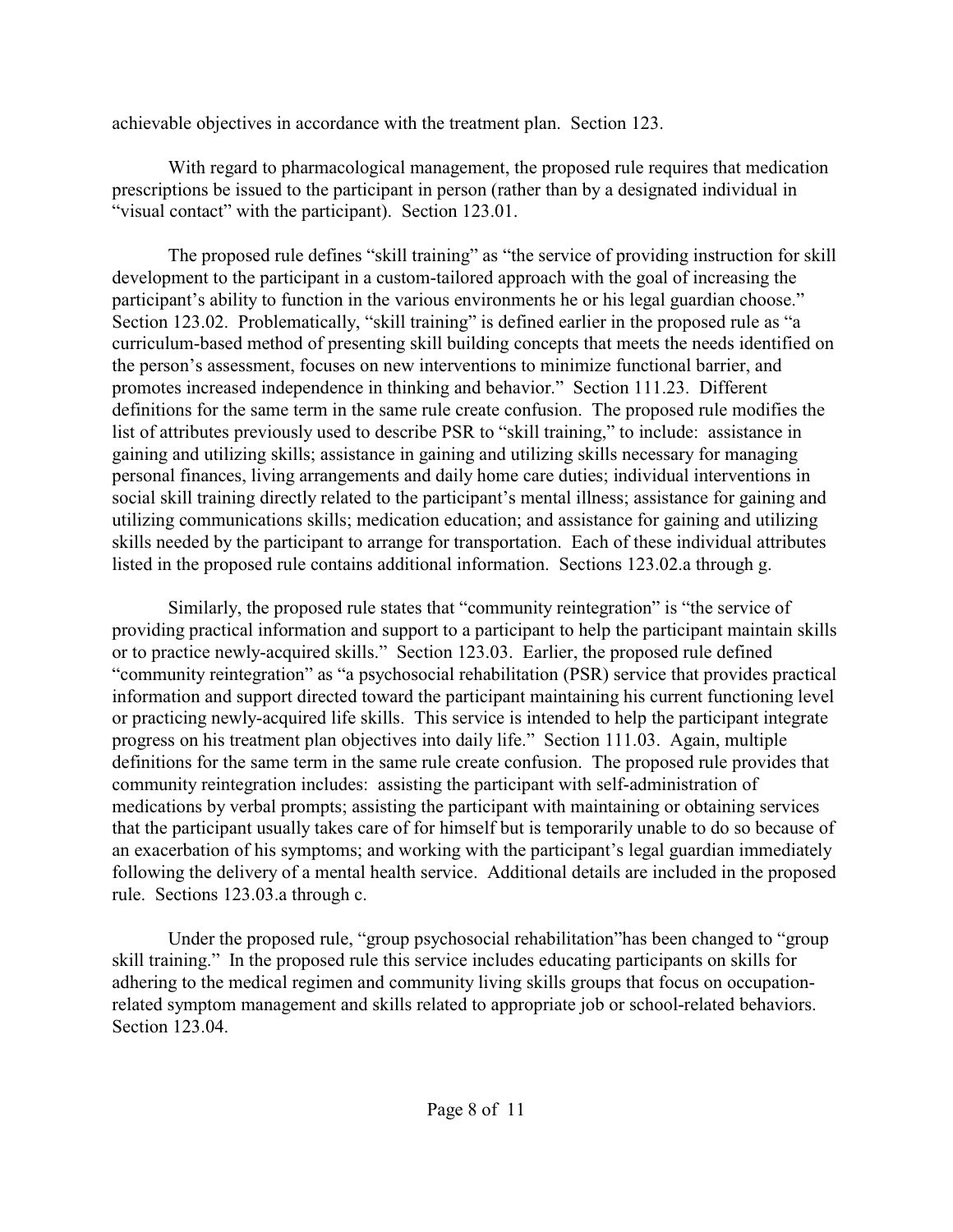achievable objectives in accordance with the treatment plan. Section 123.

With regard to pharmacological management, the proposed rule requires that medication prescriptions be issued to the participant in person (rather than by a designated individual in "visual contact" with the participant). Section 123.01.

The proposed rule defines "skill training" as "the service of providing instruction for skill development to the participant in a custom-tailored approach with the goal of increasing the participant's ability to function in the various environments he or his legal guardian choose." Section 123.02. Problematically, "skill training" is defined earlier in the proposed rule as "a curriculum-based method of presenting skill building concepts that meets the needs identified on the person's assessment, focuses on new interventions to minimize functional barrier, and promotes increased independence in thinking and behavior." Section 111.23. Different definitions for the same term in the same rule create confusion. The proposed rule modifies the list of attributes previously used to describe PSR to "skill training," to include: assistance in gaining and utilizing skills; assistance in gaining and utilizing skills necessary for managing personal finances, living arrangements and daily home care duties; individual interventions in social skill training directly related to the participant's mental illness; assistance for gaining and utilizing communications skills; medication education; and assistance for gaining and utilizing skills needed by the participant to arrange for transportation. Each of these individual attributes listed in the proposed rule contains additional information. Sections 123.02.a through g.

Similarly, the proposed rule states that "community reintegration" is "the service of providing practical information and support to a participant to help the participant maintain skills or to practice newly-acquired skills." Section 123.03. Earlier, the proposed rule defined "community reintegration" as "a psychosocial rehabilitation (PSR) service that provides practical information and support directed toward the participant maintaining his current functioning level or practicing newly-acquired life skills. This service is intended to help the participant integrate progress on his treatment plan objectives into daily life." Section 111.03. Again, multiple definitions for the same term in the same rule create confusion. The proposed rule provides that community reintegration includes: assisting the participant with self-administration of medications by verbal prompts; assisting the participant with maintaining or obtaining services that the participant usually takes care of for himself but is temporarily unable to do so because of an exacerbation of his symptoms; and working with the participant's legal guardian immediately following the delivery of a mental health service. Additional details are included in the proposed rule. Sections 123.03.a through c.

Under the proposed rule, "group psychosocial rehabilitation"has been changed to "group skill training." In the proposed rule this service includes educating participants on skills for adhering to the medical regimen and community living skills groups that focus on occupation-related symptom management and skills related to appropriate job or school-related behaviors. Section 123.04.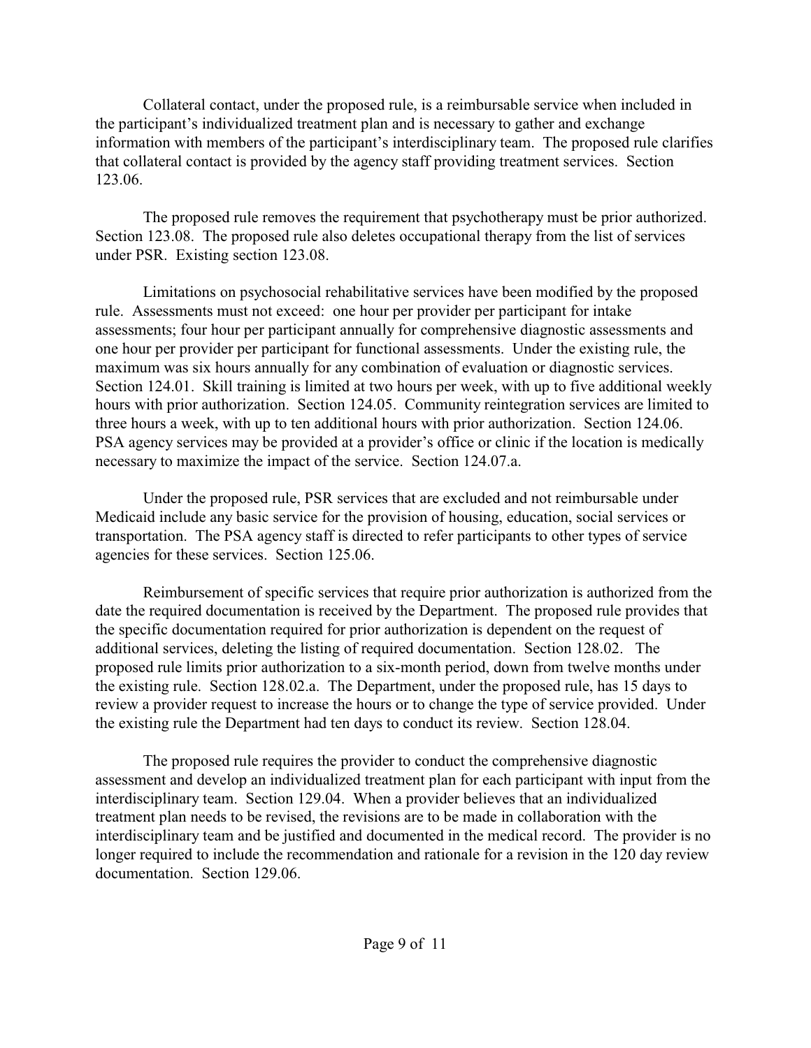Collateral contact, under the proposed rule, is a reimbursable service when included in the participant's individualized treatment plan and is necessary to gather and exchange information with members of the participant's interdisciplinary team. The proposed rule clarifies that collateral contact is provided by the agency staff providing treatment services. Section 123.06.

The proposed rule removes the requirement that psychotherapy must be prior authorized. Section 123.08. The proposed rule also deletes occupational therapy from the list of services under PSR. Existing section 123.08.

Limitations on psychosocial rehabilitative services have been modified by the proposed rule. Assessments must not exceed: one hour per provider per participant for intake assessments; four hour per participant annually for comprehensive diagnostic assessments and one hour per provider per participant for functional assessments. Under the existing rule, the maximum was six hours annually for any combination of evaluation or diagnostic services. Section 124.01. Skill training is limited at two hours per week, with up to five additional weekly hours with prior authorization. Section 124.05. Community reintegration services are limited to three hours a week, with up to ten additional hours with prior authorization. Section 124.06. PSA agency services may be provided at a provider's office or clinic if the location is medically necessary to maximize the impact of the service. Section 124.07.a.

Under the proposed rule, PSR services that are excluded and not reimbursable under Medicaid include any basic service for the provision of housing, education, social services or transportation. The PSA agency staff is directed to refer participants to other types of service agencies for these services. Section 125.06.

Reimbursement of specific services that require prior authorization is authorized from the date the required documentation is received by the Department. The proposed rule provides that the specific documentation required for prior authorization is dependent on the request of additional services, deleting the listing of required documentation. Section 128.02. The proposed rule limits prior authorization to a six-month period, down from twelve months under the existing rule. Section 128.02.a. The Department, under the proposed rule, has 15 days to review a provider request to increase the hours or to change the type of service provided. Under the existing rule the Department had ten days to conduct its review. Section 128.04.

The proposed rule requires the provider to conduct the comprehensive diagnostic assessment and develop an individualized treatment plan for each participant with input from the interdisciplinary team. Section 129.04. When a provider believes that an individualized treatment plan needs to be revised, the revisions are to be made in collaboration with the interdisciplinary team and be justified and documented in the medical record. The provider is no longer required to include the recommendation and rationale for a revision in the 120 day review documentation. Section 129.06.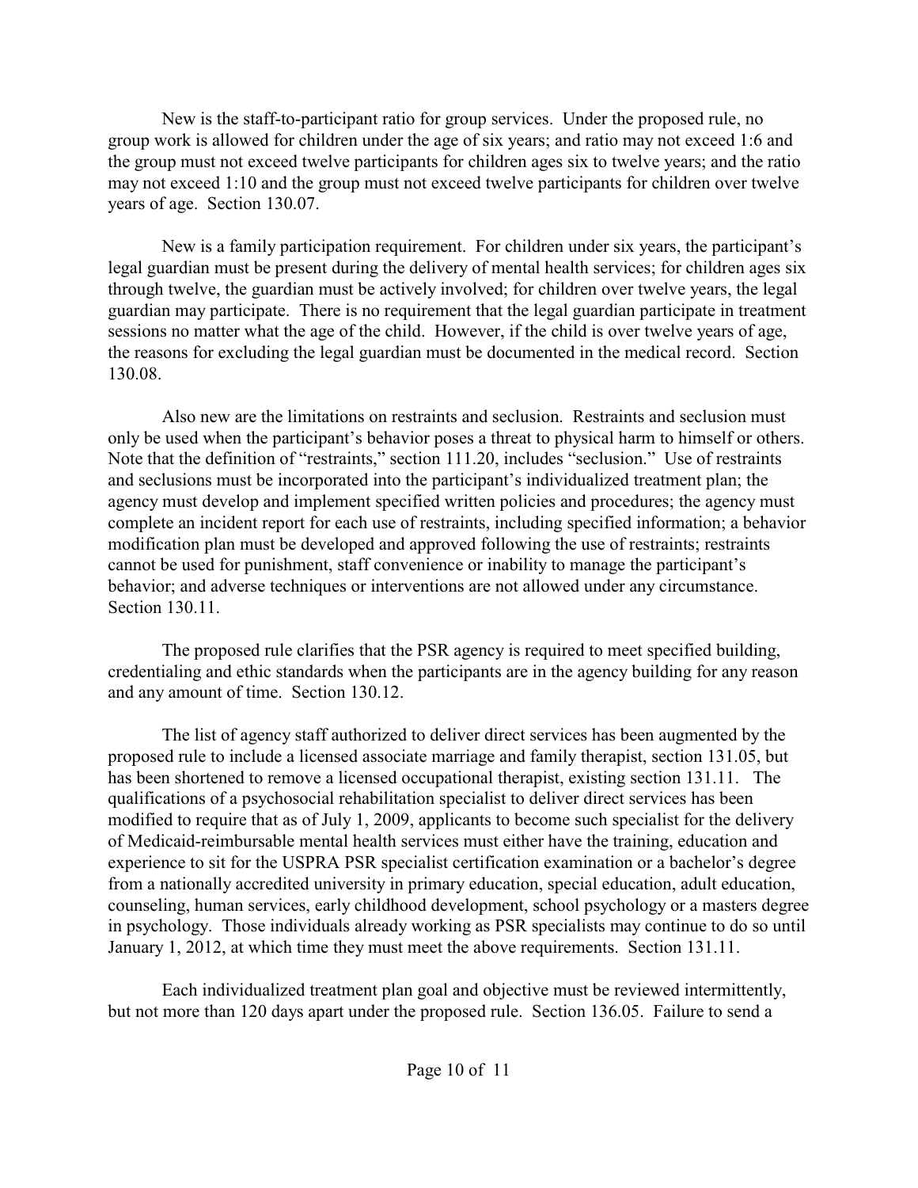New is the staff-to-participant ratio for group services. Under the proposed rule, no group work is allowed for children under the age of six years; and ratio may not exceed 1:6 and the group must not exceed twelve participants for children ages six to twelve years; and the ratio may not exceed 1:10 and the group must not exceed twelve participants for children over twelve years of age. Section 130.07.

New is a family participation requirement. For children under six years, the participant's legal guardian must be present during the delivery of mental health services; for children ages six through twelve, the guardian must be actively involved; for children over twelve years, the legal guardian may participate. There is no requirement that the legal guardian participate in treatment sessions no matter what the age of the child. However, if the child is over twelve years of age, the reasons for excluding the legal guardian must be documented in the medical record. Section 130.08.

Also new are the limitations on restraints and seclusion. Restraints and seclusion must only be used when the participant's behavior poses a threat to physical harm to himself or others. Note that the definition of "restraints," section 111.20, includes "seclusion." Use of restraints and seclusions must be incorporated into the participant's individualized treatment plan; the agency must develop and implement specified written policies and procedures; the agency must complete an incident report for each use of restraints, including specified information; a behavior modification plan must be developed and approved following the use of restraints; restraints cannot be used for punishment, staff convenience or inability to manage the participant's behavior; and adverse techniques or interventions are not allowed under any circumstance. Section 130.11.

The proposed rule clarifies that the PSR agency is required to meet specified building, credentialing and ethic standards when the participants are in the agency building for any reason and any amount of time. Section 130.12.

The list of agency staff authorized to deliver direct services has been augmented by the proposed rule to include a licensed associate marriage and family therapist, section 131.05, but has been shortened to remove a licensed occupational therapist, existing section 131.11. The qualifications of a psychosocial rehabilitation specialist to deliver direct services has been modified to require that as of July 1, 2009, applicants to become such specialist for the delivery of Medicaid-reimbursable mental health services must either have the training, education and experience to sit for the USPRA PSR specialist certification examination or a bachelor's degree from a nationally accredited university in primary education, special education, adult education, counseling, human services, early childhood development, school psychology or a masters degree in psychology. Those individuals already working as PSR specialists may continue to do so until January 1, 2012, at which time they must meet the above requirements. Section 131.11.

Each individualized treatment plan goal and objective must be reviewed intermittently, but not more than 120 days apart under the proposed rule. Section 136.05. Failure to send a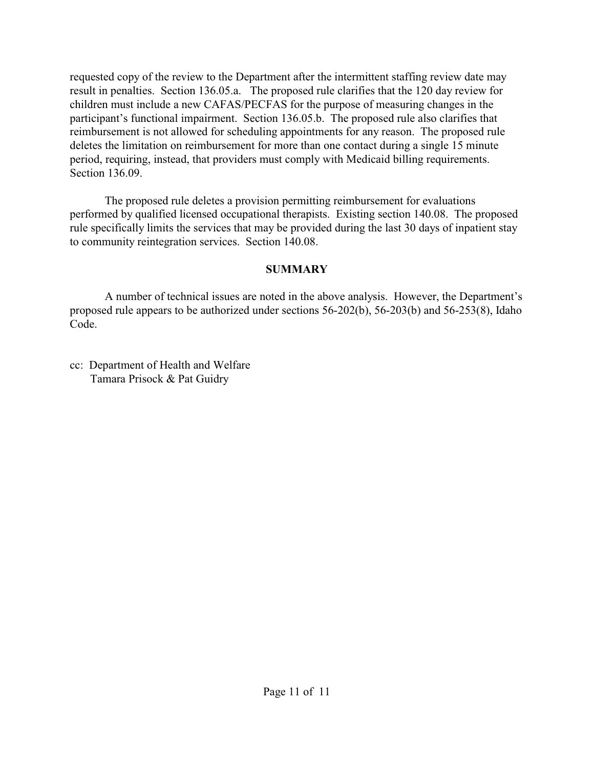requested copy of the review to the Department after the intermittent staffing review date may result in penalties. Section 136.05.a. The proposed rule clarifies that the 120 day review for children must include a new CAFAS/PECFAS for the purpose of measuring changes in the participant's functional impairment. Section 136.05.b. The proposed rule also clarifies that reimbursement is not allowed for scheduling appointments for any reason. The proposed rule deletes the limitation on reimbursement for more than one contact during a single 15 minute period, requiring, instead, that providers must comply with Medicaid billing requirements. Section 136.09.

The proposed rule deletes a provision permitting reimbursement for evaluations performed by qualified licensed occupational therapists. Existing section 140.08. The proposed rule specifically limits the services that may be provided during the last 30 days of inpatient stay to community reintegration services. Section 140.08.

**SUMMARY**

A number of technical issues are noted in the above analysis. However, the Department's proposed rule appears to be authorized under sections 56-202(b), 56-203(b) and 56-253(8), Idaho Code.

cc: Department of Health and Welfare
Tamara Prisock & Pat Guidry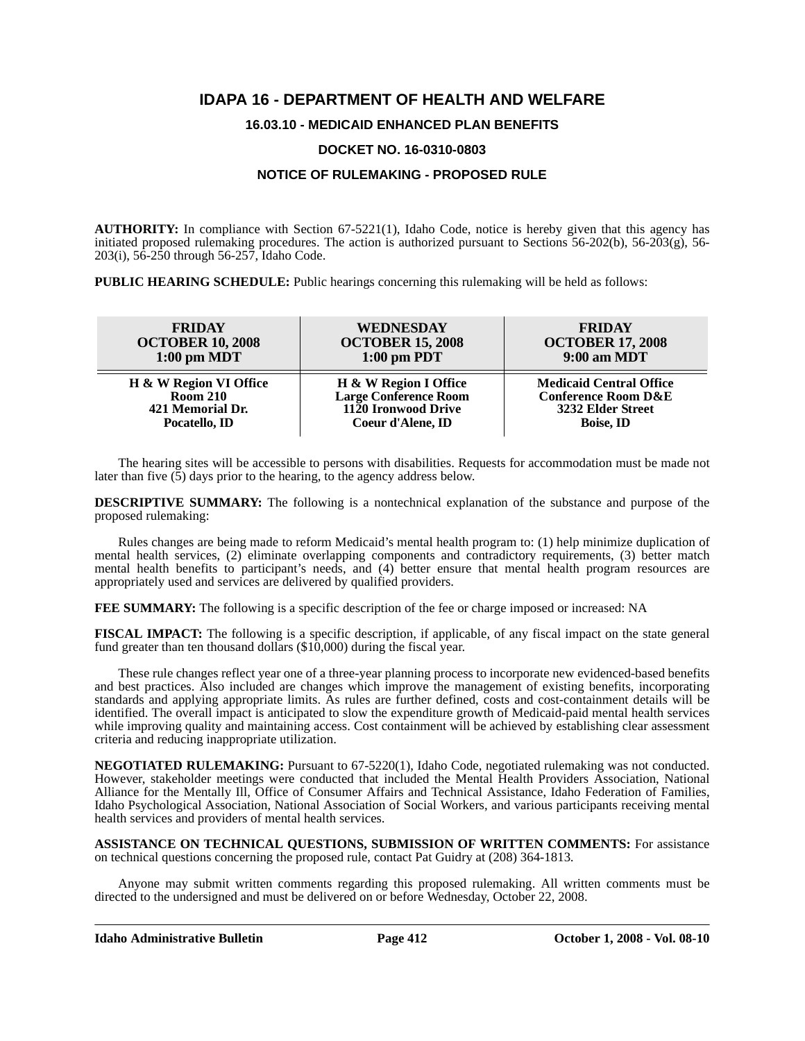# IDAPA 16 - DEPARTMENT OF HEALTH AND WELFARE

## 16.03.10 - MEDICAID ENHANCED PLAN BENEFITS

## DOCKET NO. 16-0310-0803

## NOTICE OF RULEMAKING - PROPOSED RULE

**AUTHORITY:** In compliance with Section 67-5221(1), Idaho Code, notice is hereby given that this agency has initiated proposed rulemaking procedures. The action is authorized pursuant to Sections 56-202(b), 56-203(g), 56-203(i), 56-250 through 56-257, Idaho Code.

**PUBLIC HEARING SCHEDULE:** Public hearings concerning this rulemaking will be held as follows:

| FRIDAY<br>OCTOBER 10, 2008<br>1:00 pm MDT | WEDNESDAY<br>OCTOBER 15, 2008<br>1:00 pm PDT | FRIDAY<br>OCTOBER 17, 2008<br>9:00 am MDT |
|---|---|---|
| **H & W Region VI Office**<br>**Room 210**<br>**421 Memorial Dr.**<br>**Pocatello, ID** | **H & W Region I Office**<br>**Large Conference Room**<br>**1120 Ironwood Drive**<br>**Coeur d'Alene, ID** | **Medicaid Central Office**<br>**Conference Room D&E**<br>**3232 Elder Street**<br>**Boise, ID** |

The hearing sites will be accessible to persons with disabilities. Requests for accommodation must be made not later than five (5) days prior to the hearing, to the agency address below.

**DESCRIPTIVE SUMMARY:** The following is a nontechnical explanation of the substance and purpose of the proposed rulemaking:

Rules changes are being made to reform Medicaid's mental health program to: (1) help minimize duplication of mental health services, (2) eliminate overlapping components and contradictory requirements, (3) better match mental health benefits to participant's needs, and (4) better ensure that mental health program resources are appropriately used and services are delivered by qualified providers.

**FEE SUMMARY:** The following is a specific description of the fee or charge imposed or increased: NA

**FISCAL IMPACT:** The following is a specific description, if applicable, of any fiscal impact on the state general fund greater than ten thousand dollars ($10,000) during the fiscal year.

These rule changes reflect year one of a three-year planning process to incorporate new evidenced-based benefits and best practices. Also included are changes which improve the management of existing benefits, incorporating standards and applying appropriate limits. As rules are further defined, costs and cost-containment details will be identified. The overall impact is anticipated to slow the expenditure growth of Medicaid-paid mental health services while improving quality and maintaining access. Cost containment will be achieved by establishing clear assessment criteria and reducing inappropriate utilization.

**NEGOTIATED RULEMAKING:** Pursuant to 67-5220(1), Idaho Code, negotiated rulemaking was not conducted. However, stakeholder meetings were conducted that included the Mental Health Providers Association, National Alliance for the Mentally Ill, Office of Consumer Affairs and Technical Assistance, Idaho Federation of Families, Idaho Psychological Association, National Association of Social Workers, and various participants receiving mental health services and providers of mental health services.

**ASSISTANCE ON TECHNICAL QUESTIONS, SUBMISSION OF WRITTEN COMMENTS:** For assistance on technical questions concerning the proposed rule, contact Pat Guidry at (208) 364-1813.

Anyone may submit written comments regarding this proposed rulemaking. All written comments must be directed to the undersigned and must be delivered on or before Wednesday, October 22, 2008.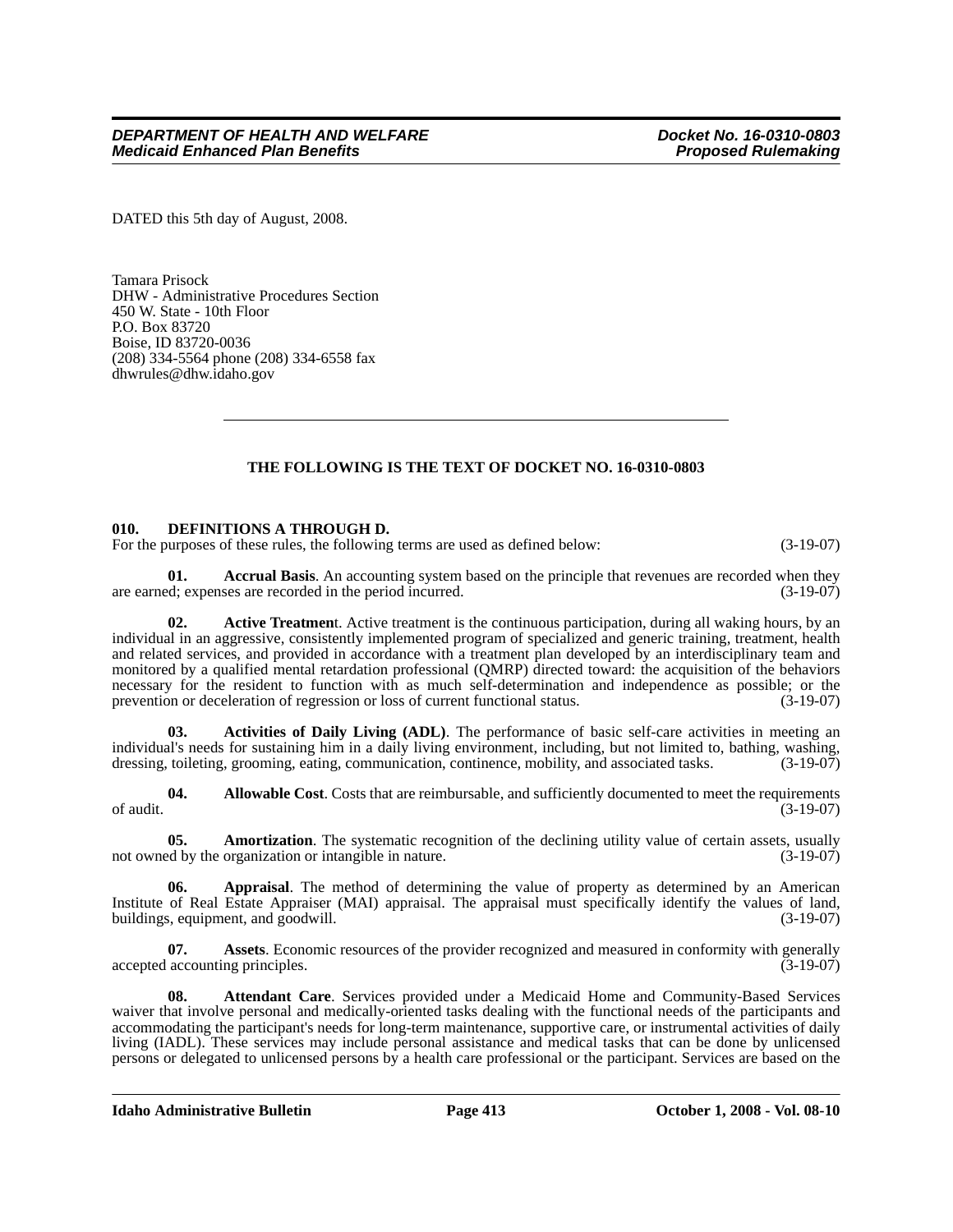DATED this 5th day of August, 2008.

Tamara Prisock
DHW - Administrative Procedures Section
450 W. State - 10th Floor
P.O. Box 83720
Boise, ID 83720-0036
(208) 334-5564 phone (208) 334-6558 fax
dhwrules@dhw.idaho.gov

---

**THE FOLLOWING IS THE TEXT OF DOCKET NO. 16-0310-0803**

**010. DEFINITIONS A THROUGH D.**

For the purposes of these rules, the following terms are used as defined below: (3-19-07)

**01. Accrual Basis**. An accounting system based on the principle that revenues are recorded when they are earned; expenses are recorded in the period incurred. (3-19-07)

**02. Active Treatment**. Active treatment is the continuous participation, during all waking hours, by an individual in an aggressive, consistently implemented program of specialized and generic training, treatment, health and related services, and provided in accordance with a treatment plan developed by an interdisciplinary team and monitored by a qualified mental retardation professional (QMRP) directed toward: the acquisition of the behaviors necessary for the resident to function with as much self-determination and independence as possible; or the prevention or deceleration of regression or loss of current functional status. (3-19-07)

**03. Activities of Daily Living (ADL)**. The performance of basic self-care activities in meeting an individual's needs for sustaining him in a daily living environment, including, but not limited to, bathing, washing, dressing, toileting, grooming, eating, communication, continence, mobility, and associated tasks. (3-19-07)

**04. Allowable Cost**. Costs that are reimbursable, and sufficiently documented to meet the requirements of audit. (3-19-07)

**05. Amortization**. The systematic recognition of the declining utility value of certain assets, usually not owned by the organization or intangible in nature. (3-19-07)

**06. Appraisal**. The method of determining the value of property as determined by an American Institute of Real Estate Appraiser (MAI) appraisal. The appraisal must specifically identify the values of land, buildings, equipment, and goodwill. (3-19-07)

**07. Assets**. Economic resources of the provider recognized and measured in conformity with generally accepted accounting principles. (3-19-07)

**08. Attendant Care**. Services provided under a Medicaid Home and Community-Based Services waiver that involve personal and medically-oriented tasks dealing with the functional needs of the participants and accommodating the participant's needs for long-term maintenance, supportive care, or instrumental activities of daily living (IADL). These services may include personal assistance and medical tasks that can be done by unlicensed persons or delegated to unlicensed persons by a health care professional or the participant. Services are based on the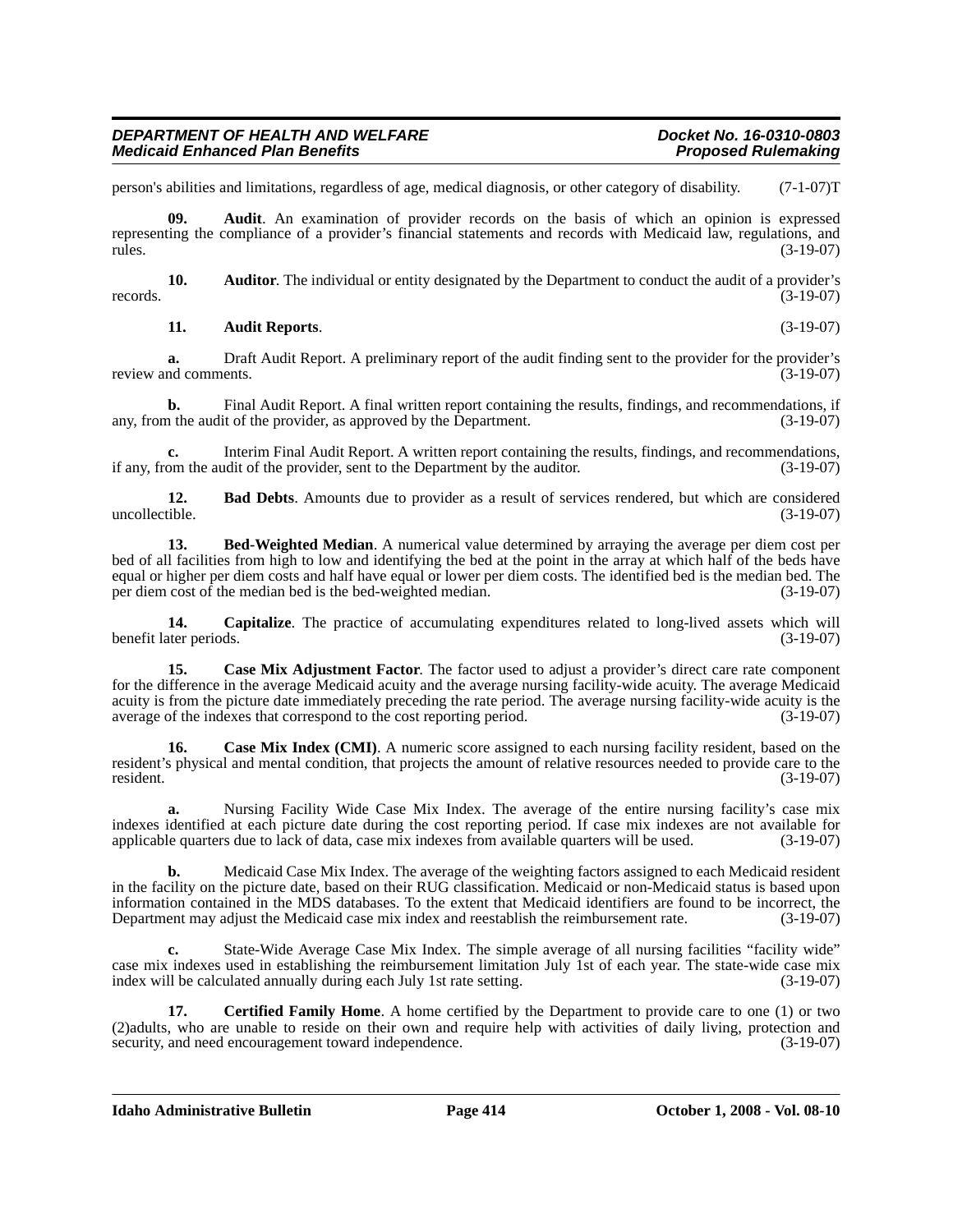person's abilities and limitations, regardless of age, medical diagnosis, or other category of disability. (7-1-07)T

**09. Audit**. An examination of provider records on the basis of which an opinion is expressed representing the compliance of a provider's financial statements and records with Medicaid law, regulations, and rules. (3-19-07)

**10. Auditor**. The individual or entity designated by the Department to conduct the audit of a provider's records. (3-19-07)

**11. Audit Reports**. (3-19-07)

**a.** Draft Audit Report. A preliminary report of the audit finding sent to the provider for the provider's review and comments. (3-19-07)

**b.** Final Audit Report. A final written report containing the results, findings, and recommendations, if any, from the audit of the provider, as approved by the Department. (3-19-07)

**c.** Interim Final Audit Report. A written report containing the results, findings, and recommendations, if any, from the audit of the provider, sent to the Department by the auditor. (3-19-07)

**12. Bad Debts**. Amounts due to provider as a result of services rendered, but which are considered uncollectible. (3-19-07)

**13. Bed-Weighted Median**. A numerical value determined by arraying the average per diem cost per bed of all facilities from high to low and identifying the bed at the point in the array at which half of the beds have equal or higher per diem costs and half have equal or lower per diem costs. The identified bed is the median bed. The per diem cost of the median bed is the bed-weighted median. (3-19-07)

**14. Capitalize**. The practice of accumulating expenditures related to long-lived assets which will benefit later periods. (3-19-07)

**15. Case Mix Adjustment Factor**. The factor used to adjust a provider's direct care rate component for the difference in the average Medicaid acuity and the average nursing facility-wide acuity. The average Medicaid acuity is from the picture date immediately preceding the rate period. The average nursing facility-wide acuity is the average of the indexes that correspond to the cost reporting period. (3-19-07)

**16. Case Mix Index (CMI)**. A numeric score assigned to each nursing facility resident, based on the resident's physical and mental condition, that projects the amount of relative resources needed to provide care to the resident. (3-19-07)

**a.** Nursing Facility Wide Case Mix Index. The average of the entire nursing facility's case mix indexes identified at each picture date during the cost reporting period. If case mix indexes are not available for applicable quarters due to lack of data, case mix indexes from available quarters will be used. (3-19-07)

**b.** Medicaid Case Mix Index. The average of the weighting factors assigned to each Medicaid resident in the facility on the picture date, based on their RUG classification. Medicaid or non-Medicaid status is based upon information contained in the MDS databases. To the extent that Medicaid identifiers are found to be incorrect, the Department may adjust the Medicaid case mix index and reestablish the reimbursement rate. (3-19-07)

**c.** State-Wide Average Case Mix Index. The simple average of all nursing facilities "facility wide" case mix indexes used in establishing the reimbursement limitation July 1st of each year. The state-wide case mix index will be calculated annually during each July 1st rate setting. (3-19-07)

**17. Certified Family Home**. A home certified by the Department to provide care to one (1) or two (2)adults, who are unable to reside on their own and require help with activities of daily living, protection and security, and need encouragement toward independence. (3-19-07)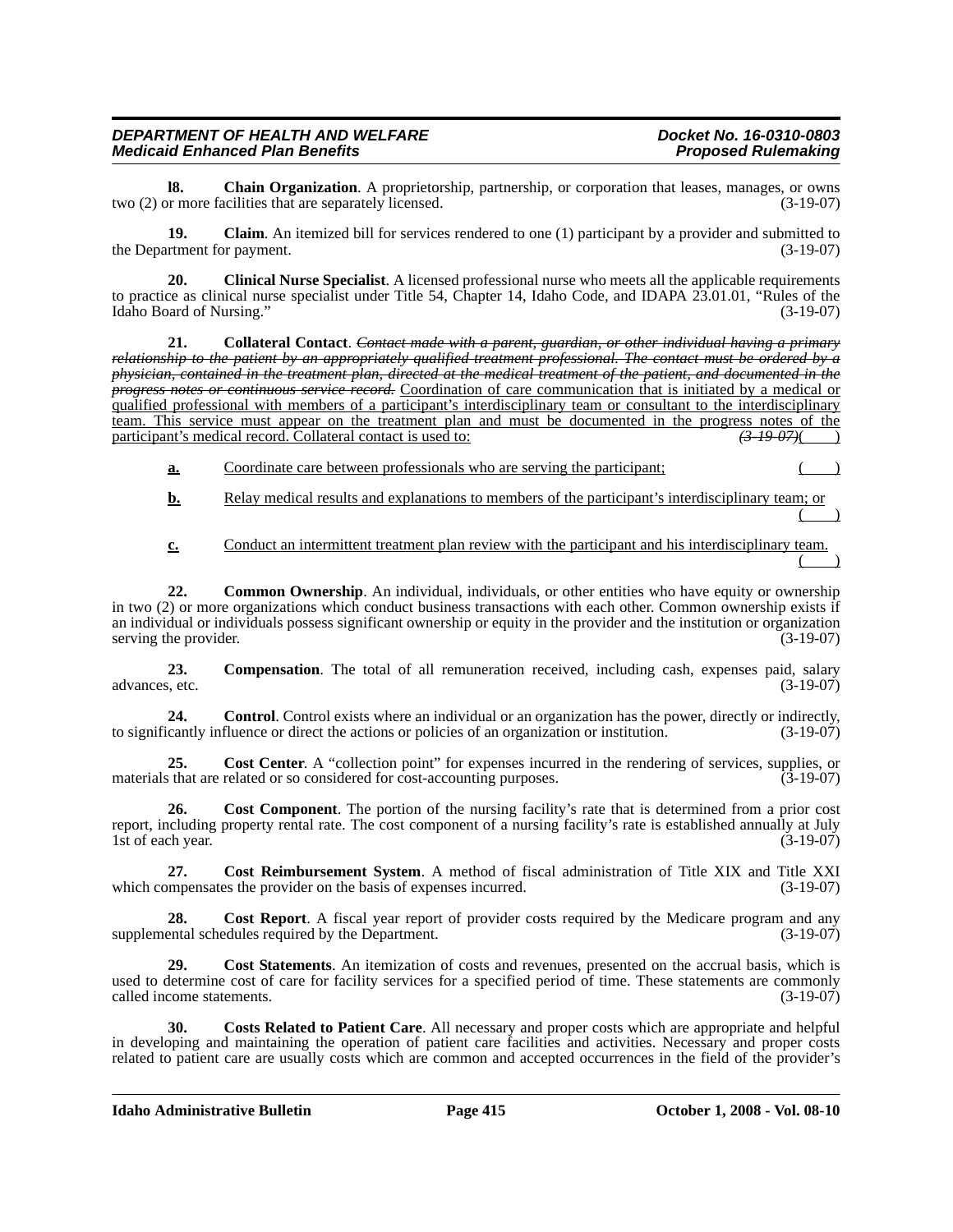**18. Chain Organization**. A proprietorship, partnership, or corporation that leases, manages, or owns two (2) or more facilities that are separately licensed. (3-19-07)

**19. Claim**. An itemized bill for services rendered to one (1) participant by a provider and submitted to the Department for payment. (3-19-07)

**20. Clinical Nurse Specialist**. A licensed professional nurse who meets all the applicable requirements to practice as clinical nurse specialist under Title 54, Chapter 14, Idaho Code, and IDAPA 23.01.01, "Rules of the Idaho Board of Nursing." (3-19-07)

**21. Collateral Contact**. ~~*Contact made with a parent, guardian, or other individual having a primary relationship to the patient by an appropriately qualified treatment professional. The contact must be ordered by a physician, contained in the treatment plan, directed at the medical treatment of the patient, and documented in the progress notes or continuous service record.*~~ <u>Coordination of care communication that is initiated by a medical or qualified professional with members of a participant's interdisciplinary team or consultant to the interdisciplinary team. This service must appear on the treatment plan and must be documented in the progress notes of the participant's medical record. Collateral contact is used to:</u> ~~*(3-19-07)*~~( )

<u>**a.**</u> <u>Coordinate care between professionals who are serving the participant;</u> <u>( )</u>

<u>**b.**</u> <u>Relay medical results and explanations to members of the participant's interdisciplinary team; or</u> <u>( )</u>

<u>**c.**</u> <u>Conduct an intermittent treatment plan review with the participant and his interdisciplinary team.</u> <u>( )</u>

**22. Common Ownership**. An individual, individuals, or other entities who have equity or ownership in two (2) or more organizations which conduct business transactions with each other. Common ownership exists if an individual or individuals possess significant ownership or equity in the provider and the institution or organization serving the provider. (3-19-07)

**23. Compensation**. The total of all remuneration received, including cash, expenses paid, salary advances, etc. (3-19-07)

**24. Control**. Control exists where an individual or an organization has the power, directly or indirectly, to significantly influence or direct the actions or policies of an organization or institution. (3-19-07)

**25. Cost Center**. A "collection point" for expenses incurred in the rendering of services, supplies, or materials that are related or so considered for cost-accounting purposes. (3-19-07)

**26. Cost Component**. The portion of the nursing facility's rate that is determined from a prior cost report, including property rental rate. The cost component of a nursing facility's rate is established annually at July 1st of each year. (3-19-07)

**27. Cost Reimbursement System**. A method of fiscal administration of Title XIX and Title XXI which compensates the provider on the basis of expenses incurred. (3-19-07)

**28. Cost Report**. A fiscal year report of provider costs required by the Medicare program and any supplemental schedules required by the Department. (3-19-07)

**29. Cost Statements**. An itemization of costs and revenues, presented on the accrual basis, which is used to determine cost of care for facility services for a specified period of time. These statements are commonly called income statements. (3-19-07)

**30. Costs Related to Patient Care**. All necessary and proper costs which are appropriate and helpful in developing and maintaining the operation of patient care facilities and activities. Necessary and proper costs related to patient care are usually costs which are common and accepted occurrences in the field of the provider's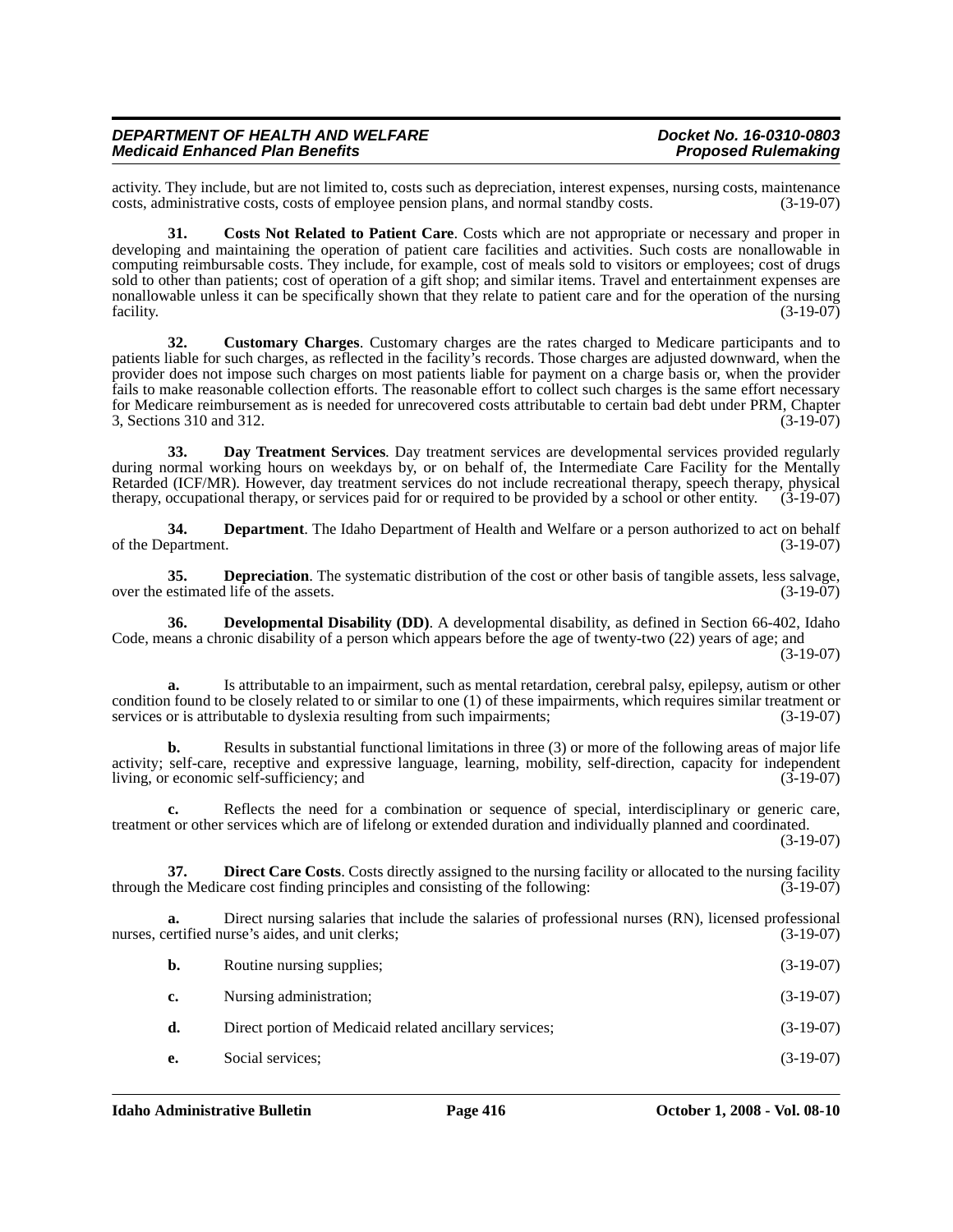activity. They include, but are not limited to, costs such as depreciation, interest expenses, nursing costs, maintenance costs, administrative costs, costs of employee pension plans, and normal standby costs. (3-19-07)

**31. Costs Not Related to Patient Care**. Costs which are not appropriate or necessary and proper in developing and maintaining the operation of patient care facilities and activities. Such costs are nonallowable in computing reimbursable costs. They include, for example, cost of meals sold to visitors or employees; cost of drugs sold to other than patients; cost of operation of a gift shop; and similar items. Travel and entertainment expenses are nonallowable unless it can be specifically shown that they relate to patient care and for the operation of the nursing facility. (3-19-07)

**32. Customary Charges**. Customary charges are the rates charged to Medicare participants and to patients liable for such charges, as reflected in the facility's records. Those charges are adjusted downward, when the provider does not impose such charges on most patients liable for payment on a charge basis or, when the provider fails to make reasonable collection efforts. The reasonable effort to collect such charges is the same effort necessary for Medicare reimbursement as is needed for unrecovered costs attributable to certain bad debt under PRM, Chapter 3, Sections 310 and 312. (3-19-07)

**33. Day Treatment Services**. Day treatment services are developmental services provided regularly during normal working hours on weekdays by, or on behalf of, the Intermediate Care Facility for the Mentally Retarded (ICF/MR). However, day treatment services do not include recreational therapy, speech therapy, physical therapy, occupational therapy, or services paid for or required to be provided by a school or other entity. (3-19-07)

**34. Department**. The Idaho Department of Health and Welfare or a person authorized to act on behalf of the Department. (3-19-07)

**35. Depreciation**. The systematic distribution of the cost or other basis of tangible assets, less salvage, over the estimated life of the assets. (3-19-07)

**36. Developmental Disability (DD)**. A developmental disability, as defined in Section 66-402, Idaho Code, means a chronic disability of a person which appears before the age of twenty-two (22) years of age; and (3-19-07)

**a.** Is attributable to an impairment, such as mental retardation, cerebral palsy, epilepsy, autism or other condition found to be closely related to or similar to one (1) of these impairments, which requires similar treatment or services or is attributable to dyslexia resulting from such impairments; (3-19-07)

**b.** Results in substantial functional limitations in three (3) or more of the following areas of major life activity; self-care, receptive and expressive language, learning, mobility, self-direction, capacity for independent living, or economic self-sufficiency; and (3-19-07)

**c.** Reflects the need for a combination or sequence of special, interdisciplinary or generic care, treatment or other services which are of lifelong or extended duration and individually planned and coordinated. (3-19-07)

**37. Direct Care Costs**. Costs directly assigned to the nursing facility or allocated to the nursing facility through the Medicare cost finding principles and consisting of the following: (3-19-07)

**a.** Direct nursing salaries that include the salaries of professional nurses (RN), licensed professional nurses, certified nurse's aides, and unit clerks; (3-19-07)

**b.** Routine nursing supplies; (3-19-07)

**c.** Nursing administration; (3-19-07)

**d.** Direct portion of Medicaid related ancillary services; (3-19-07)

**e.** Social services; (3-19-07)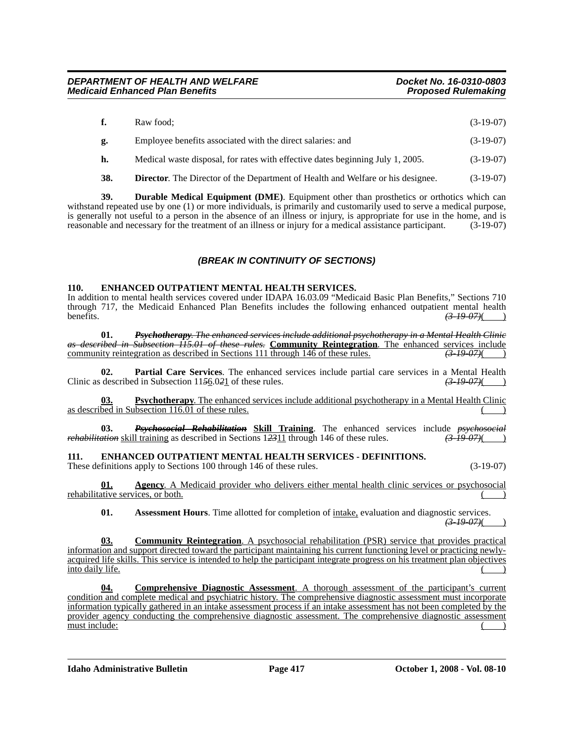**f.** Raw food; (3-19-07)

**g.** Employee benefits associated with the direct salaries: and (3-19-07)

**h.** Medical waste disposal, for rates with effective dates beginning July 1, 2005. (3-19-07)

**38. Director**. The Director of the Department of Health and Welfare or his designee. (3-19-07)

**39. Durable Medical Equipment (DME)**. Equipment other than prosthetics or orthotics which can withstand repeated use by one (1) or more individuals, is primarily and customarily used to serve a medical purpose, is generally not useful to a person in the absence of an illness or injury, is appropriate for use in the home, and is reasonable and necessary for the treatment of an illness or injury for a medical assistance participant. (3-19-07)

***(BREAK IN CONTINUITY OF SECTIONS)***

**110. ENHANCED OUTPATIENT MENTAL HEALTH SERVICES.**

In addition to mental health services covered under IDAPA 16.03.09 "Medicaid Basic Plan Benefits," Sections 710 through 717, the Medicaid Enhanced Plan Benefits include~~s~~ the following enhanced outpatient mental health benefits. ~~(3-19-07)~~( )

**01.** ~~***Psychotherapy**. The enhanced services include additional psychotherapy in a Mental Health Clinic as described in Subsection 115.01 of these rules.*~~ **Community Reintegration**. The enhanced services include community reintegration as described in Sections 111 through 146 of these rules. ~~(3-19-07)~~( )

**02. Partial Care Services**. The enhanced services include partial care services in a Mental Health Clinic as described in Subsection 11~~5~~6.0~~2~~1 of these rules. ~~(3-19-07)~~( )

**03. Psychotherapy**. The enhanced services include additional psychotherapy in a Mental Health Clinic as described in Subsection 116.01 of these rules. ( )

**03.** ~~***Psychosocial Rehabilitation***~~ **Skill Training**. The enhanced services include ~~*psychosocial rehabilitation*~~ skill training as described in Sections 1~~23~~11 through 146 of these rules. ~~(3-19-07)~~( )

**111. ENHANCED OUTPATIENT MENTAL HEALTH SERVICES - DEFINITIONS.**

These definitions apply to Sections 100 through 146 of these rules. (3-19-07)

**01. Agency**. A Medicaid provider who delivers either mental health clinic services or psychosocial rehabilitative services, or both. ( )

**01. Assessment Hours**. Time allotted for completion of intake, evaluation and diagnostic services. ~~(3-19-07)~~( )

**03. Community Reintegration**. A psychosocial rehabilitation (PSR) service that provides practical information and support directed toward the participant maintaining his current functioning level or practicing newly-acquired life skills. This service is intended to help the participant integrate progress on his treatment plan objectives into daily life. ( )

**04. Comprehensive Diagnostic Assessment**. A thorough assessment of the participant's current condition and complete medical and psychiatric history. The comprehensive diagnostic assessment must incorporate information typically gathered in an intake assessment process if an intake assessment has not been completed by the provider agency conducting the comprehensive diagnostic assessment. The comprehensive diagnostic assessment must include: ( )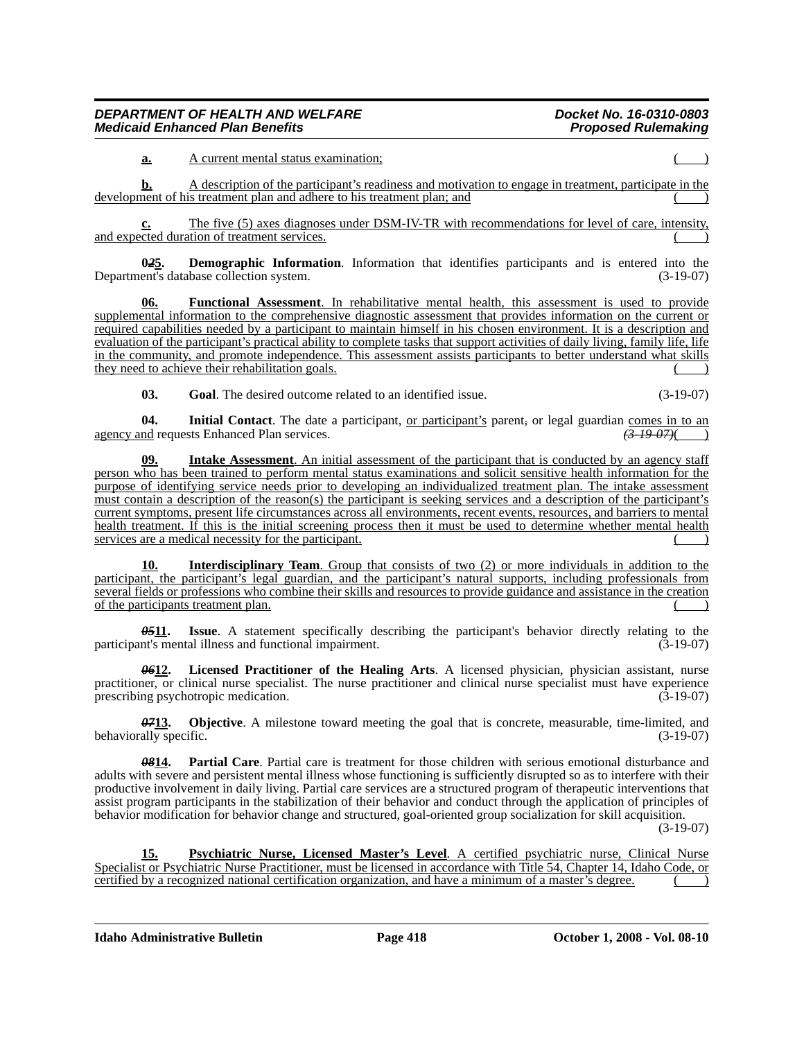**a.** A current mental status examination; ( )

**b.** A description of the participant's readiness and motivation to engage in treatment, participate in the development of his treatment plan and adhere to his treatment plan; and ( )

**c.** The five (5) axes diagnoses under DSM-IV-TR with recommendations for level of care, intensity, and expected duration of treatment services. ( )

**0~~2~~5.** **Demographic Information**. Information that identifies participants and is entered into the Department's database collection system. (3-19-07)

**06.** **Functional Assessment**. In rehabilitative mental health, this assessment is used to provide supplemental information to the comprehensive diagnostic assessment that provides information on the current or required capabilities needed by a participant to maintain himself in his chosen environment. It is a description and evaluation of the participant's practical ability to complete tasks that support activities of daily living, family life, life in the community, and promote independence. This assessment assists participants to better understand what skills they need to achieve their rehabilitation goals. ( )

**03.** **Goal**. The desired outcome related to an identified issue. (3-19-07)

**04.** **Initial Contact**. The date a participant, or participant's parent~~,~~ or legal guardian comes in to an agency and requests Enhanced Plan services. ~~(3-19-07)~~( )

**09.** **Intake Assessment**. An initial assessment of the participant that is conducted by an agency staff person who has been trained to perform mental status examinations and solicit sensitive health information for the purpose of identifying service needs prior to developing an individualized treatment plan. The intake assessment must contain a description of the reason(s) the participant is seeking services and a description of the participant's current symptoms, present life circumstances across all environments, recent events, resources, and barriers to mental health treatment. If this is the initial screening process then it must be used to determine whether mental health services are a medical necessity for the participant. ( )

**10.** **Interdisciplinary Team**. Group that consists of two (2) or more individuals in addition to the participant, the participant's legal guardian, and the participant's natural supports, including professionals from several fields or professions who combine their skills and resources to provide guidance and assistance in the creation of the participants treatment plan. ( )

**~~05~~11.** **Issue**. A statement specifically describing the participant's behavior directly relating to the participant's mental illness and functional impairment. (3-19-07)

**~~06~~12.** **Licensed Practitioner of the Healing Arts**. A licensed physician, physician assistant, nurse practitioner, or clinical nurse specialist. The nurse practitioner and clinical nurse specialist must have experience prescribing psychotropic medication. (3-19-07)

**~~07~~13.** **Objective**. A milestone toward meeting the goal that is concrete, measurable, time-limited, and behaviorally specific. (3-19-07)

**~~08~~14.** **Partial Care**. Partial care is treatment for those children with serious emotional disturbance and adults with severe and persistent mental illness whose functioning is sufficiently disrupted so as to interfere with their productive involvement in daily living. Partial care services are a structured program of therapeutic interventions that assist program participants in the stabilization of their behavior and conduct through the application of principles of behavior modification for behavior change and structured, goal-oriented group socialization for skill acquisition. (3-19-07)

**15.** **Psychiatric Nurse, Licensed Master's Level**. A certified psychiatric nurse, Clinical Nurse Specialist or Psychiatric Nurse Practitioner, must be licensed in accordance with Title 54, Chapter 14, Idaho Code, or certified by a recognized national certification organization, and have a minimum of a master's degree. ( )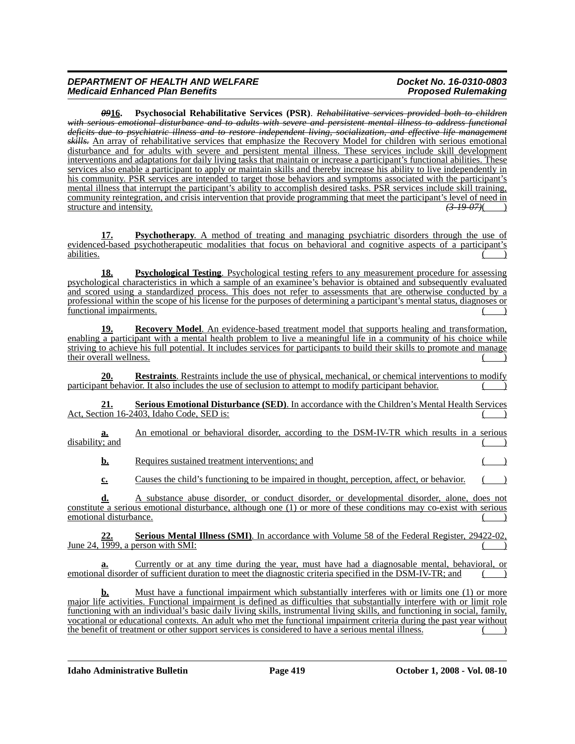~~09~~16. **Psychosocial Rehabilitative Services (PSR)**. ~~*Rehabilitative services provided both to children with serious emotional disturbance and to adults with severe and persistent mental illness to address functional deficits due to psychiatric illness and to restore independent living, socialization, and effective life management skills.*~~ An array of rehabilitative services that emphasize the Recovery Model for children with serious emotional disturbance and for adults with severe and persistent mental illness. These services include skill development interventions and adaptations for daily living tasks that maintain or increase a participant's functional abilities. These services also enable a participant to apply or maintain skills and thereby increase his ability to live independently in his community. PSR services are intended to target those behaviors and symptoms associated with the participant's mental illness that interrupt the participant's ability to accomplish desired tasks. PSR services include skill training, community reintegration, and crisis intervention that provide programming that meet the participant's level of need in structure and intensity. ~~*(3-19-07)*~~( )

**17. Psychotherapy**. A method of treating and managing psychiatric disorders through the use of evidenced-based psychotherapeutic modalities that focus on behavioral and cognitive aspects of a participant's abilities. ( )

**18. Psychological Testing**. Psychological testing refers to any measurement procedure for assessing psychological characteristics in which a sample of an examinee's behavior is obtained and subsequently evaluated and scored using a standardized process. This does not refer to assessments that are otherwise conducted by a professional within the scope of his license for the purposes of determining a participant's mental status, diagnoses or functional impairments. ( )

**19. Recovery Model**. An evidence-based treatment model that supports healing and transformation, enabling a participant with a mental health problem to live a meaningful life in a community of his choice while striving to achieve his full potential. It includes services for participants to build their skills to promote and manage their overall wellness. ( )

**20. Restraints**. Restraints include the use of physical, mechanical, or chemical interventions to modify participant behavior. It also includes the use of seclusion to attempt to modify participant behavior. ( )

**21. Serious Emotional Disturbance (SED)**. In accordance with the Children's Mental Health Services Act, Section 16-2403, Idaho Code, SED is: ( )

**a.** An emotional or behavioral disorder, according to the DSM-IV-TR which results in a serious disability; and ( )

**b.** Requires sustained treatment interventions; and ( )

**c.** Causes the child's functioning to be impaired in thought, perception, affect, or behavior. ( )

**d.** A substance abuse disorder, or conduct disorder, or developmental disorder, alone, does not constitute a serious emotional disturbance, although one (1) or more of these conditions may co-exist with serious emotional disturbance. ( )

**22. Serious Mental Illness (SMI)**. In accordance with Volume 58 of the Federal Register, 29422-02, June 24, 1999, a person with SMI: ( )

**a.** Currently or at any time during the year, must have had a diagnosable mental, behavioral, or emotional disorder of sufficient duration to meet the diagnostic criteria specified in the DSM-IV-TR; and ( )

**b.** Must have a functional impairment which substantially interferes with or limits one (1) or more major life activities. Functional impairment is defined as difficulties that substantially interfere with or limit role functioning with an individual's basic daily living skills, instrumental living skills, and functioning in social, family, vocational or educational contexts. An adult who met the functional impairment criteria during the past year without the benefit of treatment or other support services is considered to have a serious mental illness. ( )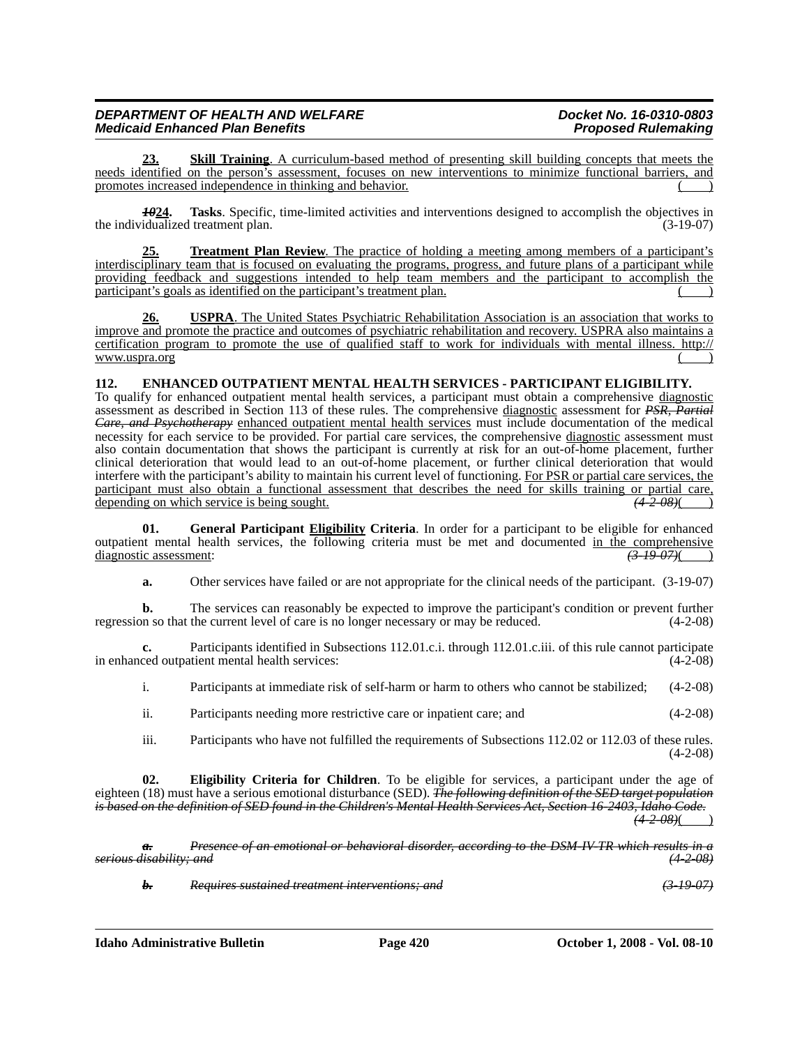**23. Skill Training**. A curriculum-based method of presenting skill building concepts that meets the needs identified on the person's assessment, focuses on new interventions to minimize functional barriers, and promotes increased independence in thinking and behavior. ( )

~~*10*~~**24. Tasks**. Specific, time-limited activities and interventions designed to accomplish the objectives in the individualized treatment plan. (3-19-07)

**25. Treatment Plan Review**. The practice of holding a meeting among members of a participant's interdisciplinary team that is focused on evaluating the programs, progress, and future plans of a participant while providing feedback and suggestions intended to help team members and the participant to accomplish the participant's goals as identified on the participant's treatment plan. ( )

**26. USPRA**. The United States Psychiatric Rehabilitation Association is an association that works to improve and promote the practice and outcomes of psychiatric rehabilitation and recovery. USPRA also maintains a certification program to promote the use of qualified staff to work for individuals with mental illness. http://www.uspra.org ( )

**112. ENHANCED OUTPATIENT MENTAL HEALTH SERVICES - PARTICIPANT ELIGIBILITY.**

To qualify for enhanced outpatient mental health services, a participant must obtain a comprehensive diagnostic assessment as described in Section 113 of these rules. The comprehensive diagnostic assessment for ~~*PSR, Partial Care, and Psychotherapy*~~ enhanced outpatient mental health services must include documentation of the medical necessity for each service to be provided. For partial care services, the comprehensive diagnostic assessment must also contain documentation that shows the participant is currently at risk for an out-of-home placement, further clinical deterioration that would lead to an out-of-home placement, or further clinical deterioration that would interfere with the participant's ability to maintain his current level of functioning. For PSR or partial care services, the participant must also obtain a functional assessment that describes the need for skills training or partial care, depending on which service is being sought. ~~*(4-2-08)*~~( )

**01. General Participant Eligibility Criteria**. In order for a participant to be eligible for enhanced outpatient mental health services, the following criteria must be met and documented in the comprehensive diagnostic assessment: ~~*(3-19-07)*~~( )

**a.** Other services have failed or are not appropriate for the clinical needs of the participant. (3-19-07)

**b.** The services can reasonably be expected to improve the participant's condition or prevent further regression so that the current level of care is no longer necessary or may be reduced. (4-2-08)

**c.** Participants identified in Subsections 112.01.c.i. through 112.01.c.iii. of this rule cannot participate in enhanced outpatient mental health services: (4-2-08)

i. Participants at immediate risk of self-harm or harm to others who cannot be stabilized; (4-2-08)

ii. Participants needing more restrictive care or inpatient care; and (4-2-08)

iii. Participants who have not fulfilled the requirements of Subsections 112.02 or 112.03 of these rules. (4-2-08)

**02. Eligibility Criteria for Children**. To be eligible for services, a participant under the age of eighteen (18) must have a serious emotional disturbance (SED). ~~*The following definition of the SED target population is based on the definition of SED found in the Children's Mental Health Services Act, Section 16-2403, Idaho Code.*~~ ~~*(4-2-08)*~~( )

~~***a.** Presence of an emotional or behavioral disorder, according to the DSM-IV-TR which results in a serious disability; and (4-2-08)*~~

~~***b.** Requires sustained treatment interventions; and (3-19-07)*~~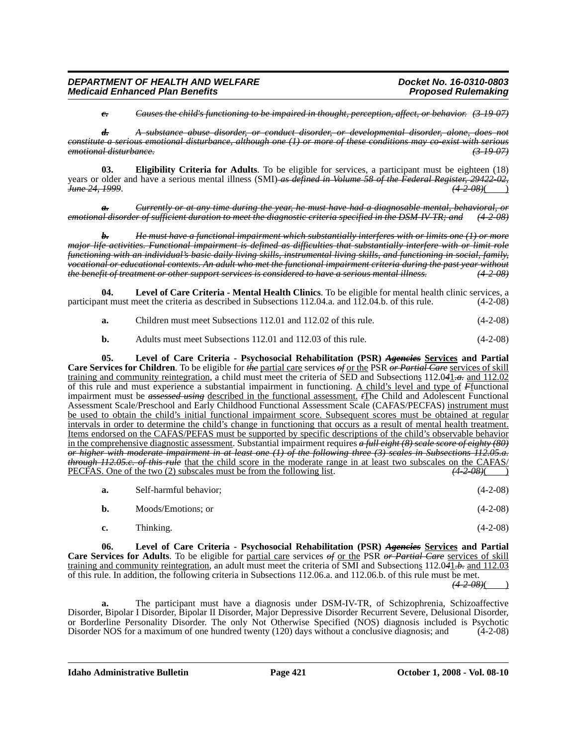*c.* *Causes the child's functioning to be impaired in thought, perception, affect, or behavior.* *(3-19-07)*

*d.* *A substance abuse disorder, or conduct disorder, or developmental disorder, alone, does not constitute a serious emotional disturbance, although one (1) or more of these conditions may co-exist with serious emotional disturbance.* *(3-19-07)*

**03. Eligibility Criteria for Adults**. To be eligible for services, a participant must be eighteen (18) years or older and have a serious mental illness (SMI) *as defined in Volume 58 of the Federal Register, 29422-02, June 24, 1999*. *(4-2-08)*( )

*a.* *Currently or at any time during the year, he must have had a diagnosable mental, behavioral, or emotional disorder of sufficient duration to meet the diagnostic criteria specified in the DSM-IV-TR; and* *(4-2-08)*

*b.* *He must have a functional impairment which substantially interferes with or limits one (1) or more major life activities. Functional impairment is defined as difficulties that substantially interfere with or limit role functioning with an individual's basic daily living skills, instrumental living skills, and functioning in social, family, vocational or educational contexts. An adult who met the functional impairment criteria during the past year without the benefit of treatment or other support services is considered to have a serious mental illness.* *(4-2-08)*

**04. Level of Care Criteria - Mental Health Clinics**. To be eligible for mental health clinic services, a participant must meet the criteria as described in Subsections 112.04.a. and 112.04.b. of this rule. (4-2-08)

**a.** Children must meet Subsections 112.01 and 112.02 of this rule. (4-2-08)

**b.** Adults must meet Subsections 112.01 and 112.03 of this rule. (4-2-08)

**05. Level of Care Criteria - Psychosocial Rehabilitation (PSR) *Agencies* Services and Partial Care Services for Children**. To be eligible for *the* partial care services *of* or the PSR *or Partial Care* services of skill training and community reintegration, a child must meet the criteria of SED and Subsections 112.0*4*1.*a.* and 112.02 of this rule and must experience a substantial impairment in functioning. A child's level and type of *F*functional impairment must be *assessed using* described in the functional assessment. *t*The Child and Adolescent Functional Assessment Scale/Preschool and Early Childhood Functional Assessment Scale (CAFAS/PECFAS) instrument must be used to obtain the child's initial functional impairment score. Subsequent scores must be obtained at regular intervals in order to determine the child's change in functioning that occurs as a result of mental health treatment. Items endorsed on the CAFAS/PEFAS must be supported by specific descriptions of the child's observable behavior in the comprehensive diagnostic assessment. Substantial impairment requires *a full eight (8) scale score of eighty (80) or higher with moderate impairment in at least one (1) of the following three (3) scales in Subsections 112.05.a. through 112.05.c. of this rule* that the child score in the moderate range in at least two subscales on the CAFAS/PECFAS. One of the two (2) subscales must be from the following list. *(4-2-08)*( )

**a.** Self-harmful behavior; (4-2-08)

**b.** Moods/Emotions; or (4-2-08)

**c.** Thinking. (4-2-08)

**06. Level of Care Criteria - Psychosocial Rehabilitation (PSR) *Agencies* Services and Partial Care Services for Adults**. To be eligible for partial care services *of* or the PSR *or Partial Care* services of skill training and community reintegration, an adult must meet the criteria of SMI and Subsections 112.0*4*1.*b.* and 112.03 of this rule. In addition, the following criteria in Subsections 112.06.a. and 112.06.b. of this rule must be met. *(4-2-08)*( )

**a.** The participant must have a diagnosis under DSM-IV-TR, of Schizophrenia, Schizoaffective Disorder, Bipolar I Disorder, Bipolar II Disorder, Major Depressive Disorder Recurrent Severe, Delusional Disorder, or Borderline Personality Disorder. The only Not Otherwise Specified (NOS) diagnosis included is Psychotic Disorder NOS for a maximum of one hundred twenty (120) days without a conclusive diagnosis; and (4-2-08)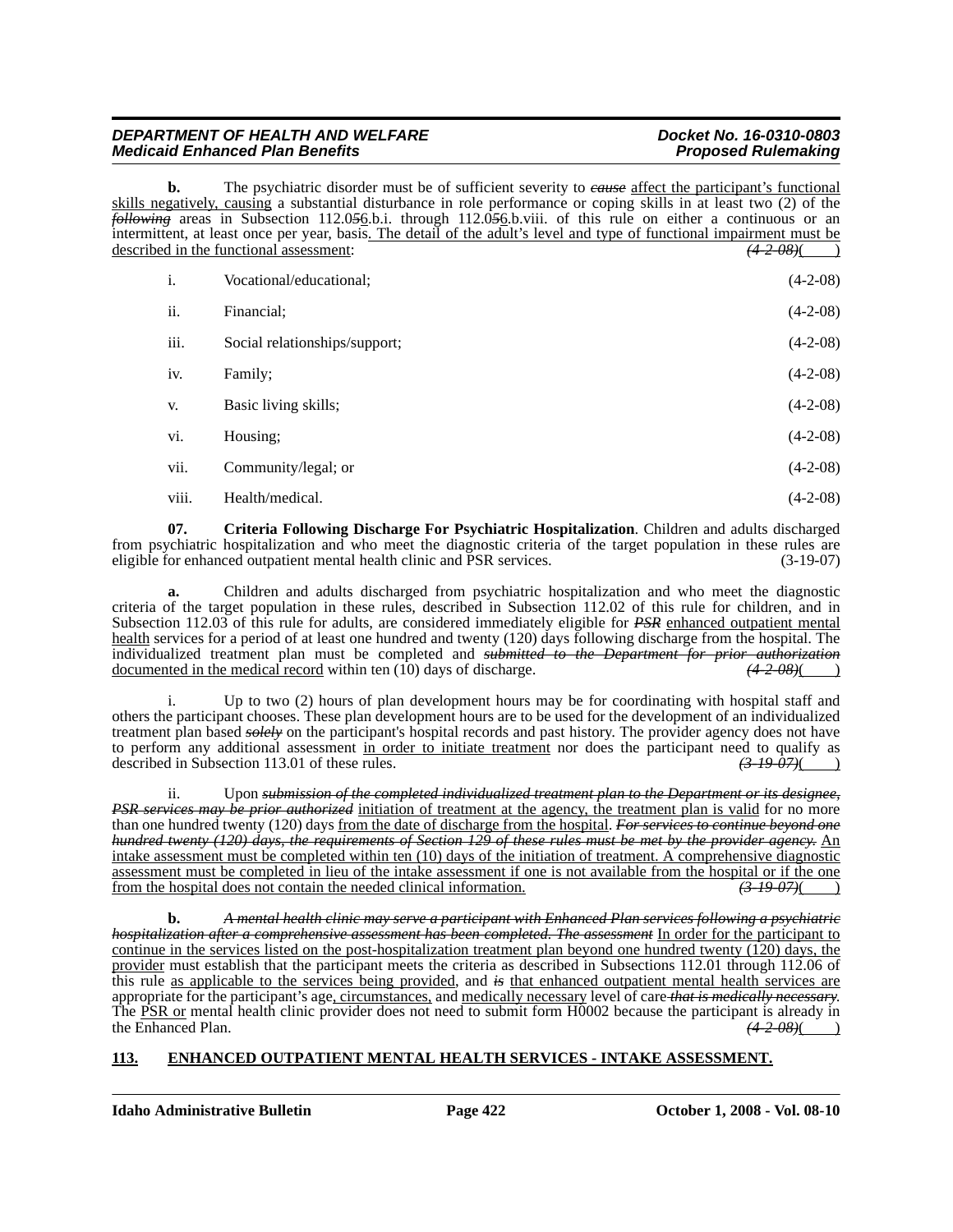**b.** The psychiatric disorder must be of sufficient severity to ~~*cause*~~ affect the participant's functional skills negatively, causing a substantial disturbance in role performance or coping skills in at least two (2) of the ~~*following*~~ areas in Subsection 112.0~~*5*~~6.b.i. through 112.0~~*5*~~6.b.viii. of this rule on either a continuous or an intermittent, at least once per year, basis. The detail of the adult's level and type of functional impairment must be described in the functional assessment: ~~*(4-2-08)*~~( )

i. Vocational/educational; (4-2-08)

ii. Financial; (4-2-08)

iii. Social relationships/support; (4-2-08)

iv. Family; (4-2-08)

v. Basic living skills; (4-2-08)

vi. Housing; (4-2-08)

vii. Community/legal; or (4-2-08)

viii. Health/medical. (4-2-08)

**07. Criteria Following Discharge For Psychiatric Hospitalization**. Children and adults discharged from psychiatric hospitalization and who meet the diagnostic criteria of the target population in these rules are eligible for enhanced outpatient mental health clinic and PSR services. (3-19-07)

**a.** Children and adults discharged from psychiatric hospitalization and who meet the diagnostic criteria of the target population in these rules, described in Subsection 112.02 of this rule for children, and in Subsection 112.03 of this rule for adults, are considered immediately eligible for ~~*PSR*~~ enhanced outpatient mental health services for a period of at least one hundred and twenty (120) days following discharge from the hospital. The individualized treatment plan must be completed and ~~*submitted to the Department for prior authorization*~~ documented in the medical record within ten (10) days of discharge. ~~*(4-2-08)*~~( )

i. Up to two (2) hours of plan development hours may be for coordinating with hospital staff and others the participant chooses. These plan development hours are to be used for the development of an individualized treatment plan based ~~*solely*~~ on the participant's hospital records and past history. The provider agency does not have to perform any additional assessment in order to initiate treatment nor does the participant need to qualify as described in Subsection 113.01 of these rules. ~~*(3-19-07)*~~( )

ii. Upon ~~*submission of the completed individualized treatment plan to the Department or its designee, PSR services may be prior authorized*~~ initiation of treatment at the agency, the treatment plan is valid for no more than one hundred twenty (120) days from the date of discharge from the hospital. ~~*For services to continue beyond one hundred twenty (120) days, the requirements of Section 129 of these rules must be met by the provider agency.*~~ An intake assessment must be completed within ten (10) days of the initiation of treatment. A comprehensive diagnostic assessment must be completed in lieu of the intake assessment if one is not available from the hospital or if the one from the hospital does not contain the needed clinical information. ~~*(3-19-07)*~~( )

**b.** ~~*A mental health clinic may serve a participant with Enhanced Plan services following a psychiatric hospitalization after a comprehensive assessment has been completed. The assessment*~~ In order for the participant to continue in the services listed on the post-hospitalization treatment plan beyond one hundred twenty (120) days, the provider must establish that the participant meets the criteria as described in Subsections 112.01 through 112.06 of this rule as applicable to the services being provided, and ~~*is*~~ that enhanced outpatient mental health services are appropriate for the participant's age, circumstances, and medically necessary level of care ~~*that is medically necessary*~~. The PSR or mental health clinic provider does not need to submit form H0002 because the participant is already in the Enhanced Plan. ~~*(4-2-08)*~~( )

## 113. ENHANCED OUTPATIENT MENTAL HEALTH SERVICES - INTAKE ASSESSMENT.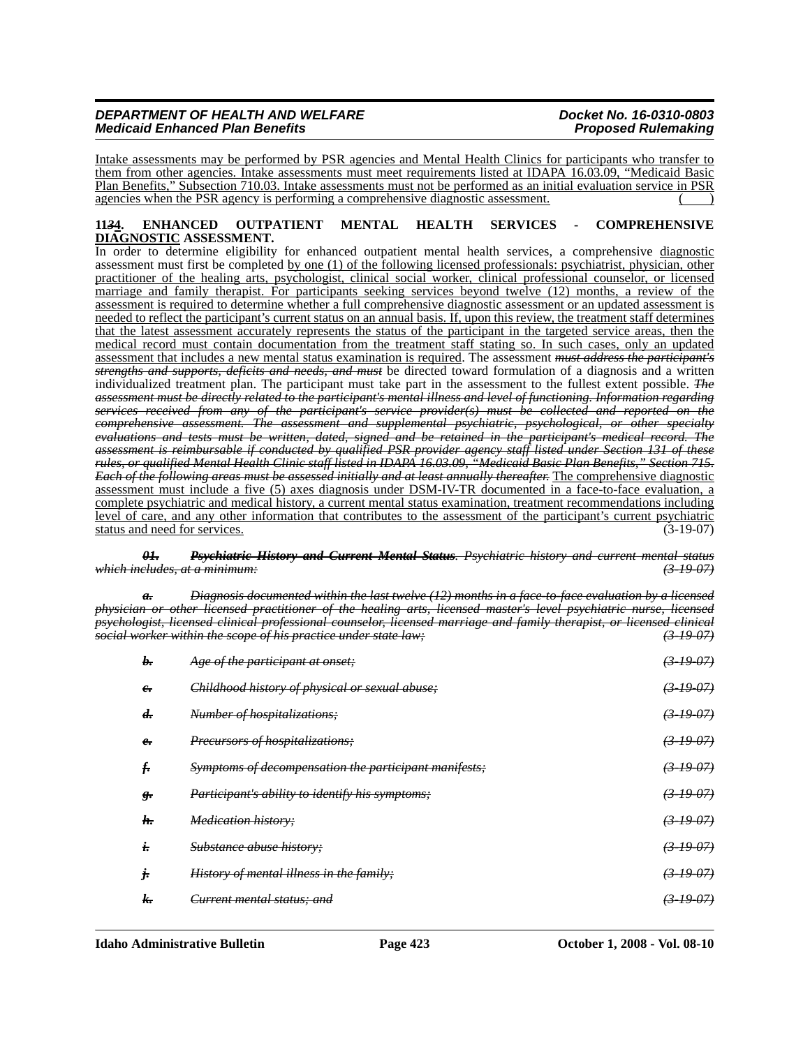Intake assessments may be performed by PSR agencies and Mental Health Clinics for participants who transfer to them from other agencies. Intake assessments must meet requirements listed at IDAPA 16.03.09, "Medicaid Basic Plan Benefits," Subsection 710.03. Intake assessments must not be performed as an initial evaluation service in PSR agencies when the PSR agency is performing a comprehensive diagnostic assessment. ( )

**11~~3~~4. ENHANCED OUTPATIENT MENTAL HEALTH SERVICES - COMPREHENSIVE DIAGNOSTIC ASSESSMENT.**

In order to determine eligibility for enhanced outpatient mental health services, a comprehensive diagnostic assessment must first be completed by one (1) of the following licensed professionals: psychiatrist, physician, other practitioner of the healing arts, psychologist, clinical social worker, clinical professional counselor, or licensed marriage and family therapist. For participants seeking services beyond twelve (12) months, a review of the assessment is required to determine whether a full comprehensive diagnostic assessment or an updated assessment is needed to reflect the participant's current status on an annual basis. If, upon this review, the treatment staff determines that the latest assessment accurately represents the status of the participant in the targeted service areas, then the medical record must contain documentation from the treatment staff stating so. In such cases, only an updated assessment that includes a new mental status examination is required. The assessment ~~*must address the participant's strengths and supports, deficits and needs, and must*~~ be directed toward formulation of a diagnosis and a written individualized treatment plan. The participant must take part in the assessment to the fullest extent possible. ~~*The assessment must be directly related to the participant's mental illness and level of functioning. Information regarding services received from any of the participant's service provider(s) must be collected and reported on the comprehensive assessment. The assessment and supplemental psychiatric, psychological, or other specialty evaluations and tests must be written, dated, signed and be retained in the participant's medical record. The assessment is reimbursable if conducted by qualified PSR provider agency staff listed under Section 131 of these rules, or qualified Mental Health Clinic staff listed in IDAPA 16.03.09, "Medicaid Basic Plan Benefits," Section 715. Each of the following areas must be assessed initially and at least annually thereafter.*~~ The comprehensive diagnostic assessment must include a five (5) axes diagnosis under DSM-IV-TR documented in a face-to-face evaluation, a complete psychiatric and medical history, a current mental status examination, treatment recommendations including level of care, and any other information that contributes to the assessment of the participant's current psychiatric status and need for services. (3-19-07)

~~***01. Psychiatric History and Current Mental Status****. Psychiatric history and current mental status which includes, at a minimum:* *(3-19-07)*~~

~~***a.*** *Diagnosis documented within the last twelve (12) months in a face-to-face evaluation by a licensed physician or other licensed practitioner of the healing arts, licensed master's level psychiatric nurse, licensed psychologist, licensed clinical professional counselor, licensed marriage and family therapist, or licensed clinical social worker within the scope of his practice under state law;* *(3-19-07)*~~

~~***b.*** *Age of the participant at onset;* *(3-19-07)*~~

~~***c.*** *Childhood history of physical or sexual abuse;* *(3-19-07)*~~

~~***d.*** *Number of hospitalizations;* *(3-19-07)*~~

~~***e.*** *Precursors of hospitalizations;* *(3-19-07)*~~

~~***f.*** *Symptoms of decompensation the participant manifests;* *(3-19-07)*~~

~~***g.*** *Participant's ability to identify his symptoms;* *(3-19-07)*~~

~~***h.*** *Medication history;* *(3-19-07)*~~

~~***i.*** *Substance abuse history;* *(3-19-07)*~~

~~***j.*** *History of mental illness in the family;* *(3-19-07)*~~

~~***k.*** *Current mental status; and* *(3-19-07)*~~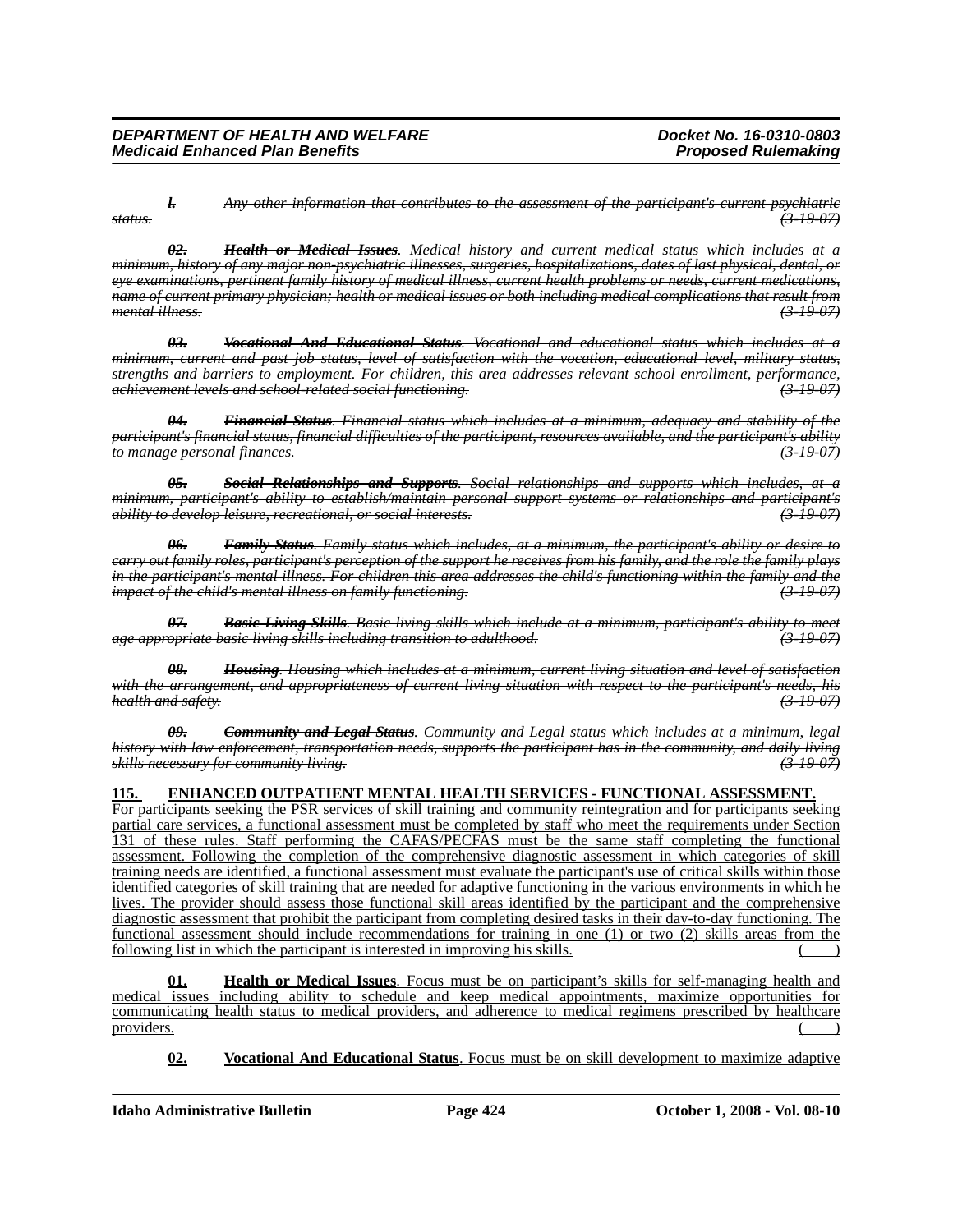~~*l.* *Any other information that contributes to the assessment of the participant's current psychiatric status.* *(3-19-07)*~~

~~***02.*** ***Health or Medical Issues****. Medical history and current medical status which includes at a minimum, history of any major non-psychiatric illnesses, surgeries, hospitalizations, dates of last physical, dental, or eye examinations, pertinent family history of medical illness, current health problems or needs, current medications, name of current primary physician; health or medical issues or both including medical complications that result from mental illness.* *(3-19-07)*~~

~~***03.*** ***Vocational And Educational Status****. Vocational and educational status which includes at a minimum, current and past job status, level of satisfaction with the vocation, educational level, military status, strengths and barriers to employment. For children, this area addresses relevant school enrollment, performance, achievement levels and school-related social functioning.* *(3-19-07)*~~

~~***04.*** ***Financial Status****. Financial status which includes at a minimum, adequacy and stability of the participant's financial status, financial difficulties of the participant, resources available, and the participant's ability to manage personal finances.* *(3-19-07)*~~

~~***05.*** ***Social Relationships and Supports****. Social relationships and supports which includes, at a minimum, participant's ability to establish/maintain personal support systems or relationships and participant's ability to develop leisure, recreational, or social interests.* *(3-19-07)*~~

~~***06.*** ***Family Status****. Family status which includes, at a minimum, the participant's ability or desire to carry out family roles, participant's perception of the support he receives from his family, and the role the family plays in the participant's mental illness. For children this area addresses the child's functioning within the family and the impact of the child's mental illness on family functioning.* *(3-19-07)*~~

~~***07.*** ***Basic Living Skills****. Basic living skills which include at a minimum, participant's ability to meet age appropriate basic living skills including transition to adulthood.* *(3-19-07)*~~

~~***08.*** ***Housing****. Housing which includes at a minimum, current living situation and level of satisfaction with the arrangement, and appropriateness of current living situation with respect to the participant's needs, his health and safety.* *(3-19-07)*~~

~~***09.*** ***Community and Legal Status****. Community and Legal status which includes at a minimum, legal history with law enforcement, transportation needs, supports the participant has in the community, and daily living skills necessary for community living.* *(3-19-07)*~~

<u>**115. ENHANCED OUTPATIENT MENTAL HEALTH SERVICES - FUNCTIONAL ASSESSMENT.**</u>
<u>For participants seeking the PSR services of skill training and community reintegration and for participants seeking partial care services, a functional assessment must be completed by staff who meet the requirements under Section 131 of these rules. Staff performing the CAFAS/PECFAS must be the same staff completing the functional assessment. Following the completion of the comprehensive diagnostic assessment in which categories of skill training needs are identified, a functional assessment must evaluate the participant's use of critical skills within those identified categories of skill training that are needed for adaptive functioning in the various environments in which he lives. The provider should assess those functional skill areas identified by the participant and the comprehensive diagnostic assessment that prohibit the participant from completing desired tasks in their day-to-day functioning. The functional assessment should include recommendations for training in one (1) or two (2) skills areas from the following list in which the participant is interested in improving his skills.</u> <u>( )</u>

<u>**01.** **Health or Medical Issues**. Focus must be on participant's skills for self-managing health and medical issues including ability to schedule and keep medical appointments, maximize opportunities for communicating health status to medical providers, and adherence to medical regimens prescribed by healthcare providers.</u> <u>( )</u>

<u>**02.** **Vocational And Educational Status**. Focus must be on skill development to maximize adaptive</u>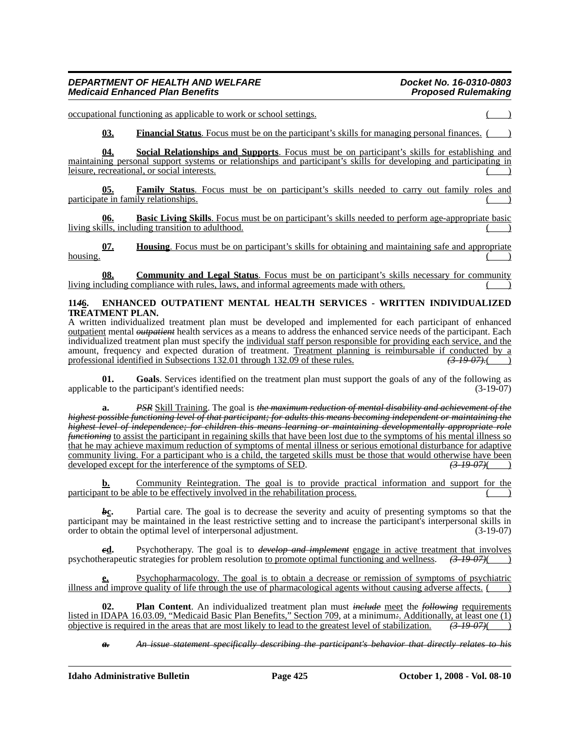occupational functioning as applicable to work or school settings. ( )

**03. Financial Status**. Focus must be on the participant's skills for managing personal finances. ( )

**04. Social Relationships and Supports**. Focus must be on participant's skills for establishing and maintaining personal support systems or relationships and participant's skills for developing and participating in leisure, recreational, or social interests. ( )

**05. Family Status**. Focus must be on participant's skills needed to carry out family roles and participate in family relationships. ( )

**06. Basic Living Skills**. Focus must be on participant's skills needed to perform age-appropriate basic living skills, including transition to adulthood. ( )

**07. Housing**. Focus must be on participant's skills for obtaining and maintaining safe and appropriate housing. ( )

**08. Community and Legal Status**. Focus must be on participant's skills necessary for community living including compliance with rules, laws, and informal agreements made with others. ( )

**11~~4~~6. ENHANCED OUTPATIENT MENTAL HEALTH SERVICES - WRITTEN INDIVIDUALIZED TREATMENT PLAN.**

A written individualized treatment plan must be developed and implemented for each participant of enhanced outpatient mental ~~outpatient~~ health services as a means to address the enhanced service needs of the participant. Each individualized treatment plan must specify the individual staff person responsible for providing each service, and the amount, frequency and expected duration of treatment. Treatment planning is reimbursable if conducted by a professional identified in Subsections 132.01 through 132.09 of these rules. ~~(3-19-07).~~( )

**01. Goals**. Services identified on the treatment plan must support the goals of any of the following as applicable to the participant's identified needs: (3-19-07)

**a.** ~~PSR~~ Skill Training. The goal is ~~the maximum reduction of mental disability and achievement of the highest possible functioning level of that participant; for adults this means becoming independent or maintaining the highest level of independence; for children this means learning or maintaining developmentally appropriate role functioning~~ to assist the participant in regaining skills that have been lost due to the symptoms of his mental illness so that he may achieve maximum reduction of symptoms of mental illness or serious emotional disturbance for adaptive community living. For a participant who is a child, the targeted skills must be those that would otherwise have been developed except for the interference of the symptoms of SED. ~~(3-19-07)~~( )

**b.** Community Reintegration. The goal is to provide practical information and support for the participant to be able to be effectively involved in the rehabilitation process. ( )

**~~b~~c.** Partial care. The goal is to decrease the severity and acuity of presenting symptoms so that the participant may be maintained in the least restrictive setting and to increase the participant's interpersonal skills in order to obtain the optimal level of interpersonal adjustment. (3-19-07)

**~~c~~d.** Psychotherapy. The goal is to ~~develop and implement~~ engage in active treatment that involves psychotherapeutic strategies for problem resolution to promote optimal functioning and wellness. ~~(3-19-07)~~( )

**e.** Psychopharmacology. The goal is to obtain a decrease or remission of symptoms of psychiatric illness and improve quality of life through the use of pharmacological agents without causing adverse affects. ( )

**02. Plan Content**. An individualized treatment plan must ~~include~~ meet the ~~following~~ requirements listed in IDAPA 16.03.09, "Medicaid Basic Plan Benefits," Section 709, at a minimum~~:~~. Additionally, at least one (1) objective is required in the areas that are most likely to lead to the greatest level of stabilization. ~~(3-19-07)~~( )

~~*a. An issue statement specifically describing the participant's behavior that directly relates to his*~~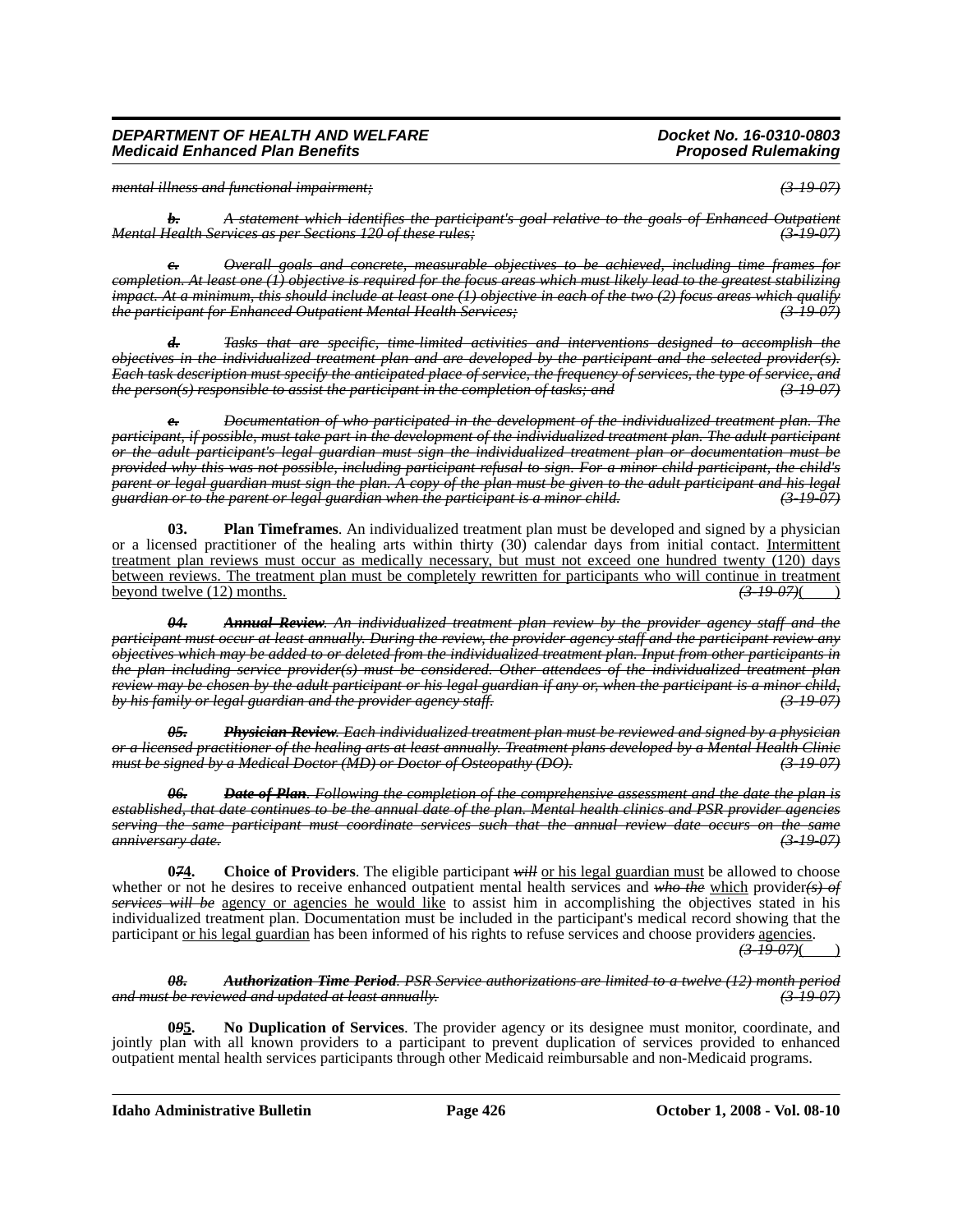*mental illness and functional impairment;* *(3-19-07)*

***b.*** *A statement which identifies the participant's goal relative to the goals of Enhanced Outpatient Mental Health Services as per Sections 120 of these rules;* *(3-19-07)*

***c.*** *Overall goals and concrete, measurable objectives to be achieved, including time frames for completion. At least one (1) objective is required for the focus areas which must likely lead to the greatest stabilizing impact. At a minimum, this should include at least one (1) objective in each of the two (2) focus areas which qualify the participant for Enhanced Outpatient Mental Health Services;* *(3-19-07)*

***d.*** *Tasks that are specific, time-limited activities and interventions designed to accomplish the objectives in the individualized treatment plan and are developed by the participant and the selected provider(s). Each task description must specify the anticipated place of service, the frequency of services, the type of service, and the person(s) responsible to assist the participant in the completion of tasks; and* *(3-19-07)*

***e.*** *Documentation of who participated in the development of the individualized treatment plan. The participant, if possible, must take part in the development of the individualized treatment plan. The adult participant or the adult participant's legal guardian must sign the individualized treatment plan or documentation must be provided why this was not possible, including participant refusal to sign. For a minor child participant, the child's parent or legal guardian must sign the plan. A copy of the plan must be given to the adult participant and his legal guardian or to the parent or legal guardian when the participant is a minor child.* *(3-19-07)*

**03. Plan Timeframes**. An individualized treatment plan must be developed and signed by a physician or a licensed practitioner of the healing arts within thirty (30) calendar days from initial contact. Intermittent treatment plan reviews must occur as medically necessary, but must not exceed one hundred twenty (120) days between reviews. The treatment plan must be completely rewritten for participants who will continue in treatment beyond twelve (12) months. *(3-19-07)*( )

***04. Annual Review***. *An individualized treatment plan review by the provider agency staff and the participant must occur at least annually. During the review, the provider agency staff and the participant review any objectives which may be added to or deleted from the individualized treatment plan. Input from other participants in the plan including service provider(s) must be considered. Other attendees of the individualized treatment plan review may be chosen by the adult participant or his legal guardian if any or, when the participant is a minor child, by his family or legal guardian and the provider agency staff.* *(3-19-07)*

***05. Physician Review***. *Each individualized treatment plan must be reviewed and signed by a physician or a licensed practitioner of the healing arts at least annually. Treatment plans developed by a Mental Health Clinic must be signed by a Medical Doctor (MD) or Doctor of Osteopathy (DO).* *(3-19-07)*

***06. Date of Plan***. *Following the completion of the comprehensive assessment and the date the plan is established, that date continues to be the annual date of the plan. Mental health clinics and PSR provider agencies serving the same participant must coordinate services such that the annual review date occurs on the same anniversary date.* *(3-19-07)*

**0*7*4. Choice of Providers**. The eligible participant *will* or his legal guardian must be allowed to choose whether or not he desires to receive enhanced outpatient mental health services and *who the* which provider*(s) of services will be* agency or agencies he would like to assist him in accomplishing the objectives stated in his individualized treatment plan. Documentation must be included in the participant's medical record showing that the participant or his legal guardian has been informed of his rights to refuse services and choose provider*s* agencies. *(3-19-07)*( )

***08. Authorization Time Period***. *PSR Service authorizations are limited to a twelve (12) month period and must be reviewed and updated at least annually.* *(3-19-07)*

**0*9*5. No Duplication of Services**. The provider agency or its designee must monitor, coordinate, and jointly plan with all known providers to a participant to prevent duplication of services provided to enhanced outpatient mental health services participants through other Medicaid reimbursable and non-Medicaid programs.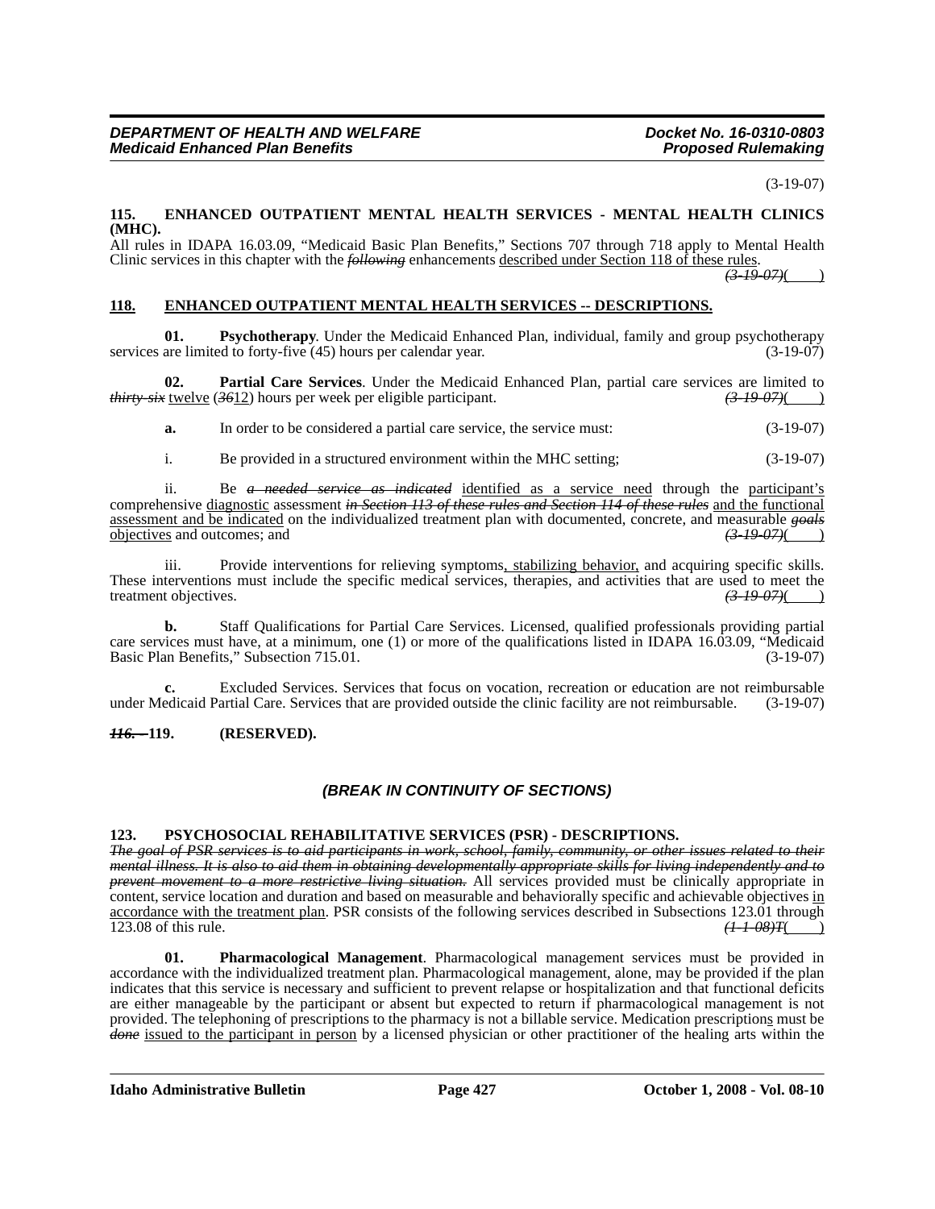(3-19-07)

**115. ENHANCED OUTPATIENT MENTAL HEALTH SERVICES - MENTAL HEALTH CLINICS (MHC).**

All rules in IDAPA 16.03.09, "Medicaid Basic Plan Benefits," Sections 707 through 718 apply to Mental Health Clinic services in this chapter with the ~~*following*~~ enhancements described under Section 118 of these rules. ~~*(3-19-07)*~~( )

**118. ENHANCED OUTPATIENT MENTAL HEALTH SERVICES -- DESCRIPTIONS.**

**01. Psychotherapy**. Under the Medicaid Enhanced Plan, individual, family and group psychotherapy services are limited to forty-five (45) hours per calendar year. (3-19-07)

**02. Partial Care Services**. Under the Medicaid Enhanced Plan, partial care services are limited to ~~*thirty-six*~~ twelve (~~*36*~~12) hours per week per eligible participant. ~~*(3-19-07)*~~( )

**a.** In order to be considered a partial care service, the service must: (3-19-07)

i. Be provided in a structured environment within the MHC setting; (3-19-07)

ii. Be ~~*a needed service as indicated*~~ identified as a service need through the participant's comprehensive diagnostic assessment ~~*in Section 113 of these rules and Section 114 of these rules*~~ and the functional assessment and be indicated on the individualized treatment plan with documented, concrete, and measurable ~~*goals*~~ objectives and outcomes; and ~~*(3-19-07)*~~( )

iii. Provide interventions for relieving symptoms, stabilizing behavior, and acquiring specific skills. These interventions must include the specific medical services, therapies, and activities that are used to meet the treatment objectives. ~~*(3-19-07)*~~( )

**b.** Staff Qualifications for Partial Care Services. Licensed, qualified professionals providing partial care services must have, at a minimum, one (1) or more of the qualifications listed in IDAPA 16.03.09, "Medicaid Basic Plan Benefits," Subsection 715.01. (3-19-07)

**c.** Excluded Services. Services that focus on vocation, recreation or education are not reimbursable under Medicaid Partial Care. Services that are provided outside the clinic facility are not reimbursable. (3-19-07)

**~~*116.*~~ -- 119. (RESERVED).**

***(BREAK IN CONTINUITY OF SECTIONS)***

**123. PSYCHOSOCIAL REHABILITATIVE SERVICES (PSR) - DESCRIPTIONS.**

~~*The goal of PSR services is to aid participants in work, school, family, community, or other issues related to their mental illness. It is also to aid them in obtaining developmentally appropriate skills for living independently and to prevent movement to a more restrictive living situation.*~~ All services provided must be clinically appropriate in content, service location and duration and based on measurable and behaviorally specific and achievable objectives in accordance with the treatment plan. PSR consists of the following services described in Subsections 123.01 through 123.08 of this rule. ~~*(1-1-08)T*~~( )

**01. Pharmacological Management**. Pharmacological management services must be provided in accordance with the individualized treatment plan. Pharmacological management, alone, may be provided if the plan indicates that this service is necessary and sufficient to prevent relapse or hospitalization and that functional deficits are either manageable by the participant or absent but expected to return if pharmacological management is not provided. The telephoning of prescriptions to the pharmacy is not a billable service. Medication prescriptions must be ~~*done*~~ issued to the participant in person by a licensed physician or other practitioner of the healing arts within the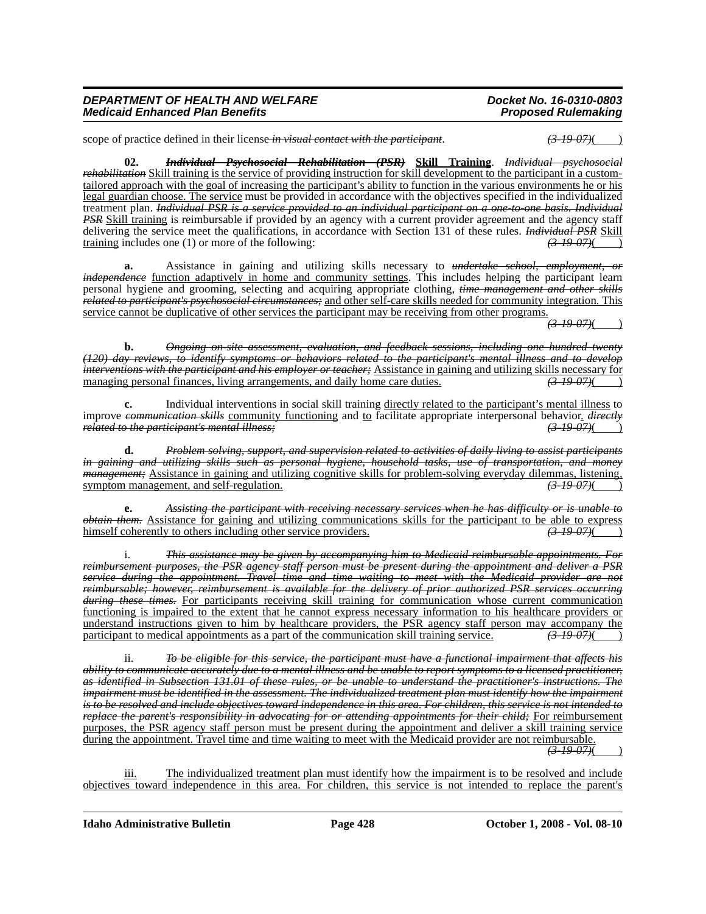scope of practice defined in their license ~~in visual contact with the participant~~. ~~(3-19-07)~~( )

**02.** ***~~Individual Psychosocial Rehabilitation (PSR)~~*** **Skill Training**. ~~*Individual psychosocial rehabilitation*~~ Skill training is the service of providing instruction for skill development to the participant in a custom-tailored approach with the goal of increasing the participant's ability to function in the various environments he or his legal guardian choose. The service must be provided in accordance with the objectives specified in the individualized treatment plan. ~~*Individual PSR is a service provided to an individual participant on a one-to-one basis. Individual PSR*~~ Skill training is reimbursable if provided by an agency with a current provider agreement and the agency staff delivering the service meet the qualifications, in accordance with Section 131 of these rules. ~~*Individual PSR*~~ Skill training includes one (1) or more of the following: ~~(3-19-07)~~( )

**a.** Assistance in gaining and utilizing skills necessary to ~~*undertake school, employment, or independence*~~ function adaptively in home and community settings. This includes helping the participant learn personal hygiene and grooming, selecting and acquiring appropriate clothing, ~~*time management and other skills related to participant's psychosocial circumstances;*~~ and other self-care skills needed for community integration. This service cannot be duplicative of other services the participant may be receiving from other programs. ~~(3-19-07)~~( )

**b.** ~~*Ongoing on-site assessment, evaluation, and feedback sessions, including one hundred twenty (120) day reviews, to identify symptoms or behaviors related to the participant's mental illness and to develop interventions with the participant and his employer or teacher;*~~ Assistance in gaining and utilizing skills necessary for managing personal finances, living arrangements, and daily home care duties. ~~(3-19-07)~~( )

**c.** Individual interventions in social skill training directly related to the participant's mental illness to improve ~~*communication skills*~~ community functioning and to facilitate appropriate interpersonal behavior. ~~*directly related to the participant's mental illness;*~~ ~~(3-19-07)~~( )

**d.** ~~*Problem solving, support, and supervision related to activities of daily living to assist participants in gaining and utilizing skills such as personal hygiene, household tasks, use of transportation, and money management;*~~ Assistance in gaining and utilizing cognitive skills for problem-solving everyday dilemmas, listening, symptom management, and self-regulation. ~~(3-19-07)~~( )

**e.** ~~*Assisting the participant with receiving necessary services when he has difficulty or is unable to obtain them.*~~ Assistance for gaining and utilizing communications skills for the participant to be able to express himself coherently to others including other service providers. ~~(3-19-07)~~( )

i. ~~*This assistance may be given by accompanying him to Medicaid-reimbursable appointments. For reimbursement purposes, the PSR agency staff person must be present during the appointment and deliver a PSR service during the appointment. Travel time and time waiting to meet with the Medicaid provider are not reimbursable; however, reimbursement is available for the delivery of prior authorized PSR services occurring during these times.*~~ For participants receiving skill training for communication whose current communication functioning is impaired to the extent that he cannot express necessary information to his healthcare providers or understand instructions given to him by healthcare providers, the PSR agency staff person may accompany the participant to medical appointments as a part of the communication skill training service. ~~(3-19-07)~~( )

ii. ~~*To be eligible for this service, the participant must have a functional impairment that affects his ability to communicate accurately due to a mental illness and be unable to report symptoms to a licensed practitioner, as identified in Subsection 131.01 of these rules, or be unable to understand the practitioner's instructions. The impairment must be identified in the assessment. The individualized treatment plan must identify how the impairment is to be resolved and include objectives toward independence in this area. For children, this service is not intended to replace the parent's responsibility in advocating for or attending appointments for their child;*~~ For reimbursement purposes, the PSR agency staff person must be present during the appointment and deliver a skill training service during the appointment. Travel time and time waiting to meet with the Medicaid provider are not reimbursable. ~~(3-19-07)~~( )

iii. The individualized treatment plan must identify how the impairment is to be resolved and include objectives toward independence in this area. For children, this service is not intended to replace the parent's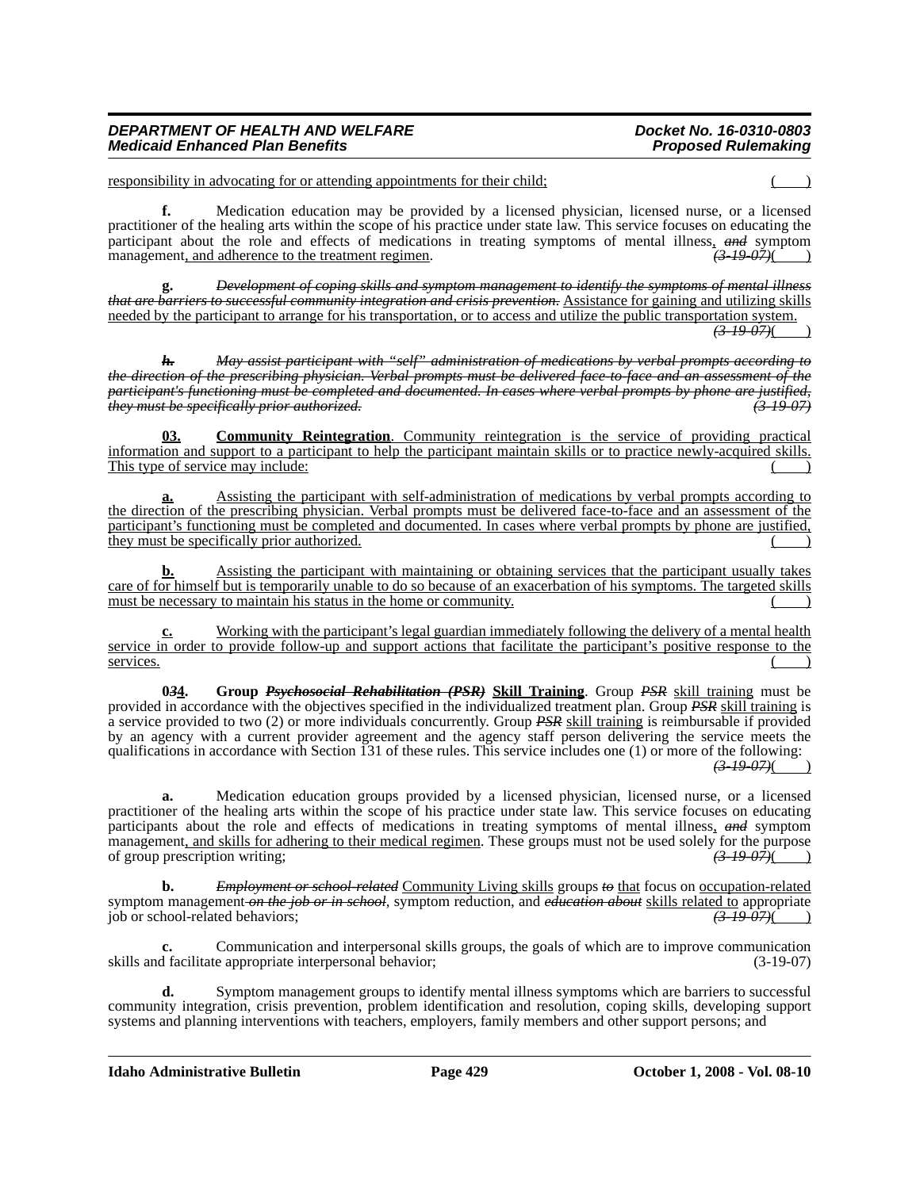responsibility in advocating for or attending appointments for their child; ( )

**f.** Medication education may be provided by a licensed physician, licensed nurse, or a licensed practitioner of the healing arts within the scope of his practice under state law. This service focuses on educating the participant about the role and effects of medications in treating symptoms of mental illness, ~~*and*~~ symptom management, and adherence to the treatment regimen. ~~*(3-19-07)*~~( )

**g.** ~~*Development of coping skills and symptom management to identify the symptoms of mental illness that are barriers to successful community integration and crisis prevention.*~~ Assistance for gaining and utilizing skills needed by the participant to arrange for his transportation, or to access and utilize the public transportation system. ~~*(3-19-07)*~~( )

~~***h.*** *May assist participant with "self" administration of medications by verbal prompts according to the direction of the prescribing physician. Verbal prompts must be delivered face-to-face and an assessment of the participant's functioning must be completed and documented. In cases where verbal prompts by phone are justified, they must be specifically prior authorized.* *(3-19-07)*~~

**03. Community Reintegration**. Community reintegration is the service of providing practical information and support to a participant to help the participant maintain skills or to practice newly-acquired skills. This type of service may include: ( )

**a.** Assisting the participant with self-administration of medications by verbal prompts according to the direction of the prescribing physician. Verbal prompts must be delivered face-to-face and an assessment of the participant's functioning must be completed and documented. In cases where verbal prompts by phone are justified, they must be specifically prior authorized. ( )

**b.** Assisting the participant with maintaining or obtaining services that the participant usually takes care of for himself but is temporarily unable to do so because of an exacerbation of his symptoms. The targeted skills must be necessary to maintain his status in the home or community. ( )

**c.** Working with the participant's legal guardian immediately following the delivery of a mental health service in order to provide follow-up and support actions that facilitate the participant's positive response to the services. ( )

**0~~*3*~~4. Group ~~*Psychosocial Rehabilitation (PSR)*~~ Skill Training**. Group ~~*PSR*~~ skill training must be provided in accordance with the objectives specified in the individualized treatment plan. Group ~~*PSR*~~ skill training is a service provided to two (2) or more individuals concurrently. Group ~~*PSR*~~ skill training is reimbursable if provided by an agency with a current provider agreement and the agency staff person delivering the service meets the qualifications in accordance with Section 131 of these rules. This service includes one (1) or more of the following: ~~*(3-19-07)*~~( )

**a.** Medication education groups provided by a licensed physician, licensed nurse, or a licensed practitioner of the healing arts within the scope of his practice under state law. This service focuses on educating participants about the role and effects of medications in treating symptoms of mental illness, ~~*and*~~ symptom management, and skills for adhering to their medical regimen. These groups must not be used solely for the purpose of group prescription writing; ~~*(3-19-07)*~~( )

**b.** ~~*Employment or school-related*~~ Community Living skills groups ~~*to*~~ that focus on occupation-related symptom management ~~*on the job or in school*~~, symptom reduction, and ~~*education about*~~ skills related to appropriate job or school-related behaviors; ~~*(3-19-07)*~~( )

**c.** Communication and interpersonal skills groups, the goals of which are to improve communication skills and facilitate appropriate interpersonal behavior; (3-19-07)

**d.** Symptom management groups to identify mental illness symptoms which are barriers to successful community integration, crisis prevention, problem identification and resolution, coping skills, developing support systems and planning interventions with teachers, employers, family members and other support persons; and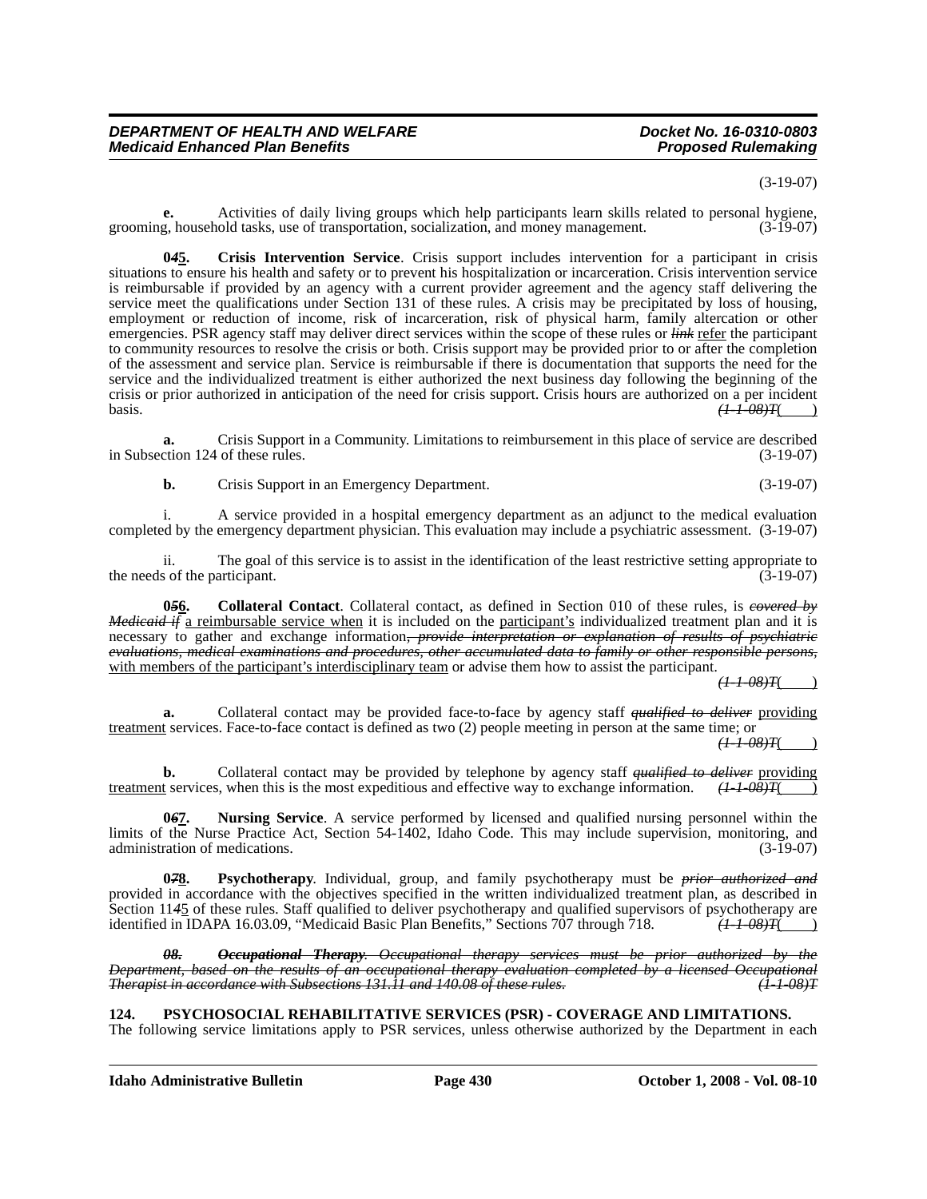(3-19-07)

**e.** Activities of daily living groups which help participants learn skills related to personal hygiene, grooming, household tasks, use of transportation, socialization, and money management. (3-19-07)

**0~~4~~5.** **Crisis Intervention Service**. Crisis support includes intervention for a participant in crisis situations to ensure his health and safety or to prevent his hospitalization or incarceration. Crisis intervention service is reimbursable if provided by an agency with a current provider agreement and the agency staff delivering the service meet the qualifications under Section 131 of these rules. A crisis may be precipitated by loss of housing, employment or reduction of income, risk of incarceration, risk of physical harm, family altercation or other emergencies. PSR agency staff may deliver direct services within the scope of these rules or ~~*link*~~ <u>refer</u> the participant to community resources to resolve the crisis or both. Crisis support may be provided prior to or after the completion of the assessment and service plan. Service is reimbursable if there is documentation that supports the need for the service and the individualized treatment is either authorized the next business day following the beginning of the crisis or prior authorized in anticipation of the need for crisis support. Crisis hours are authorized on a per incident basis. ~~*(1-1-08)T*~~(____)

**a.** Crisis Support in a Community. Limitations to reimbursement in this place of service are described in Subsection 124 of these rules. (3-19-07)

**b.** Crisis Support in an Emergency Department. (3-19-07)

i. A service provided in a hospital emergency department as an adjunct to the medical evaluation completed by the emergency department physician. This evaluation may include a psychiatric assessment. (3-19-07)

ii. The goal of this service is to assist in the identification of the least restrictive setting appropriate to the needs of the participant. (3-19-07)

**0~~5~~6.** **Collateral Contact**. Collateral contact, as defined in Section 010 of these rules, is ~~*covered by Medicaid if*~~ <u>a reimbursable service when</u> it is included on the <u>participant's</u> individualized treatment plan and it is necessary to gather and exchange information~~*, provide interpretation or explanation of results of psychiatric evaluations, medical examinations and procedures, other accumulated data to family or other responsible persons,*~~ <u>with members of the participant's interdisciplinary team</u> or advise them how to assist the participant. ~~*(1-1-08)T*~~(____)

**a.** Collateral contact may be provided face-to-face by agency staff ~~*qualified to deliver*~~ <u>providing treatment</u> services. Face-to-face contact is defined as two (2) people meeting in person at the same time; or ~~*(1-1-08)T*~~(____)

**b.** Collateral contact may be provided by telephone by agency staff ~~*qualified to deliver*~~ <u>providing treatment</u> services, when this is the most expeditious and effective way to exchange information. ~~*(1-1-08)T*~~(____)

**0~~6~~7.** **Nursing Service**. A service performed by licensed and qualified nursing personnel within the limits of the Nurse Practice Act, Section 54-1402, Idaho Code. This may include supervision, monitoring, and administration of medications. (3-19-07)

**0~~7~~8.** **Psychotherapy**. Individual, group, and family psychotherapy must be ~~*prior authorized and*~~ provided in accordance with the objectives specified in the written individualized treatment plan, as described in Section 11~~*4*~~<u>5</u> of these rules. Staff qualified to deliver psychotherapy and qualified supervisors of psychotherapy are identified in IDAPA 16.03.09, "Medicaid Basic Plan Benefits," Sections 707 through 718. ~~*(1-1-08)T*~~(____)

~~***08.*** ***Occupational Therapy****. Occupational therapy services must be prior authorized by the Department, based on the results of an occupational therapy evaluation completed by a licensed Occupational Therapist in accordance with Subsections 131.11 and 140.08 of these rules.* *(1-1-08)T*~~

## 124. PSYCHOSOCIAL REHABILITATIVE SERVICES (PSR) - COVERAGE AND LIMITATIONS.

The following service limitations apply to PSR services, unless otherwise authorized by the Department in each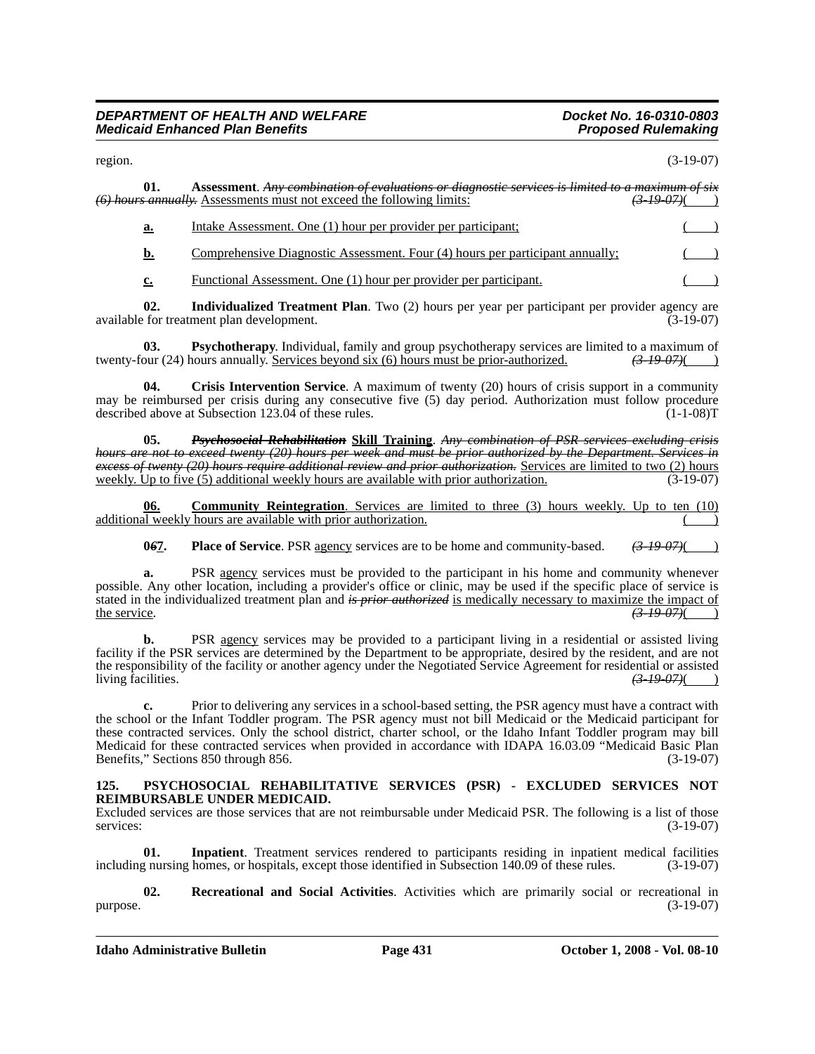region. (3-19-07)

**01. Assessment**. ~~*Any combination of evaluations or diagnostic services is limited to a maximum of six (6) hours annually.*~~ Assessments must not exceed the following limits: ~~*(3-19-07)*~~( )

**a.** Intake Assessment. One (1) hour per provider per participant; ( )

**b.** Comprehensive Diagnostic Assessment. Four (4) hours per participant annually; ( )

**c.** Functional Assessment. One (1) hour per provider per participant. ( )

**02. Individualized Treatment Plan**. Two (2) hours per year per participant per provider agency are available for treatment plan development. (3-19-07)

**03. Psychotherapy**. Individual, family and group psychotherapy services are limited to a maximum of twenty-four (24) hours annually. Services beyond six (6) hours must be prior-authorized. ~~*(3-19-07)*~~( )

**04. Crisis Intervention Service**. A maximum of twenty (20) hours of crisis support in a community may be reimbursed per crisis during any consecutive five (5) day period. Authorization must follow procedure described above at Subsection 123.04 of these rules. (1-1-08)T

**05.** ~~***Psychosocial Rehabilitation***~~ **Skill Training**. ~~*Any combination of PSR services excluding crisis hours are not to exceed twenty (20) hours per week and must be prior authorized by the Department. Services in excess of twenty (20) hours require additional review and prior authorization.*~~ Services are limited to two (2) hours weekly. Up to five (5) additional weekly hours are available with prior authorization. (3-19-07)

**06. Community Reintegration**. Services are limited to three (3) hours weekly. Up to ten (10) additional weekly hours are available with prior authorization. ( )

**0~~6~~7. Place of Service**. PSR agency services are to be home and community-based. ~~*(3-19-07)*~~( )

**a.** PSR agency services must be provided to the participant in his home and community whenever possible. Any other location, including a provider's office or clinic, may be used if the specific place of service is stated in the individualized treatment plan and ~~*is prior authorized*~~ is medically necessary to maximize the impact of the service. ~~*(3-19-07)*~~( )

**b.** PSR agency services may be provided to a participant living in a residential or assisted living facility if the PSR services are determined by the Department to be appropriate, desired by the resident, and are not the responsibility of the facility or another agency under the Negotiated Service Agreement for residential or assisted living facilities. ~~*(3-19-07)*~~( )

**c.** Prior to delivering any services in a school-based setting, the PSR agency must have a contract with the school or the Infant Toddler program. The PSR agency must not bill Medicaid or the Medicaid participant for these contracted services. Only the school district, charter school, or the Idaho Infant Toddler program may bill Medicaid for these contracted services when provided in accordance with IDAPA 16.03.09 "Medicaid Basic Plan Benefits," Sections 850 through 856. (3-19-07)

## 125. PSYCHOSOCIAL REHABILITATIVE SERVICES (PSR) - EXCLUDED SERVICES NOT REIMBURSABLE UNDER MEDICAID.

Excluded services are those services that are not reimbursable under Medicaid PSR. The following is a list of those services: (3-19-07)

**01. Inpatient**. Treatment services rendered to participants residing in inpatient medical facilities including nursing homes, or hospitals, except those identified in Subsection 140.09 of these rules. (3-19-07)

**02. Recreational and Social Activities**. Activities which are primarily social or recreational in purpose. (3-19-07)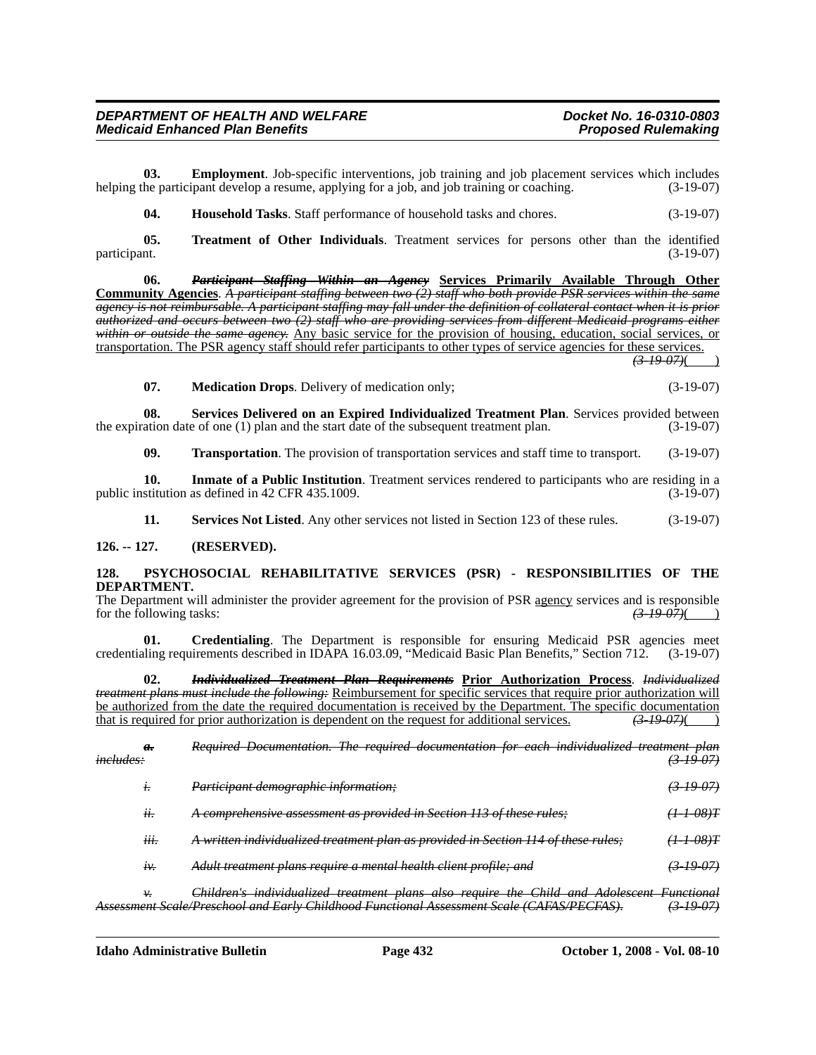**03. Employment**. Job-specific interventions, job training and job placement services which includes helping the participant develop a resume, applying for a job, and job training or coaching. (3-19-07)

**04. Household Tasks**. Staff performance of household tasks and chores. (3-19-07)

**05. Treatment of Other Individuals**. Treatment services for persons other than the identified participant. (3-19-07)

**06.** ~~***Participant Staffing Within an Agency***~~ **<u>Services Primarily Available Through Other Community Agencies</u>**. ~~*A participant staffing between two (2) staff who both provide PSR services within the same agency is not reimbursable. A participant staffing may fall under the definition of collateral contact when it is prior authorized and occurs between two (2) staff who are providing services from different Medicaid programs either within or outside the same agency.*~~ <u>Any basic service for the provision of housing, education, social services, or transportation. The PSR agency staff should refer participants to other types of service agencies for these services.</u> ~~*(3-19-07)*~~( )

**07. Medication Drops**. Delivery of medication only; (3-19-07)

**08. Services Delivered on an Expired Individualized Treatment Plan**. Services provided between the expiration date of one (1) plan and the start date of the subsequent treatment plan. (3-19-07)

**09. Transportation**. The provision of transportation services and staff time to transport. (3-19-07)

**10. Inmate of a Public Institution**. Treatment services rendered to participants who are residing in a public institution as defined in 42 CFR 435.1009. (3-19-07)

**11. Services Not Listed**. Any other services not listed in Section 123 of these rules. (3-19-07)

## 126. -- 127. (RESERVED).

## 128. PSYCHOSOCIAL REHABILITATIVE SERVICES (PSR) - RESPONSIBILITIES OF THE DEPARTMENT.

The Department will administer the provider agreement for the provision of PSR <u>agency</u> services and is responsible for the following tasks: ~~*(3-19-07)*~~( )

**01. Credentialing**. The Department is responsible for ensuring Medicaid PSR agencies meet credentialing requirements described in IDAPA 16.03.09, "Medicaid Basic Plan Benefits," Section 712. (3-19-07)

**02.** ~~***Individualized Treatment Plan Requirements***~~ **<u>Prior Authorization Process</u>**. ~~*Individualized treatment plans must include the following:*~~ <u>Reimbursement for specific services that require prior authorization will be authorized from the date the required documentation is received by the Department. The specific documentation that is required for prior authorization is dependent on the request for additional services.</u> ~~*(3-19-07)*~~( )

~~***a.*** *Required Documentation. The required documentation for each individualized treatment plan includes:* *(3-19-07)*~~

~~*i. Participant demographic information;* *(3-19-07)*~~

~~*ii. A comprehensive assessment as provided in Section 113 of these rules;* *(1-1-08)T*~~

~~*iii. A written individualized treatment plan as provided in Section 114 of these rules;* *(1-1-08)T*~~

~~*iv. Adult treatment plans require a mental health client profile; and* *(3-19-07)*~~

~~*v. Children's individualized treatment plans also require the Child and Adolescent Functional Assessment Scale/Preschool and Early Childhood Functional Assessment Scale (CAFAS/PECFAS).* *(3-19-07)*~~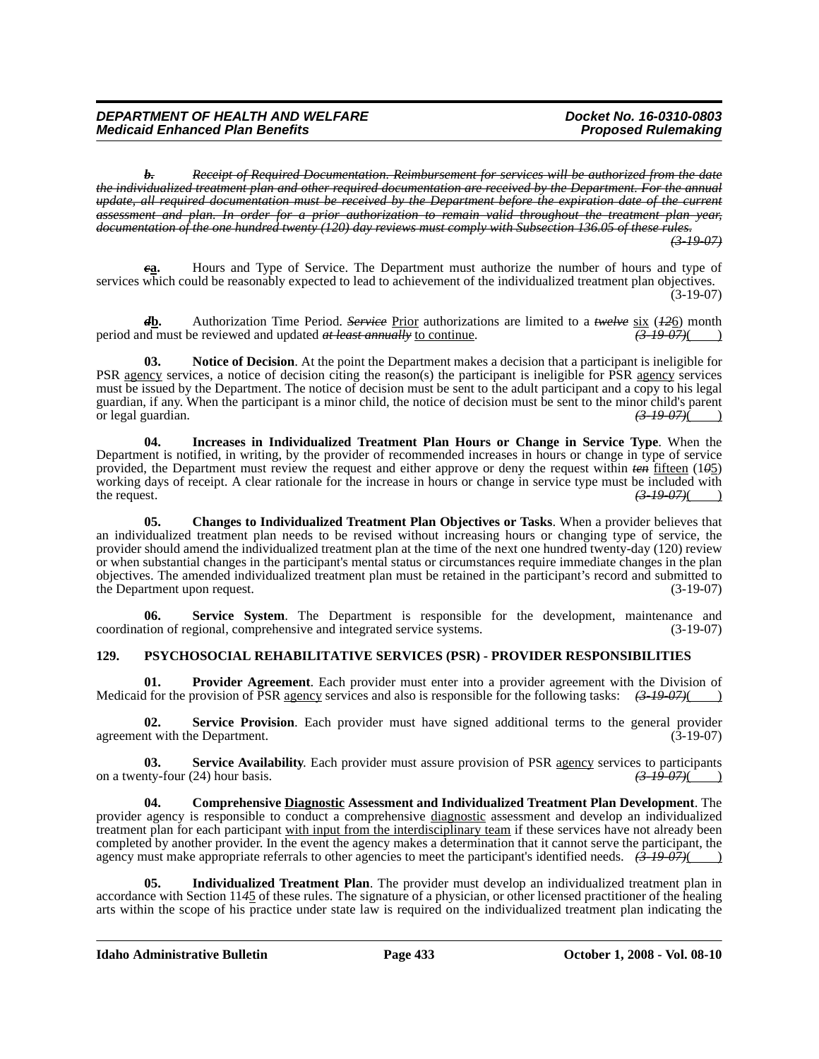*~~b.~~* *~~Receipt of Required Documentation. Reimbursement for services will be authorized from the date the individualized treatment plan and other required documentation are received by the Department. For the annual update, all required documentation must be received by the Department before the expiration date of the current assessment and plan. In order for a prior authorization to remain valid throughout the treatment plan year, documentation of the one hundred twenty (120) day reviews must comply with Subsection 136.05 of these rules.~~* *~~(3-19-07)~~*

~~*c*~~**a.** Hours and Type of Service. The Department must authorize the number of hours and type of services which could be reasonably expected to lead to achievement of the individualized treatment plan objectives. (3-19-07)

~~*d*~~**b.** Authorization Time Period. ~~*Service*~~ Prior authorizations are limited to a ~~*twelve*~~ six (~~*12*~~6) month period and must be reviewed and updated ~~*at least annually*~~ to continue. ~~*(3-19-07)*~~(____)

**03. Notice of Decision**. At the point the Department makes a decision that a participant is ineligible for PSR agency services, a notice of decision citing the reason(s) the participant is ineligible for PSR agency services must be issued by the Department. The notice of decision must be sent to the adult participant and a copy to his legal guardian, if any. When the participant is a minor child, the notice of decision must be sent to the minor child's parent or legal guardian. ~~*(3-19-07)*~~(____)

**04. Increases in Individualized Treatment Plan Hours or Change in Service Type**. When the Department is notified, in writing, by the provider of recommended increases in hours or change in type of service provided, the Department must review the request and either approve or deny the request within ~~*ten*~~ fifteen (1~~*0*~~5) working days of receipt. A clear rationale for the increase in hours or change in service type must be included with the request. ~~*(3-19-07)*~~(____)

**05. Changes to Individualized Treatment Plan Objectives or Tasks**. When a provider believes that an individualized treatment plan needs to be revised without increasing hours or changing type of service, the provider should amend the individualized treatment plan at the time of the next one hundred twenty-day (120) review or when substantial changes in the participant's mental status or circumstances require immediate changes in the plan objectives. The amended individualized treatment plan must be retained in the participant's record and submitted to the Department upon request. (3-19-07)

**06. Service System**. The Department is responsible for the development, maintenance and coordination of regional, comprehensive and integrated service systems. (3-19-07)

### 129. PSYCHOSOCIAL REHABILITATIVE SERVICES (PSR) - PROVIDER RESPONSIBILITIES

**01. Provider Agreement**. Each provider must enter into a provider agreement with the Division of Medicaid for the provision of PSR agency services and also is responsible for the following tasks: ~~*(3-19-07)*~~(____)

**02. Service Provision**. Each provider must have signed additional terms to the general provider agreement with the Department. (3-19-07)

**03. Service Availability**. Each provider must assure provision of PSR agency services to participants on a twenty-four (24) hour basis. ~~*(3-19-07)*~~(____)

**04. Comprehensive Diagnostic Assessment and Individualized Treatment Plan Development**. The provider agency is responsible to conduct a comprehensive diagnostic assessment and develop an individualized treatment plan for each participant with input from the interdisciplinary team if these services have not already been completed by another provider. In the event the agency makes a determination that it cannot serve the participant, the agency must make appropriate referrals to other agencies to meet the participant's identified needs. ~~*(3-19-07)*~~(____)

**05. Individualized Treatment Plan**. The provider must develop an individualized treatment plan in accordance with Section 11~~*4*~~5 of these rules. The signature of a physician, or other licensed practitioner of the healing arts within the scope of his practice under state law is required on the individualized treatment plan indicating the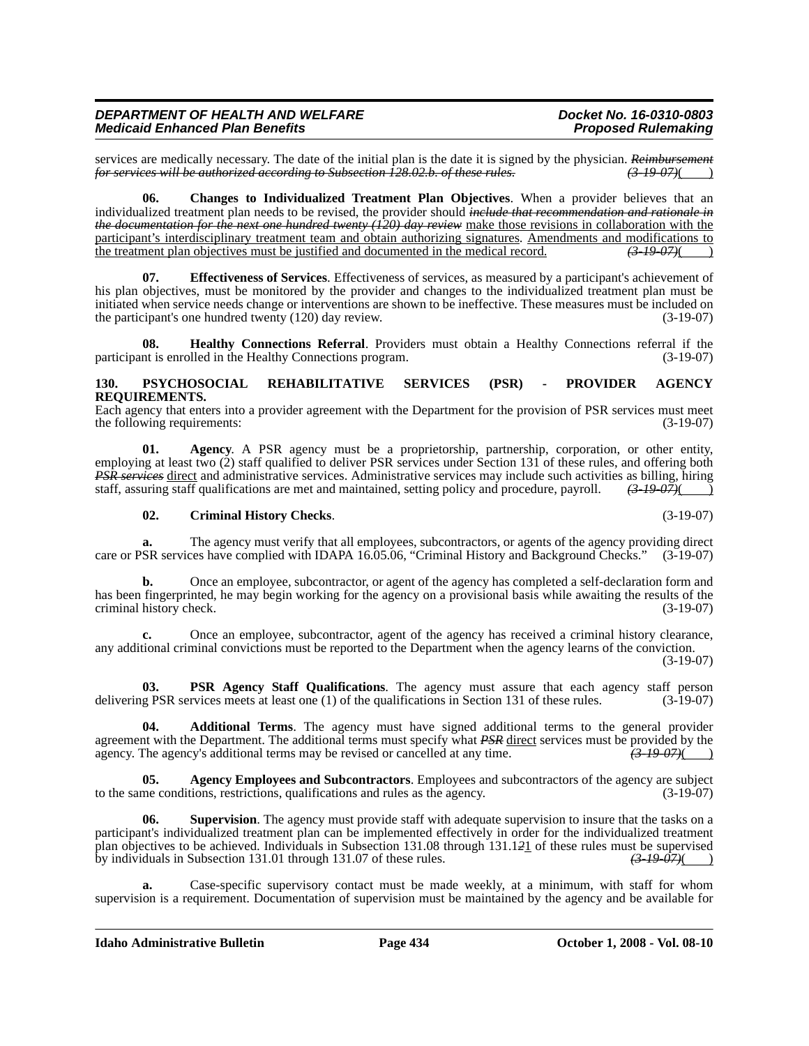services are medically necessary. The date of the initial plan is the date it is signed by the physician. ~~*Reimbursement for services will be authorized according to Subsection 128.02.b. of these rules.*~~ ~~*(3-19-07)*~~(    )

**06. Changes to Individualized Treatment Plan Objectives**. When a provider believes that an individualized treatment plan needs to be revised, the provider should ~~*include that recommendation and rationale in the documentation for the next one hundred twenty (120) day review*~~ <u>make those revisions in collaboration with the participant's interdisciplinary treatment team and obtain authorizing signatures</u>. <u>Amendments and modifications to the treatment plan objectives must be justified and documented in the medical record.</u> ~~*(3-19-07)*~~(    )

**07. Effectiveness of Services**. Effectiveness of services, as measured by a participant's achievement of his plan objectives, must be monitored by the provider and changes to the individualized treatment plan must be initiated when service needs change or interventions are shown to be ineffective. These measures must be included on the participant's one hundred twenty (120) day review. (3-19-07)

**08. Healthy Connections Referral**. Providers must obtain a Healthy Connections referral if the participant is enrolled in the Healthy Connections program. (3-19-07)

**130. PSYCHOSOCIAL REHABILITATIVE SERVICES (PSR) - PROVIDER AGENCY REQUIREMENTS.**

Each agency that enters into a provider agreement with the Department for the provision of PSR services must meet the following requirements: (3-19-07)

**01. Agency**. A PSR agency must be a proprietorship, partnership, corporation, or other entity, employing at least two (2) staff qualified to deliver PSR services under Section 131 of these rules, and offering both ~~*PSR services*~~ <u>direct</u> and administrative services. Administrative services may include such activities as billing, hiring staff, assuring staff qualifications are met and maintained, setting policy and procedure, payroll. ~~*(3-19-07)*~~(    )

**02. Criminal History Checks**. (3-19-07)

**a.** The agency must verify that all employees, subcontractors, or agents of the agency providing direct care or PSR services have complied with IDAPA 16.05.06, "Criminal History and Background Checks." (3-19-07)

**b.** Once an employee, subcontractor, or agent of the agency has completed a self-declaration form and has been fingerprinted, he may begin working for the agency on a provisional basis while awaiting the results of the criminal history check. (3-19-07)

**c.** Once an employee, subcontractor, agent of the agency has received a criminal history clearance, any additional criminal convictions must be reported to the Department when the agency learns of the conviction. (3-19-07)

**03. PSR Agency Staff Qualifications**. The agency must assure that each agency staff person delivering PSR services meets at least one (1) of the qualifications in Section 131 of these rules. (3-19-07)

**04. Additional Terms**. The agency must have signed additional terms to the general provider agreement with the Department. The additional terms must specify what ~~*PSR*~~ <u>direct</u> services must be provided by the agency. The agency's additional terms may be revised or cancelled at any time. ~~*(3-19-07)*~~(    )

**05. Agency Employees and Subcontractors**. Employees and subcontractors of the agency are subject to the same conditions, restrictions, qualifications and rules as the agency. (3-19-07)

**06. Supervision**. The agency must provide staff with adequate supervision to insure that the tasks on a participant's individualized treatment plan can be implemented effectively in order for the individualized treatment plan objectives to be achieved. Individuals in Subsection 131.08 through 131.1~~*2*~~<u>1</u> of these rules must be supervised by individuals in Subsection 131.01 through 131.07 of these rules. ~~*(3-19-07)*~~(    )

**a.** Case-specific supervisory contact must be made weekly, at a minimum, with staff for whom supervision is a requirement. Documentation of supervision must be maintained by the agency and be available for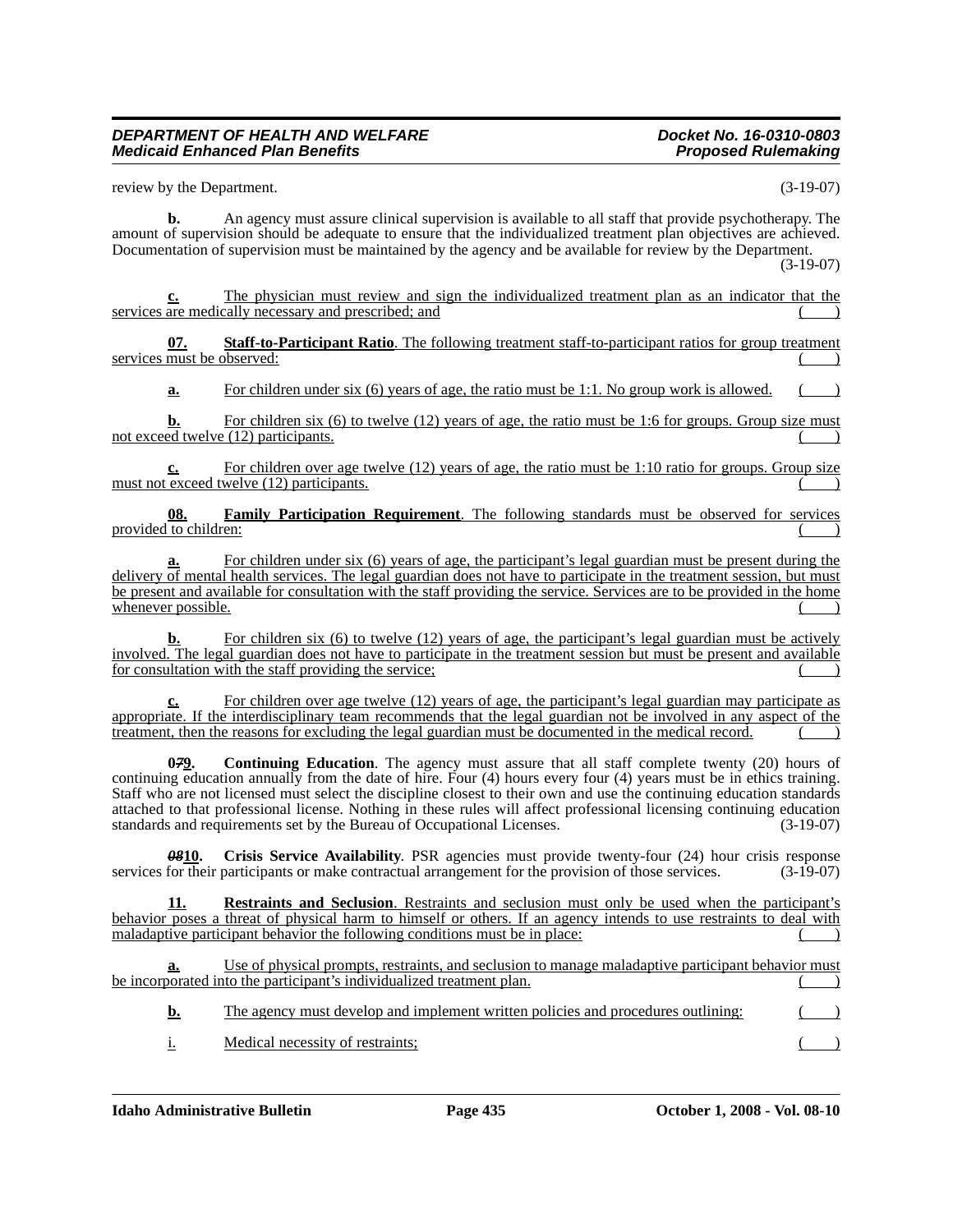review by the Department. (3-19-07)

**b.** An agency must assure clinical supervision is available to all staff that provide psychotherapy. The amount of supervision should be adequate to ensure that the individualized treatment plan objectives are achieved. Documentation of supervision must be maintained by the agency and be available for review by the Department. (3-19-07)

**c.** The physician must review and sign the individualized treatment plan as an indicator that the services are medically necessary and prescribed; and ( )

**07.** **Staff-to-Participant Ratio**. The following treatment staff-to-participant ratios for group treatment services must be observed: ( )

**a.** For children under six (6) years of age, the ratio must be 1:1. No group work is allowed. ( )

**b.** For children six (6) to twelve (12) years of age, the ratio must be 1:6 for groups. Group size must not exceed twelve (12) participants. ( )

**c.** For children over age twelve (12) years of age, the ratio must be 1:10 ratio for groups. Group size must not exceed twelve (12) participants. ( )

**08.** **Family Participation Requirement**. The following standards must be observed for services provided to children: ( )

**a.** For children under six (6) years of age, the participant's legal guardian must be present during the delivery of mental health services. The legal guardian does not have to participate in the treatment session, but must be present and available for consultation with the staff providing the service. Services are to be provided in the home whenever possible. ( )

**b.** For children six (6) to twelve (12) years of age, the participant's legal guardian must be actively involved. The legal guardian does not have to participate in the treatment session but must be present and available for consultation with the staff providing the service; ( )

**c.** For children over age twelve (12) years of age, the participant's legal guardian may participate as appropriate. If the interdisciplinary team recommends that the legal guardian not be involved in any aspect of the treatment, then the reasons for excluding the legal guardian must be documented in the medical record. ( )

**0~~7~~9.** **Continuing Education**. The agency must assure that all staff complete twenty (20) hours of continuing education annually from the date of hire. Four (4) hours every four (4) years must be in ethics training. Staff who are not licensed must select the discipline closest to their own and use the continuing education standards attached to that professional license. Nothing in these rules will affect professional licensing continuing education standards and requirements set by the Bureau of Occupational Licenses. (3-19-07)

**~~08~~10.** **Crisis Service Availability**. PSR agencies must provide twenty-four (24) hour crisis response services for their participants or make contractual arrangement for the provision of those services. (3-19-07)

**11.** **Restraints and Seclusion**. Restraints and seclusion must only be used when the participant's behavior poses a threat of physical harm to himself or others. If an agency intends to use restraints to deal with maladaptive participant behavior the following conditions must be in place: ( )

**a.** Use of physical prompts, restraints, and seclusion to manage maladaptive participant behavior must be incorporated into the participant's individualized treatment plan. ( )

**b.** The agency must develop and implement written policies and procedures outlining: ( )

i. Medical necessity of restraints; ( )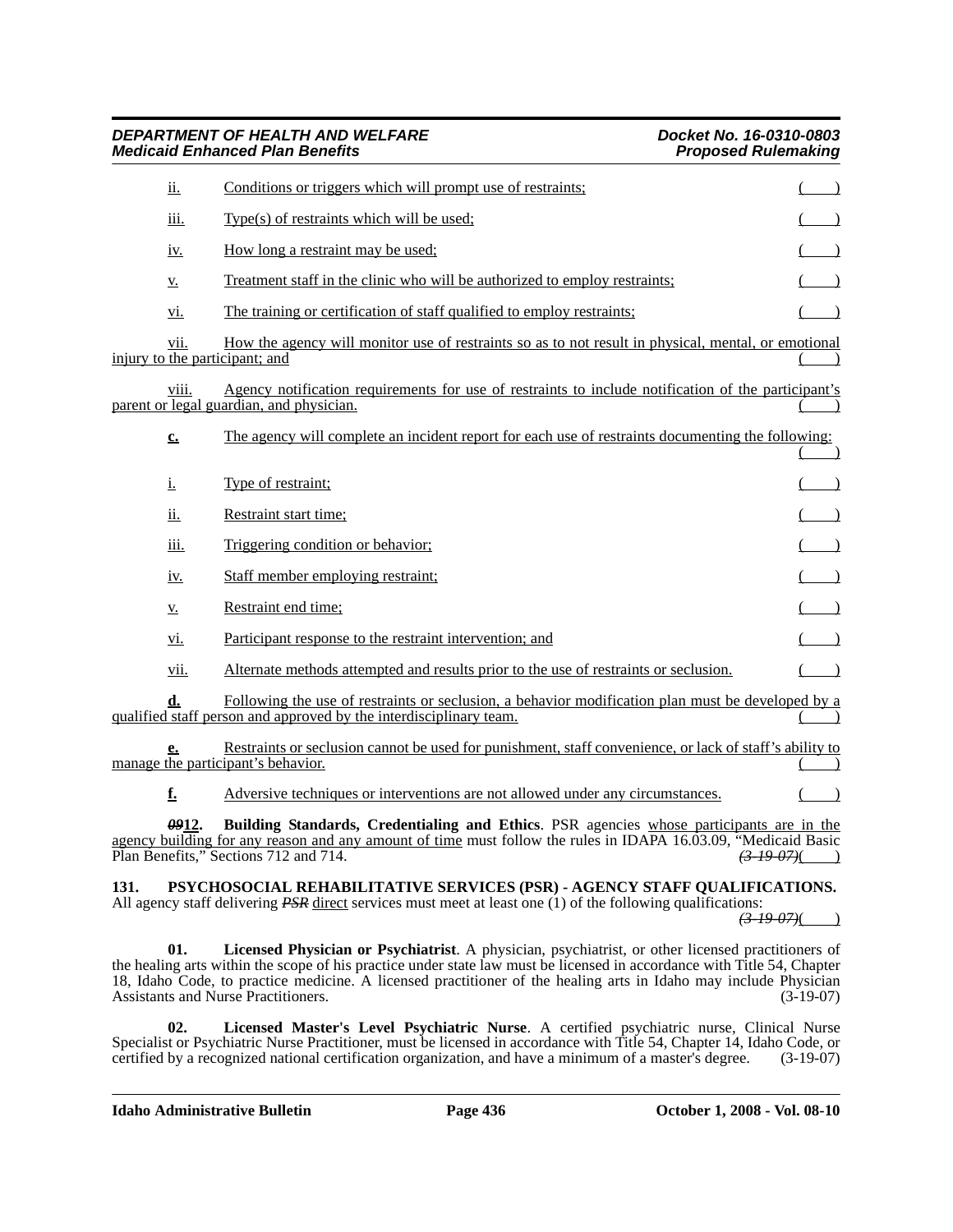ii. Conditions or triggers which will prompt use of restraints; ( )

iii. Type(s) of restraints which will be used; ( )

iv. How long a restraint may be used; ( )

v. Treatment staff in the clinic who will be authorized to employ restraints; ( )

vi. The training or certification of staff qualified to employ restraints; ( )

vii. How the agency will monitor use of restraints so as to not result in physical, mental, or emotional injury to the participant; and ( )

viii. Agency notification requirements for use of restraints to include notification of the participant's parent or legal guardian, and physician. ( )

**c.** The agency will complete an incident report for each use of restraints documenting the following: ( )

i. Type of restraint; ( )

ii. Restraint start time; ( )

iii. Triggering condition or behavior; ( )

iv. Staff member employing restraint; ( )

v. Restraint end time; ( )

vi. Participant response to the restraint intervention; and ( )

vii. Alternate methods attempted and results prior to the use of restraints or seclusion. ( )

**d.** Following the use of restraints or seclusion, a behavior modification plan must be developed by a qualified staff person and approved by the interdisciplinary team. ( )

**e.** Restraints or seclusion cannot be used for punishment, staff convenience, or lack of staff's ability to manage the participant's behavior. ( )

**f.** Adversive techniques or interventions are not allowed under any circumstances. ( )

~~*09*~~**12. Building Standards, Credentialing and Ethics**. PSR agencies whose participants are in the agency building for any reason and any amount of time must follow the rules in IDAPA 16.03.09, "Medicaid Basic Plan Benefits," Sections 712 and 714. ~~*(3-19-07)*~~( )

**131. PSYCHOSOCIAL REHABILITATIVE SERVICES (PSR) - AGENCY STAFF QUALIFICATIONS.**
All agency staff delivering ~~*PSR*~~ direct services must meet at least one (1) of the following qualifications: ~~*(3-19-07)*~~( )

**01. Licensed Physician or Psychiatrist**. A physician, psychiatrist, or other licensed practitioners of the healing arts within the scope of his practice under state law must be licensed in accordance with Title 54, Chapter 18, Idaho Code, to practice medicine. A licensed practitioner of the healing arts in Idaho may include Physician Assistants and Nurse Practitioners. (3-19-07)

**02. Licensed Master's Level Psychiatric Nurse**. A certified psychiatric nurse, Clinical Nurse Specialist or Psychiatric Nurse Practitioner, must be licensed in accordance with Title 54, Chapter 14, Idaho Code, or certified by a recognized national certification organization, and have a minimum of a master's degree. (3-19-07)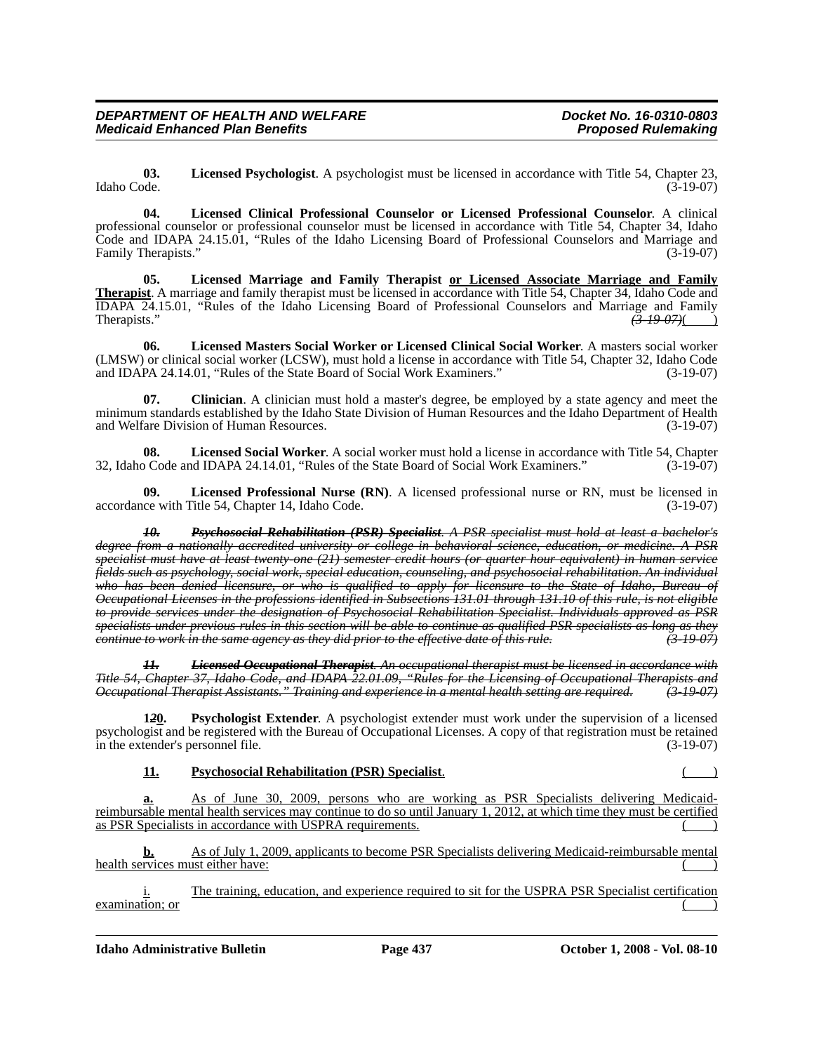**03. Licensed Psychologist**. A psychologist must be licensed in accordance with Title 54, Chapter 23, Idaho Code. (3-19-07)

**04. Licensed Clinical Professional Counselor or Licensed Professional Counselor**. A clinical professional counselor or professional counselor must be licensed in accordance with Title 54, Chapter 34, Idaho Code and IDAPA 24.15.01, "Rules of the Idaho Licensing Board of Professional Counselors and Marriage and Family Therapists." (3-19-07)

**05. Licensed Marriage and Family Therapist <u>or Licensed Associate Marriage and Family Therapist</u>**. A marriage and family therapist must be licensed in accordance with Title 54, Chapter 34, Idaho Code and IDAPA 24.15.01, "Rules of the Idaho Licensing Board of Professional Counselors and Marriage and Family Therapists." ~~*(3-19-07)*~~(     )

**06. Licensed Masters Social Worker or Licensed Clinical Social Worker**. A masters social worker (LMSW) or clinical social worker (LCSW), must hold a license in accordance with Title 54, Chapter 32, Idaho Code and IDAPA 24.14.01, "Rules of the State Board of Social Work Examiners." (3-19-07)

**07. Clinician**. A clinician must hold a master's degree, be employed by a state agency and meet the minimum standards established by the Idaho State Division of Human Resources and the Idaho Department of Health and Welfare Division of Human Resources. (3-19-07)

**08. Licensed Social Worker**. A social worker must hold a license in accordance with Title 54, Chapter 32, Idaho Code and IDAPA 24.14.01, "Rules of the State Board of Social Work Examiners." (3-19-07)

**09. Licensed Professional Nurse (RN)**. A licensed professional nurse or RN, must be licensed in accordance with Title 54, Chapter 14, Idaho Code. (3-19-07)

~~***10. Psychosocial Rehabilitation (PSR) Specialist***. *A PSR specialist must hold at least a bachelor's degree from a nationally accredited university or college in behavioral science, education, or medicine. A PSR specialist must have at least twenty-one (21) semester credit hours (or quarter hour equivalent) in human service fields such as psychology, social work, special education, counseling, and psychosocial rehabilitation. An individual who has been denied licensure, or who is qualified to apply for licensure to the State of Idaho, Bureau of Occupational Licenses in the professions identified in Subsections 131.01 through 131.10 of this rule, is not eligible to provide services under the designation of Psychosocial Rehabilitation Specialist. Individuals approved as PSR specialists under previous rules in this section will be able to continue as qualified PSR specialists as long as they continue to work in the same agency as they did prior to the effective date of this rule. (3-19-07)*~~

~~***11. Licensed Occupational Therapist***. *An occupational therapist must be licensed in accordance with Title 54, Chapter 37, Idaho Code, and IDAPA 22.01.09, "Rules for the Licensing of Occupational Therapists and Occupational Therapist Assistants." Training and experience in a mental health setting are required. (3-19-07)*~~

**1~~*2*~~<u>0</u>. Psychologist Extender**. A psychologist extender must work under the supervision of a licensed psychologist and be registered with the Bureau of Occupational Licenses. A copy of that registration must be retained in the extender's personnel file. (3-19-07)

**<u>11.</u> <u>Psychosocial Rehabilitation (PSR) Specialist</u>**. (     )

<u>**a.** As of June 30, 2009, persons who are working as PSR Specialists delivering Medicaid-reimbursable mental health services may continue to do so until January 1, 2012, at which time they must be certified as PSR Specialists in accordance with USPRA requirements.</u> (     )

<u>**b.** As of July 1, 2009, applicants to become PSR Specialists delivering Medicaid-reimbursable mental health services must either have:</u> (     )

<u>i. The training, education, and experience required to sit for the USPRA PSR Specialist certification examination; or</u> (     )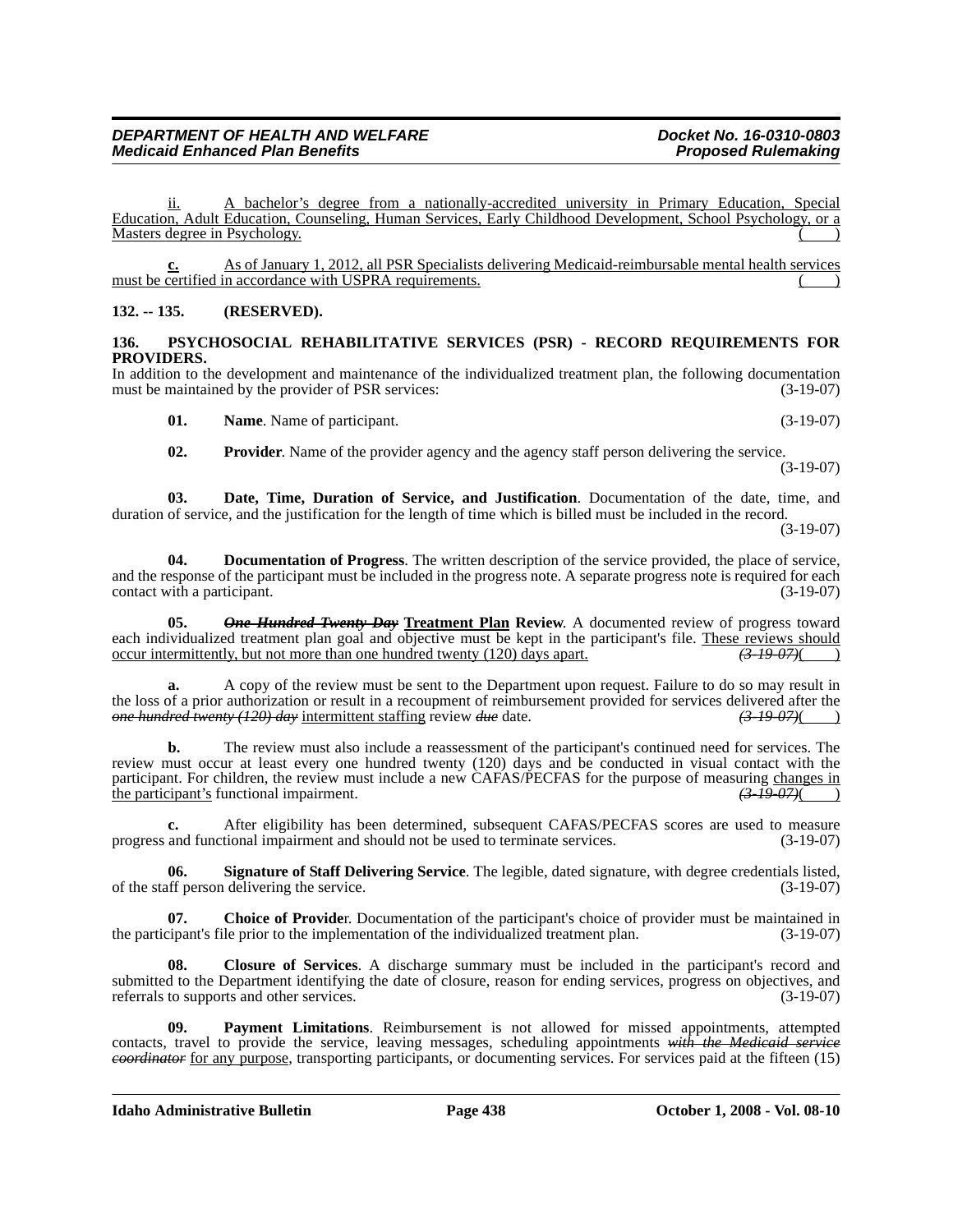ii. A bachelor's degree from a nationally-accredited university in Primary Education, Special Education, Adult Education, Counseling, Human Services, Early Childhood Development, School Psychology, or a Masters degree in Psychology. ( )

**c.** As of January 1, 2012, all PSR Specialists delivering Medicaid-reimbursable mental health services must be certified in accordance with USPRA requirements. ( )

**132. -- 135. (RESERVED).**

**136. PSYCHOSOCIAL REHABILITATIVE SERVICES (PSR) - RECORD REQUIREMENTS FOR PROVIDERS.**

In addition to the development and maintenance of the individualized treatment plan, the following documentation must be maintained by the provider of PSR services: (3-19-07)

**01. Name**. Name of participant. (3-19-07)

**02. Provider**. Name of the provider agency and the agency staff person delivering the service. (3-19-07)

**03. Date, Time, Duration of Service, and Justification**. Documentation of the date, time, and duration of service, and the justification for the length of time which is billed must be included in the record. (3-19-07)

**04. Documentation of Progress**. The written description of the service provided, the place of service, and the response of the participant must be included in the progress note. A separate progress note is required for each contact with a participant. (3-19-07)

**05.** ~~***One Hundred Twenty Day***~~ **Treatment Plan Review**. A documented review of progress toward each individualized treatment plan goal and objective must be kept in the participant's file. These reviews should occur intermittently, but not more than one hundred twenty (120) days apart. ~~*(3-19-07)*~~( )

**a.** A copy of the review must be sent to the Department upon request. Failure to do so may result in the loss of a prior authorization or result in a recoupment of reimbursement provided for services delivered after the ~~*one hundred twenty (120) day*~~ intermittent staffing review ~~*due*~~ date. ~~*(3-19-07)*~~( )

**b.** The review must also include a reassessment of the participant's continued need for services. The review must occur at least every one hundred twenty (120) days and be conducted in visual contact with the participant. For children, the review must include a new CAFAS/PECFAS for the purpose of measuring changes in the participant's functional impairment. ~~*(3-19-07)*~~( )

**c.** After eligibility has been determined, subsequent CAFAS/PECFAS scores are used to measure progress and functional impairment and should not be used to terminate services. (3-19-07)

**06. Signature of Staff Delivering Service**. The legible, dated signature, with degree credentials listed, of the staff person delivering the service. (3-19-07)

**07. Choice of Provider**. Documentation of the participant's choice of provider must be maintained in the participant's file prior to the implementation of the individualized treatment plan. (3-19-07)

**08. Closure of Services**. A discharge summary must be included in the participant's record and submitted to the Department identifying the date of closure, reason for ending services, progress on objectives, and referrals to supports and other services. (3-19-07)

**09. Payment Limitations**. Reimbursement is not allowed for missed appointments, attempted contacts, travel to provide the service, leaving messages, scheduling appointments ~~*with the Medicaid service coordinator*~~ for any purpose, transporting participants, or documenting services. For services paid at the fifteen (15)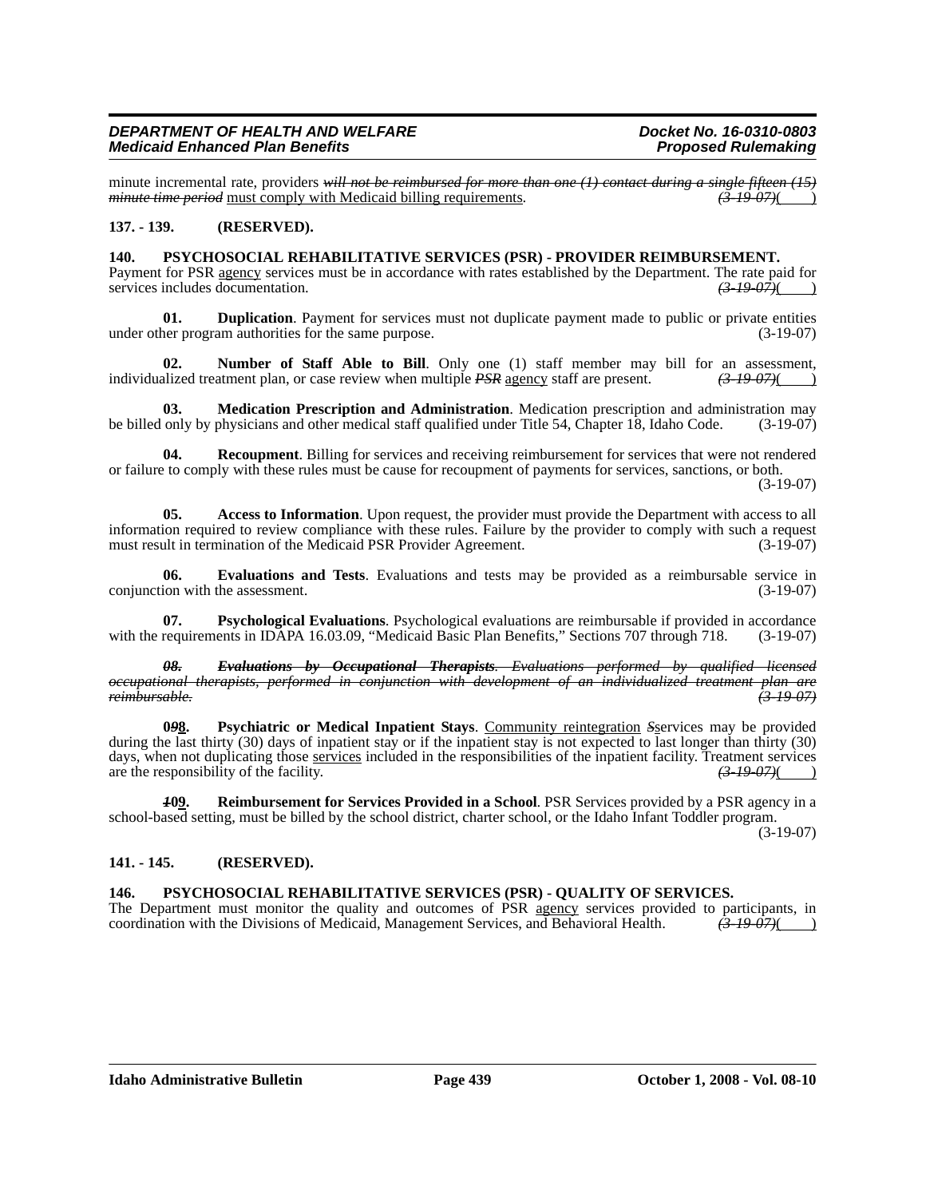minute incremental rate, providers ~~*will not be reimbursed for more than one (1) contact during a single fifteen (15) minute time period*~~ must comply with Medicaid billing requirements. ~~*(3-19-07)*~~( )

**137. - 139. (RESERVED).**

**140. PSYCHOSOCIAL REHABILITATIVE SERVICES (PSR) - PROVIDER REIMBURSEMENT.**

Payment for PSR agency services must be in accordance with rates established by the Department. The rate paid for services includes documentation. ~~*(3-19-07)*~~( )

**01. Duplication**. Payment for services must not duplicate payment made to public or private entities under other program authorities for the same purpose. (3-19-07)

**02. Number of Staff Able to Bill**. Only one (1) staff member may bill for an assessment, individualized treatment plan, or case review when multiple ~~*PSR*~~ agency staff are present. ~~*(3-19-07)*~~( )

**03. Medication Prescription and Administration**. Medication prescription and administration may be billed only by physicians and other medical staff qualified under Title 54, Chapter 18, Idaho Code. (3-19-07)

**04. Recoupment**. Billing for services and receiving reimbursement for services that were not rendered or failure to comply with these rules must be cause for recoupment of payments for services, sanctions, or both. (3-19-07)

**05. Access to Information**. Upon request, the provider must provide the Department with access to all information required to review compliance with these rules. Failure by the provider to comply with such a request must result in termination of the Medicaid PSR Provider Agreement. (3-19-07)

**06. Evaluations and Tests**. Evaluations and tests may be provided as a reimbursable service in conjunction with the assessment. (3-19-07)

**07. Psychological Evaluations**. Psychological evaluations are reimbursable if provided in accordance with the requirements in IDAPA 16.03.09, "Medicaid Basic Plan Benefits," Sections 707 through 718. (3-19-07)

~~***08. Evaluations by Occupational Therapists**. Evaluations performed by qualified licensed occupational therapists, performed in conjunction with development of an individualized treatment plan are reimbursable. (3-19-07)*~~

**0~~*9*~~8. Psychiatric or Medical Inpatient Stays**. Community reintegration ~~*S*~~services may be provided during the last thirty (30) days of inpatient stay or if the inpatient stay is not expected to last longer than thirty (30) days, when not duplicating those services included in the responsibilities of the inpatient facility. Treatment services are the responsibility of the facility. ~~*(3-19-07)*~~( )

**~~*1*~~09. Reimbursement for Services Provided in a School**. PSR Services provided by a PSR agency in a school-based setting, must be billed by the school district, charter school, or the Idaho Infant Toddler program. (3-19-07)

**141. - 145. (RESERVED).**

**146. PSYCHOSOCIAL REHABILITATIVE SERVICES (PSR) - QUALITY OF SERVICES.**

The Department must monitor the quality and outcomes of PSR agency services provided to participants, in coordination with the Divisions of Medicaid, Management Services, and Behavioral Health. ~~*(3-19-07)*~~( )